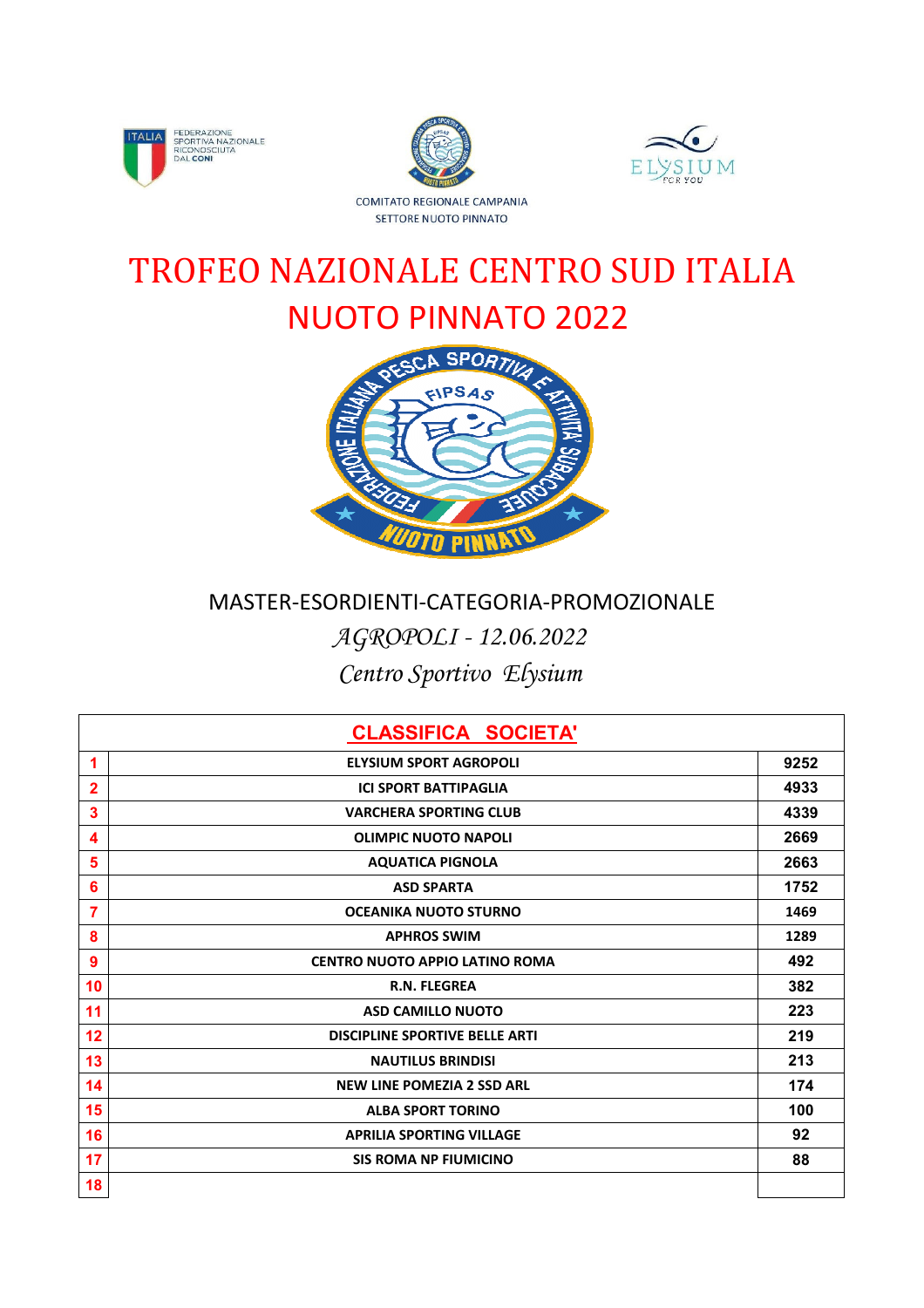FEDERAZIONE SPORTIVA NAZIONALE RICONOSCIUTA DAL CONI

COMITATO REGIONALE CAMPANIA
SETTORE NUOTO PINNATO

# TROFEO NAZIONALE CENTRO SUD ITALIA
# NUOTO PINNATO 2022

MASTER-ESORDIENTI-CATEGORIA-PROMOZIONALE

*AGROPOLI - 12.06.2022*

*Centro Sportivo Elysium*

| CLASSIFICA SOCIETA' | | |
|---|---|---|
| 1 | ELYSIUM SPORT AGROPOLI | 9252 |
| 2 | ICI SPORT BATTIPAGLIA | 4933 |
| 3 | VARCHERA SPORTING CLUB | 4339 |
| 4 | OLIMPIC NUOTO NAPOLI | 2669 |
| 5 | AQUATICA PIGNOLA | 2663 |
| 6 | ASD SPARTA | 1752 |
| 7 | OCEANIKA NUOTO STURNO | 1469 |
| 8 | APHROS SWIM | 1289 |
| 9 | CENTRO NUOTO APPIO LATINO ROMA | 492 |
| 10 | R.N. FLEGREA | 382 |
| 11 | ASD CAMILLO NUOTO | 223 |
| 12 | DISCIPLINE SPORTIVE BELLE ARTI | 219 |
| 13 | NAUTILUS BRINDISI | 213 |
| 14 | NEW LINE POMEZIA 2 SSD ARL | 174 |
| 15 | ALBA SPORT TORINO | 100 |
| 16 | APRILIA SPORTING VILLAGE | 92 |
| 17 | SIS ROMA NP FIUMICINO | 88 |
| 18 | | |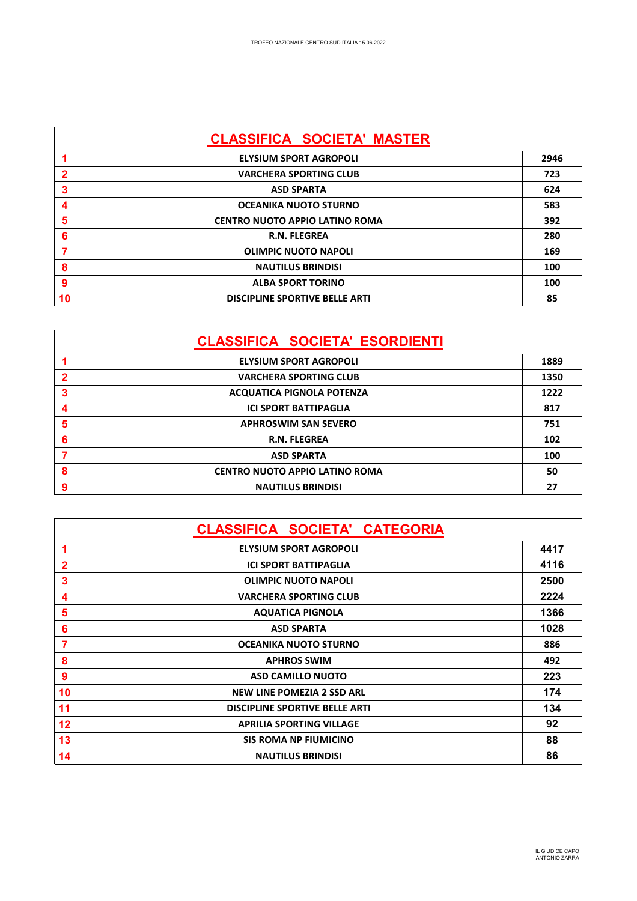TROFEO NAZIONALE CENTRO SUD ITALIA 15.06.2022

## CLASSIFICA SOCIETA' MASTER

| | | |
|---|---|---|
| 1 | ELYSIUM SPORT AGROPOLI | 2946 |
| 2 | VARCHERA SPORTING CLUB | 723 |
| 3 | ASD SPARTA | 624 |
| 4 | OCEANIKA NUOTO STURNO | 583 |
| 5 | CENTRO NUOTO APPIO LATINO ROMA | 392 |
| 6 | R.N. FLEGREA | 280 |
| 7 | OLIMPIC NUOTO NAPOLI | 169 |
| 8 | NAUTILUS BRINDISI | 100 |
| 9 | ALBA SPORT TORINO | 100 |
| 10 | DISCIPLINE SPORTIVE BELLE ARTI | 85 |

## CLASSIFICA SOCIETA' ESORDIENTI

| | | |
|---|---|---|
| 1 | ELYSIUM SPORT AGROPOLI | 1889 |
| 2 | VARCHERA SPORTING CLUB | 1350 |
| 3 | ACQUATICA PIGNOLA POTENZA | 1222 |
| 4 | ICI SPORT BATTIPAGLIA | 817 |
| 5 | APHROSWIM SAN SEVERO | 751 |
| 6 | R.N. FLEGREA | 102 |
| 7 | ASD SPARTA | 100 |
| 8 | CENTRO NUOTO APPIO LATINO ROMA | 50 |
| 9 | NAUTILUS BRINDISI | 27 |

## CLASSIFICA SOCIETA' CATEGORIA

| | | |
|---|---|---|
| 1 | ELYSIUM SPORT AGROPOLI | 4417 |
| 2 | ICI SPORT BATTIPAGLIA | 4116 |
| 3 | OLIMPIC NUOTO NAPOLI | 2500 |
| 4 | VARCHERA SPORTING CLUB | 2224 |
| 5 | AQUATICA PIGNOLA | 1366 |
| 6 | ASD SPARTA | 1028 |
| 7 | OCEANIKA NUOTO STURNO | 886 |
| 8 | APHROS SWIM | 492 |
| 9 | ASD CAMILLO NUOTO | 223 |
| 10 | NEW LINE POMEZIA 2 SSD ARL | 174 |
| 11 | DISCIPLINE SPORTIVE BELLE ARTI | 134 |
| 12 | APRILIA SPORTING VILLAGE | 92 |
| 13 | SIS ROMA NP FIUMICINO | 88 |
| 14 | NAUTILUS BRINDISI | 86 |

IL GIUDICE CAPO
ANTONIO ZARRA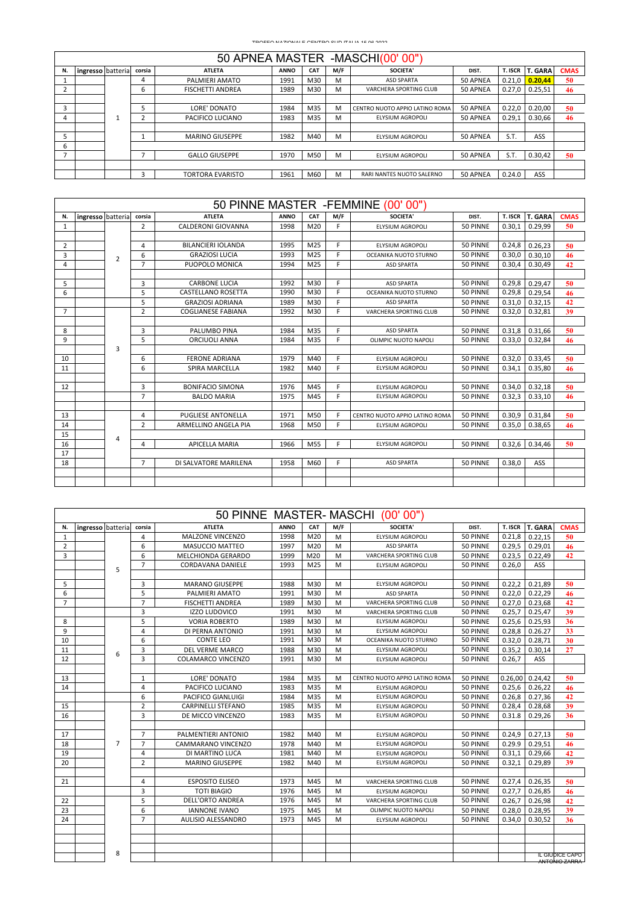## 50 APNEA MASTER -MASCHI(00' 00")

| N. | ingresso | batteria | corsia | ATLETA | ANNO | CAT | M/F | SOCIETA' | DIST. | T. ISCR | T. GARA | CMAS |
|---|---|---|---|---|---|---|---|---|---|---|---|---|
| 1 | | | 4 | PALMIERI AMATO | 1991 | M30 | M | ASD SPARTA | 50 APNEA | 0.21,0 | **0.20,44** | 50 |
| 2 | | | 6 | FISCHETTI ANDREA | 1989 | M30 | M | VARCHERA SPORTING CLUB | 50 APNEA | 0.27,0 | 0.25,51 | 46 |
| | | | | | | | | | | | | |
| 3 | | | 5 | LORE' DONATO | 1984 | M35 | M | CENTRO NUOTO APPIO LATINO ROMA | 50 APNEA | 0.22,0 | 0.20,00 | 50 |
| 4 | | 1 | 2 | PACIFICO LUCIANO | 1983 | M35 | M | ELYSIUM AGROPOLI | 50 APNEA | 0.29,1 | 0.30,66 | 46 |
| | | | | | | | | | | | | |
| 5 | | | 1 | MARINO GIUSEPPE | 1982 | M40 | M | ELYSIUM AGROPOLI | 50 APNEA | S.T. | ASS | |
| 6 | | | | | | | | | | | | |
| 7 | | | 7 | GALLO GIUSEPPE | 1970 | M50 | M | ELYSIUM AGROPOLI | 50 APNEA | S.T. | 0.30,42 | 50 |
| | | | | | | | | | | | | |
| | | | 3 | TORTORA EVARISTO | 1961 | M60 | M | RARI NANTES NUOTO SALERNO | 50 APNEA | 0.24.0 | ASS | |

## 50 PINNE MASTER -FEMMINE (00' 00")

| N. | ingresso | batteria | corsia | ATLETA | ANNO | CAT | M/F | SOCIETA' | DIST. | T. ISCR | T. GARA | CMAS |
|---|---|---|---|---|---|---|---|---|---|---|---|---|
| 1 | | | 2 | CALDERONI GIOVANNA | 1998 | M20 | F | ELYSIUM AGROPOLI | 50 PINNE | 0.30,1 | 0.29,99 | 50 |
| | | | | | | | | | | | | |
| 2 | | | 4 | BILANCIERI IOLANDA | 1995 | M25 | F | ELYSIUM AGROPOLI | 50 PINNE | 0.24,8 | 0.26,23 | 50 |
| 3 | | 2 | 6 | GRAZIOSI LUCIA | 1993 | M25 | F | OCEANIKA NUOTO STURNO | 50 PINNE | 0.30,0 | 0.30,10 | 46 |
| 4 | | | 7 | PUOPOLO MONICA | 1994 | M25 | F | ASD SPARTA | 50 PINNE | 0.30,4 | 0.30,49 | 42 |
| | | | | | | | | | | | | |
| 5 | | | 3 | CARBONE LUCIA | 1992 | M30 | F | ASD SPARTA | 50 PINNE | 0.29,8 | 0.29,47 | 50 |
| 6 | | | 5 | CASTELLANO ROSETTA | 1990 | M30 | F | OCEANIKA NUOTO STURNO | 50 PINNE | 0.29,8 | 0.29,54 | 46 |
| | | | 5 | GRAZIOSI ADRIANA | 1989 | M30 | F | ASD SPARTA | 50 PINNE | 0.31,0 | 0.32,15 | 42 |
| 7 | | | 2 | COGLIANESE FABIANA | 1992 | M30 | F | VARCHERA SPORTING CLUB | 50 PINNE | 0.32,0 | 0.32,81 | 39 |
| | | | | | | | | | | | | |
| 8 | | | 3 | PALUMBO PINA | 1984 | M35 | F | ASD SPARTA | 50 PINNE | 0.31,8 | 0.31,66 | 50 |
| 9 | | | 5 | ORCIUOLI ANNA | 1984 | M35 | F | OLIMPIC NUOTO NAPOLI | 50 PINNE | 0.33,0 | 0.32,84 | 46 |
| | | 3 | | | | | | | | | | |
| 10 | | | 6 | FERONE ADRIANA | 1979 | M40 | F | ELYSIUM AGROPOLI | 50 PINNE | 0.32,0 | 0.33,45 | 50 |
| 11 | | | 6 | SPIRA MARCELLA | 1982 | M40 | F | ELYSIUM AGROPOLI | 50 PINNE | 0.34,1 | 0.35,80 | 46 |
| | | | | | | | | | | | | |
| 12 | | | 3 | BONIFACIO SIMONA | 1976 | M45 | F | ELYSIUM AGROPOLI | 50 PINNE | 0.34,0 | 0.32,18 | 50 |
| | | | 7 | BALDO MARIA | 1975 | M45 | F | ELYSIUM AGROPOLI | 50 PINNE | 0.32,3 | 0.33,10 | 46 |
| | | | | | | | | | | | | |
| 13 | | | 4 | PUGLIESE ANTONELLA | 1971 | M50 | F | CENTRO NUOTO APPIO LATINO ROMA | 50 PINNE | 0.30,9 | 0.31,84 | 50 |
| 14 | | | 2 | ARMELLINO ANGELA PIA | 1968 | M50 | F | ELYSIUM AGROPOLI | 50 PINNE | 0.35,0 | 0.38,65 | 46 |
| 15 | | 4 | | | | | | | | | | |
| 16 | | | 4 | APICELLA MARIA | 1966 | M55 | F | ELYSIUM AGROPOLI | 50 PINNE | 0.32,6 | 0.34,46 | 50 |
| 17 | | | | | | | | | | | | |
| 18 | | | 7 | DI SALVATORE MARILENA | 1958 | M60 | F | ASD SPARTA | 50 PINNE | 0.38,0 | ASS | |

## 50 PINNE MASTER- MASCHI (00' 00")

| N. | ingresso | batteria | corsia | ATLETA | ANNO | CAT | M/F | SOCIETA' | DIST. | T. ISCR | T. GARA | CMAS |
|---|---|---|---|---|---|---|---|---|---|---|---|---|
| 1 | | | 4 | MALZONE VINCENZO | 1998 | M20 | M | ELYSIUM AGROPOLI | 50 PINNE | 0.21,8 | 0.22,15 | 50 |
| 2 | | | 6 | MASUCCIO MATTEO | 1997 | M20 | M | ASD SPARTA | 50 PINNE | 0.29,5 | 0.29,01 | 46 |
| 3 | | | 6 | MELCHIONDA GERARDO | 1999 | M20 | M | VARCHERA SPORTING CLUB | 50 PINNE | 0.23,5 | 0.22,49 | 42 |
| | | 5 | 7 | CORDAVANA DANIELE | 1993 | M25 | M | ELYSIUM AGROPOLI | 50 PINNE | 0.26,0 | ASS | |
| | | | | | | | | | | | | |
| 5 | | | 3 | MARANO GIUSEPPE | 1988 | M30 | M | ELYSIUM AGROPOLI | 50 PINNE | 0.22,2 | 0.21,89 | 50 |
| 6 | | | 5 | PALMIERI AMATO | 1991 | M30 | M | ASD SPARTA | 50 PINNE | 0.22,0 | 0.22,29 | 46 |
| 7 | | | 7 | FISCHETTI ANDREA | 1989 | M30 | M | VARCHERA SPORTING CLUB | 50 PINNE | 0.27,0 | 0.23,68 | 42 |
| | | | 3 | IZZO LUDOVICO | 1991 | M30 | M | VARCHERA SPORTING CLUB | 50 PINNE | 0.25,7 | 0.25,47 | 39 |
| 8 | | | 5 | VORIA ROBERTO | 1989 | M30 | M | ELYSIUM AGROPOLI | 50 PINNE | 0.25,6 | 0.25,93 | 36 |
| 9 | | | 4 | DI PERNA ANTONIO | 1991 | M30 | M | ELYSIUM AGROPOLI | 50 PINNE | 0.28,8 | 0.26.27 | 33 |
| 10 | | | 6 | CONTE LEO | 1991 | M30 | M | OCEANIKA NUOTO STURNO | 50 PINNE | 0.32,0 | 0.28,71 | 30 |
| 11 | | 6 | 3 | DEL VERME MARCO | 1988 | M30 | M | ELYSIUM AGROPOLI | 50 PINNE | 0.35,2 | 0.30,14 | 27 |
| 12 | | | 3 | COLAMARCO VINCENZO | 1991 | M30 | M | ELYSIUM AGROPOLI | 50 PINNE | 0.26,7 | ASS | |
| | | | | | | | | | | | | |
| 13 | | | 1 | LORE' DONATO | 1984 | M35 | M | CENTRO NUOTO APPIO LATINO ROMA | 50 PINNE | 0.26,00 | 0.24,42 | 50 |
| 14 | | | 4 | PACIFICO LUCIANO | 1983 | M35 | M | ELYSIUM AGROPOLI | 50 PINNE | 0.25,6 | 0.26,22 | 46 |
| | | | 6 | PACIFICO GIANLUIGI | 1984 | M35 | M | ELYSIUM AGROPOLI | 50 PINNE | 0.26,8 | 0.27,36 | 42 |
| 15 | | | 2 | CARPINELLI STEFANO | 1985 | M35 | M | ELYSIUM AGROPOLI | 50 PINNE | 0.28,4 | 0.28,68 | 39 |
| 16 | | | 3 | DE MICCO VINCENZO | 1983 | M35 | M | ELYSIUM AGROPOLI | 50 PINNE | 0.31.8 | 0.29,26 | 36 |
| | | | | | | | | | | | | |
| 17 | | | 7 | PALMENTIERI ANTONIO | 1982 | M40 | M | ELYSIUM AGROPOLI | 50 PINNE | 0.24,9 | 0.27,13 | 50 |
| 18 | | 7 | 7 | CAMMARANO VINCENZO | 1978 | M40 | M | ELYSIUM AGROPOLI | 50 PINNE | 0.29.9 | 0.29,51 | 46 |
| 19 | | | 4 | DI MARTINO LUCA | 1981 | M40 | M | ELYSIUM AGROPOLI | 50 PINNE | 0.31,1 | 0.29,66 | 42 |
| 20 | | | 2 | MARINO GIUSEPPE | 1982 | M40 | M | ELYSIUM AGROPOLI | 50 PINNE | 0.32,1 | 0.29,89 | 39 |
| | | | | | | | | | | | | |
| 21 | | | 4 | ESPOSITO ELISEO | 1973 | M45 | M | VARCHERA SPORTING CLUB | 50 PINNE | 0.27,4 | 0.26,35 | 50 |
| | | | 3 | TOTI BIAGIO | 1976 | M45 | M | ELYSIUM AGROPOLI | 50 PINNE | 0.27,7 | 0.26,85 | 46 |
| 22 | | | 5 | DELL'ORTO ANDREA | 1976 | M45 | M | VARCHERA SPORTING CLUB | 50 PINNE | 0.26,7 | 0.26,98 | 42 |
| 23 | | | 6 | IANNONE IVANO | 1975 | M45 | M | OLIMPIC NUOTO NAPOLI | 50 PINNE | 0.28,0 | 0.28,95 | 39 |
| 24 | | | 7 | AULISIO ALESSANDRO | 1973 | M45 | M | ELYSIUM AGROPOLI | 50 PINNE | 0.34,0 | 0.30,52 | 36 |
| | | | | | | | | | | | | |
| | | | | | | | | | | | | |
| | | | | | | | | | | | | |
| | | 8 | | | | | | | | | | |

IL GIUDICE CAPO
ANTONIO ZARRA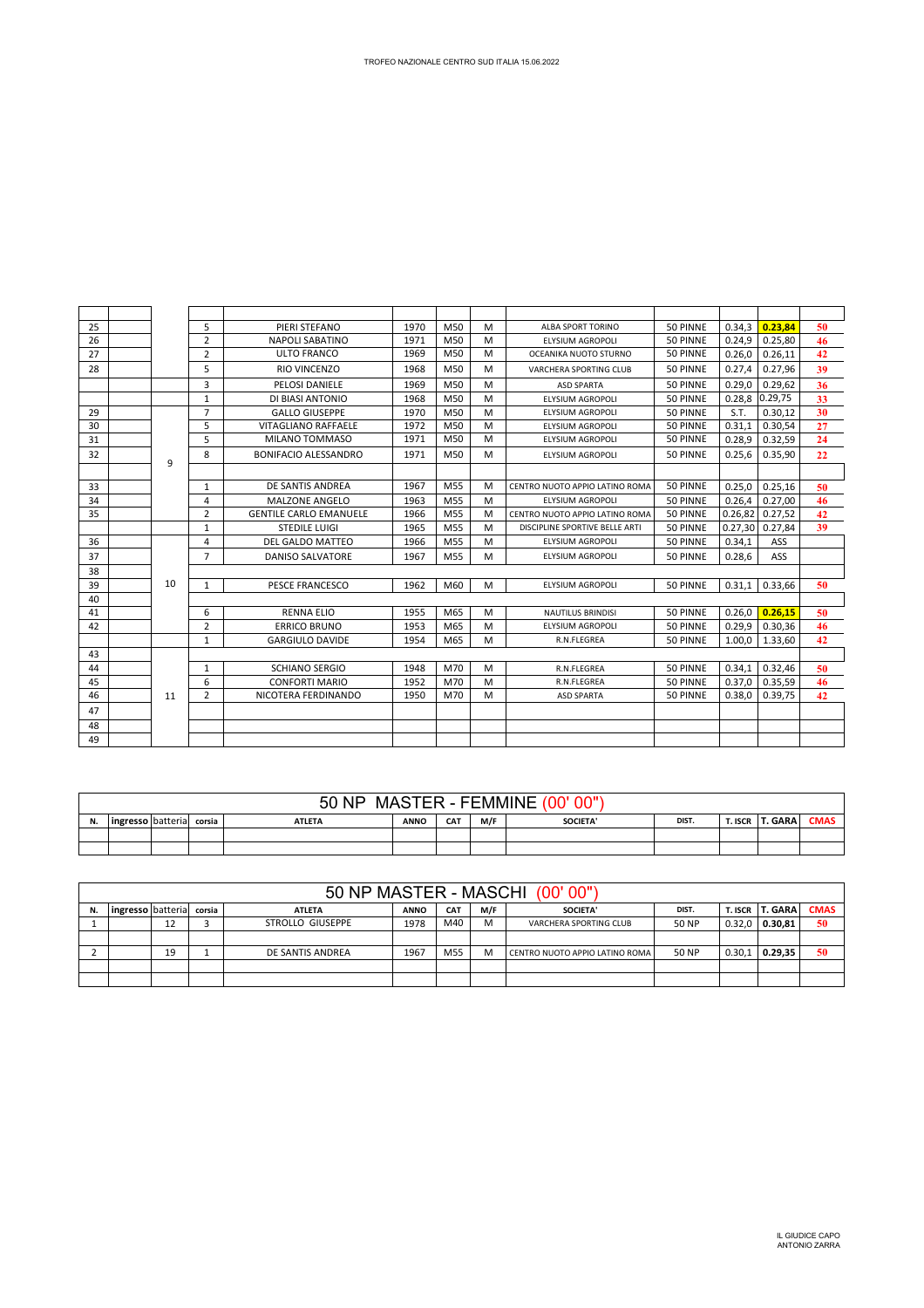TROFEO NAZIONALE CENTRO SUD ITALIA 15.06.2022

| | | | | | | | | | | | | |
|---|---|---|---|---|---|---|---|---|---|---|---|---|
| 25 | | | 5 | PIERI STEFANO | 1970 | M50 | M | ALBA SPORT TORINO | 50 PINNE | 0.34,3 | **0.23,84** | 50 |
| 26 | | | 2 | NAPOLI SABATINO | 1971 | M50 | M | ELYSIUM AGROPOLI | 50 PINNE | 0.24,9 | 0.25,80 | 46 |
| 27 | | | 2 | ULTO FRANCO | 1969 | M50 | M | OCEANIKA NUOTO STURNO | 50 PINNE | 0.26,0 | 0.26,11 | 42 |
| 28 | | | 5 | RIO VINCENZO | 1968 | M50 | M | VARCHERA SPORTING CLUB | 50 PINNE | 0.27,4 | 0.27,96 | 39 |
| | | | 3 | PELOSI DANIELE | 1969 | M50 | M | ASD SPARTA | 50 PINNE | 0.29,0 | 0.29,62 | 36 |
| | | | 1 | DI BIASI ANTONIO | 1968 | M50 | M | ELYSIUM AGROPOLI | 50 PINNE | 0.28,8 | 0.29,75 | 33 |
| 29 | | | 7 | GALLO GIUSEPPE | 1970 | M50 | M | ELYSIUM AGROPOLI | 50 PINNE | S.T. | 0.30,12 | 30 |
| 30 | | | 5 | VITAGLIANO RAFFAELE | 1972 | M50 | M | ELYSIUM AGROPOLI | 50 PINNE | 0.31,1 | 0.30,54 | 27 |
| 31 | | | 5 | MILANO TOMMASO | 1971 | M50 | M | ELYSIUM AGROPOLI | 50 PINNE | 0.28,9 | 0.32,59 | 24 |
| 32 | | 9 | 8 | BONIFACIO ALESSANDRO | 1971 | M50 | M | ELYSIUM AGROPOLI | 50 PINNE | 0.25,6 | 0.35,90 | 22 |
| | | | | | | | | | | | | |
| 33 | | | 1 | DE SANTIS ANDREA | 1967 | M55 | M | CENTRO NUOTO APPIO LATINO ROMA | 50 PINNE | 0.25,0 | 0.25,16 | 50 |
| 34 | | | 4 | MALZONE ANGELO | 1963 | M55 | M | ELYSIUM AGROPOLI | 50 PINNE | 0.26,4 | 0.27,00 | 46 |
| 35 | | | 2 | GENTILE CARLO EMANUELE | 1966 | M55 | M | CENTRO NUOTO APPIO LATINO ROMA | 50 PINNE | 0.26,82 | 0.27,52 | 42 |
| | | | 1 | STEDILE LUIGI | 1965 | M55 | M | DISCIPLINE SPORTIVE BELLE ARTI | 50 PINNE | 0.27,30 | 0.27,84 | 39 |
| 36 | | | 4 | DEL GALDO MATTEO | 1966 | M55 | M | ELYSIUM AGROPOLI | 50 PINNE | 0.34,1 | ASS | |
| 37 | | | 7 | DANISO SALVATORE | 1967 | M55 | M | ELYSIUM AGROPOLI | 50 PINNE | 0.28,6 | ASS | |
| 38 | | | | | | | | | | | | |
| 39 | | 10 | 1 | PESCE FRANCESCO | 1962 | M60 | M | ELYSIUM AGROPOLI | 50 PINNE | 0.31,1 | 0.33,66 | 50 |
| 40 | | | | | | | | | | | | |
| 41 | | | 6 | RENNA ELIO | 1955 | M65 | M | NAUTILUS BRINDISI | 50 PINNE | 0.26,0 | **0.26,15** | 50 |
| 42 | | | 2 | ERRICO BRUNO | 1953 | M65 | M | ELYSIUM AGROPOLI | 50 PINNE | 0.29,9 | 0.30,36 | 46 |
| | | | 1 | GARGIULO DAVIDE | 1954 | M65 | M | R.N.FLEGREA | 50 PINNE | 1.00,0 | 1.33,60 | 42 |
| 43 | | | | | | | | | | | | |
| 44 | | | 1 | SCHIANO SERGIO | 1948 | M70 | M | R.N.FLEGREA | 50 PINNE | 0.34,1 | 0.32,46 | 50 |
| 45 | | | 6 | CONFORTI MARIO | 1952 | M70 | M | R.N.FLEGREA | 50 PINNE | 0.37,0 | 0.35,59 | 46 |
| 46 | | 11 | 2 | NICOTERA FERDINANDO | 1950 | M70 | M | ASD SPARTA | 50 PINNE | 0.38,0 | 0.39,75 | 42 |
| 47 | | | | | | | | | | | | |
| 48 | | | | | | | | | | | | |
| 49 | | | | | | | | | | | | |

## 50 NP MASTER - FEMMINE (00' 00")

| N. | ingresso | batteria | corsia | ATLETA | ANNO | CAT | M/F | SOCIETA' | DIST. | T. ISCR | T. GARA | CMAS |
|---|---|---|---|---|---|---|---|---|---|---|---|---|
| | | | | | | | | | | | | |
| | | | | | | | | | | | | |

## 50 NP MASTER - MASCHI (00' 00")

| N. | ingresso | batteria | corsia | ATLETA | ANNO | CAT | M/F | SOCIETA' | DIST. | T. ISCR | T. GARA | CMAS |
|---|---|---|---|---|---|---|---|---|---|---|---|---|
| 1 | | 12 | 3 | STROLLO GIUSEPPE | 1978 | M40 | M | VARCHERA SPORTING CLUB | 50 NP | 0.32,0 | **0.30,81** | 50 |
| | | | | | | | | | | | | |
| 2 | | 19 | 1 | DE SANTIS ANDREA | 1967 | M55 | M | CENTRO NUOTO APPIO LATINO ROMA | 50 NP | 0.30,1 | **0.29,35** | 50 |
| | | | | | | | | | | | | |
| | | | | | | | | | | | | |

IL GIUDICE CAPO
ANTONIO ZARRA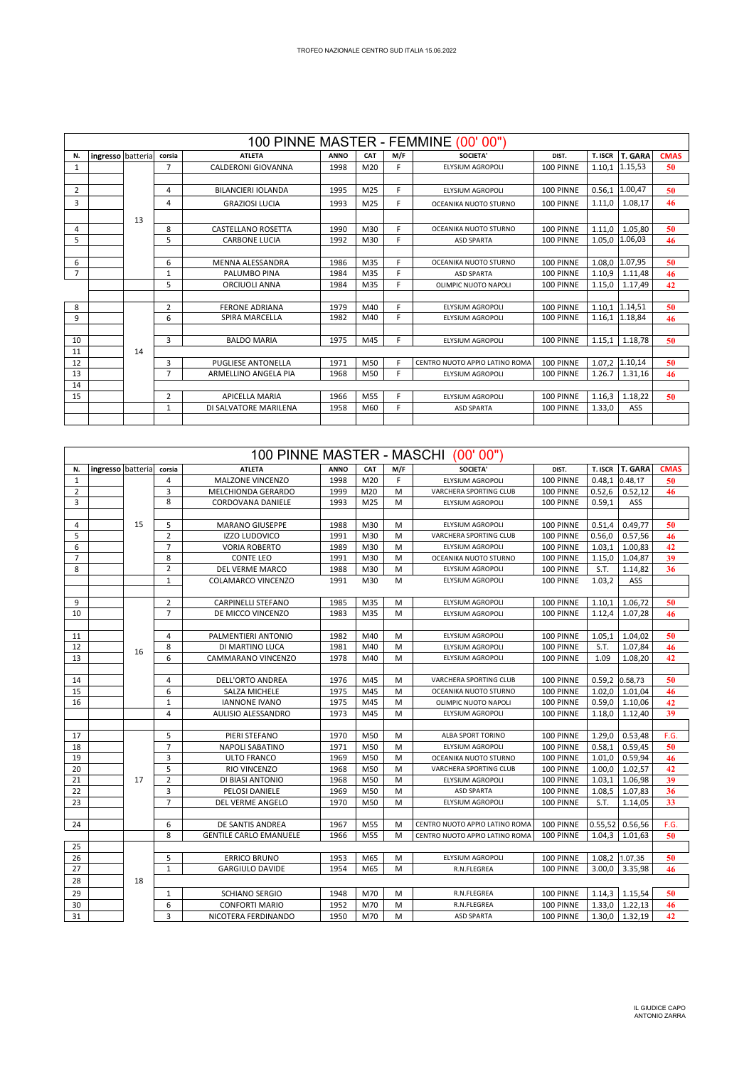TROFEO NAZIONALE CENTRO SUD ITALIA 15.06.2022

## 100 PINNE MASTER - FEMMINE (00' 00")

| N. | ingresso | batteria | corsia | ATLETA | ANNO | CAT | M/F | SOCIETA' | DIST. | T. ISCR | T. GARA | CMAS |
|---|---|---|---|---|---|---|---|---|---|---|---|---|
| 1 | | | 7 | CALDERONI GIOVANNA | 1998 | M20 | F | ELYSIUM AGROPOLI | 100 PINNE | 1.10,1 | 1.15,53 | 50 |
| | | | | | | | | | | | | |
| 2 | | | 4 | BILANCIERI IOLANDA | 1995 | M25 | F | ELYSIUM AGROPOLI | 100 PINNE | 0.56,1 | 1.00,47 | 50 |
| 3 | | | 4 | GRAZIOSI LUCIA | 1993 | M25 | F | OCEANIKA NUOTO STURNO | 100 PINNE | 1.11,0 | 1.08,17 | 46 |
| | | 13 | | | | | | | | | | |
| 4 | | | 8 | CASTELLANO ROSETTA | 1990 | M30 | F | OCEANIKA NUOTO STURNO | 100 PINNE | 1.11,0 | 1.05,80 | 50 |
| 5 | | | 5 | CARBONE LUCIA | 1992 | M30 | F | ASD SPARTA | 100 PINNE | 1.05,0 | 1.06,03 | 46 |
| | | | | | | | | | | | | |
| 6 | | | 6 | MENNA ALESSANDRA | 1986 | M35 | F | OCEANIKA NUOTO STURNO | 100 PINNE | 1.08,0 | 1.07,95 | 50 |
| 7 | | | 1 | PALUMBO PINA | 1984 | M35 | F | ASD SPARTA | 100 PINNE | 1.10,9 | 1.11,48 | 46 |
| | | | 5 | ORCIUOLI ANNA | 1984 | M35 | F | OLIMPIC NUOTO NAPOLI | 100 PINNE | 1.15,0 | 1.17,49 | 42 |
| | | | | | | | | | | | | |
| 8 | | | 2 | FERONE ADRIANA | 1979 | M40 | F | ELYSIUM AGROPOLI | 100 PINNE | 1.10,1 | 1.14,51 | 50 |
| 9 | | | 6 | SPIRA MARCELLA | 1982 | M40 | F | ELYSIUM AGROPOLI | 100 PINNE | 1.16,1 | 1.18,84 | 46 |
| | | | | | | | | | | | | |
| 10 | | | 3 | BALDO MARIA | 1975 | M45 | F | ELYSIUM AGROPOLI | 100 PINNE | 1.15,1 | 1.18,78 | 50 |
| 11 | | 14 | | | | | | | | | | |
| 12 | | | 3 | PUGLIESE ANTONELLA | 1971 | M50 | F | CENTRO NUOTO APPIO LATINO ROMA | 100 PINNE | 1.07,2 | 1.10,14 | 50 |
| 13 | | | 7 | ARMELLINO ANGELA PIA | 1968 | M50 | F | ELYSIUM AGROPOLI | 100 PINNE | 1.26.7 | 1.31,16 | 46 |
| 14 | | | | | | | | | | | | |
| 15 | | | 2 | APICELLA MARIA | 1966 | M55 | F | ELYSIUM AGROPOLI | 100 PINNE | 1.16,3 | 1.18,22 | 50 |
| | | | 1 | DI SALVATORE MARILENA | 1958 | M60 | F | ASD SPARTA | 100 PINNE | 1.33,0 | ASS | |

## 100 PINNE MASTER - MASCHI (00' 00")

| N. | ingresso | batteria | corsia | ATLETA | ANNO | CAT | M/F | SOCIETA' | DIST. | T. ISCR | T. GARA | CMAS |
|---|---|---|---|---|---|---|---|---|---|---|---|---|
| 1 | | | 4 | MALZONE VINCENZO | 1998 | M20 | F | ELYSIUM AGROPOLI | 100 PINNE | 0.48,1 | 0.48,17 | 50 |
| 2 | | | 3 | MELCHIONDA GERARDO | 1999 | M20 | M | VARCHERA SPORTING CLUB | 100 PINNE | 0.52,6 | 0.52,12 | 46 |
| 3 | | | 8 | CORDOVANA DANIELE | 1993 | M25 | M | ELYSIUM AGROPOLI | 100 PINNE | 0.59,1 | ASS | |
| | | | | | | | | | | | | |
| 4 | | 15 | 5 | MARANO GIUSEPPE | 1988 | M30 | M | ELYSIUM AGROPOLI | 100 PINNE | 0.51,4 | 0.49,77 | 50 |
| 5 | | | 2 | IZZO LUDOVICO | 1991 | M30 | M | VARCHERA SPORTING CLUB | 100 PINNE | 0.56,0 | 0.57,56 | 46 |
| 6 | | | 7 | VORIA ROBERTO | 1989 | M30 | M | ELYSIUM AGROPOLI | 100 PINNE | 1.03,1 | 1.00,83 | 42 |
| 7 | | | 8 | CONTE LEO | 1991 | M30 | M | OCEANIKA NUOTO STURNO | 100 PINNE | 1.15,0 | 1.04,87 | 39 |
| 8 | | | 2 | DEL VERME MARCO | 1988 | M30 | M | ELYSIUM AGROPOLI | 100 PINNE | S.T. | 1.14,82 | 36 |
| | | | 1 | COLAMARCO VINCENZO | 1991 | M30 | M | ELYSIUM AGROPOLI | 100 PINNE | 1.03,2 | ASS | |
| | | | | | | | | | | | | |
| 9 | | | 2 | CARPINELLI STEFANO | 1985 | M35 | M | ELYSIUM AGROPOLI | 100 PINNE | 1.10,1 | 1.06,72 | 50 |
| 10 | | | 7 | DE MICCO VINCENZO | 1983 | M35 | M | ELYSIUM AGROPOLI | 100 PINNE | 1.12,4 | 1.07,28 | 46 |
| | | | | | | | | | | | | |
| 11 | | | 4 | PALMENTIERI ANTONIO | 1982 | M40 | M | ELYSIUM AGROPOLI | 100 PINNE | 1.05,1 | 1.04,02 | 50 |
| 12 | | 16 | 8 | DI MARTINO LUCA | 1981 | M40 | M | ELYSIUM AGROPOLI | 100 PINNE | S.T. | 1.07,84 | 46 |
| 13 | | | 6 | CAMMARANO VINCENZO | 1978 | M40 | M | ELYSIUM AGROPOLI | 100 PINNE | 1.09 | 1.08,20 | 42 |
| | | | | | | | | | | | | |
| 14 | | | 4 | DELL'ORTO ANDREA | 1976 | M45 | M | VARCHERA SPORTING CLUB | 100 PINNE | 0.59,2 | 0.58,73 | 50 |
| 15 | | | 6 | SALZA MICHELE | 1975 | M45 | M | OCEANIKA NUOTO STURNO | 100 PINNE | 1.02,0 | 1.01,04 | 46 |
| 16 | | | 1 | IANNONE IVANO | 1975 | M45 | M | OLIMPIC NUOTO NAPOLI | 100 PINNE | 0.59,0 | 1.10,06 | 42 |
| | | | 4 | AULISIO ALESSANDRO | 1973 | M45 | M | ELYSIUM AGROPOLI | 100 PINNE | 1.18,0 | 1.12,40 | 39 |
| | | | | | | | | | | | | |
| 17 | | | 5 | PIERI STEFANO | 1970 | M50 | M | ALBA SPORT TORINO | 100 PINNE | 1.29,0 | 0.53,48 | F.G. |
| 18 | | | 7 | NAPOLI SABATINO | 1971 | M50 | M | ELYSIUM AGROPOLI | 100 PINNE | 0.58,1 | 0.59,45 | 50 |
| 19 | | | 3 | ULTO FRANCO | 1969 | M50 | M | OCEANIKA NUOTO STURNO | 100 PINNE | 1.01,0 | 0.59,94 | 46 |
| 20 | | | 5 | RIO VINCENZO | 1968 | M50 | M | VARCHERA SPORTING CLUB | 100 PINNE | 1.00,0 | 1.02,57 | 42 |
| 21 | | 17 | 2 | DI BIASI ANTONIO | 1968 | M50 | M | ELYSIUM AGROPOLI | 100 PINNE | 1.03,1 | 1.06,98 | 39 |
| 22 | | | 3 | PELOSI DANIELE | 1969 | M50 | M | ASD SPARTA | 100 PINNE | 1.08,5 | 1.07,83 | 36 |
| 23 | | | 7 | DEL VERME ANGELO | 1970 | M50 | M | ELYSIUM AGROPOLI | 100 PINNE | S.T. | 1.14,05 | 33 |
| | | | | | | | | | | | | |
| 24 | | | 6 | DE SANTIS ANDREA | 1967 | M55 | M | CENTRO NUOTO APPIO LATINO ROMA | 100 PINNE | 0.55,52 | 0.56,56 | F.G. |
| | | | 8 | GENTILE CARLO EMANUELE | 1966 | M55 | M | CENTRO NUOTO APPIO LATINO ROMA | 100 PINNE | 1.04,3 | 1.01,63 | 50 |
| 25 | | | | | | | | | | | | |
| 26 | | | 5 | ERRICO BRUNO | 1953 | M65 | M | ELYSIUM AGROPOLI | 100 PINNE | 1.08,2 | 1.07,35 | 50 |
| 27 | | | 1 | GARGIULO DAVIDE | 1954 | M65 | M | R.N.FLEGREA | 100 PINNE | 3.00,0 | 3.35,98 | 46 |
| 28 | | 18 | | | | | | | | | | |
| 29 | | | 1 | SCHIANO SERGIO | 1948 | M70 | M | R.N.FLEGREA | 100 PINNE | 1.14,3 | 1.15,54 | 50 |
| 30 | | | 6 | CONFORTI MARIO | 1952 | M70 | M | R.N.FLEGREA | 100 PINNE | 1.33,0 | 1.22,13 | 46 |
| 31 | | | 3 | NICOTERA FERDINANDO | 1950 | M70 | M | ASD SPARTA | 100 PINNE | 1.30,0 | 1.32,19 | 42 |

IL GIUDICE CAPO
ANTONIO ZARRA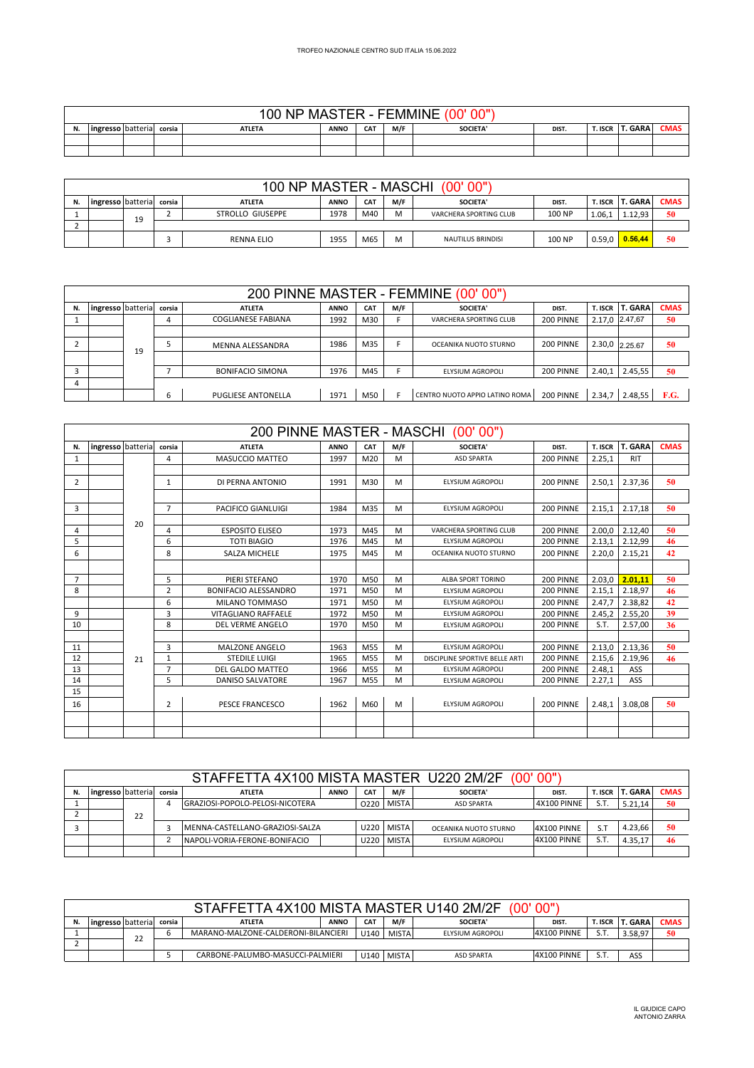TROFEO NAZIONALE CENTRO SUD ITALIA 15.06.2022

## 100 NP MASTER - FEMMINE (00' 00")

| N. | ingresso | batteria | corsia | ATLETA | ANNO | CAT | M/F | SOCIETA' | DIST. | T. ISCR | T. GARA | CMAS |
|---|---|---|---|---|---|---|---|---|---|---|---|---|
| | | | | | | | | | | | | |
| | | | | | | | | | | | | |

## 100 NP MASTER - MASCHI (00' 00")

| N. | ingresso | batteria | corsia | ATLETA | ANNO | CAT | M/F | SOCIETA' | DIST. | T. ISCR | T. GARA | CMAS |
|---|---|---|---|---|---|---|---|---|---|---|---|---|
| 1 | | 19 | 2 | STROLLO GIUSEPPE | 1978 | M40 | M | VARCHERA SPORTING CLUB | 100 NP | 1.06,1 | 1.12,93 | 50 |
| 2 | | | | | | | | | | | | |
| | | | 3 | RENNA ELIO | 1955 | M65 | M | NAUTILUS BRINDISI | 100 NP | 0.59,0 | 0.56,44 | 50 |

## 200 PINNE MASTER - FEMMINE (00' 00")

| N. | ingresso | batteria | corsia | ATLETA | ANNO | CAT | M/F | SOCIETA' | DIST. | T. ISCR | T. GARA | CMAS |
|---|---|---|---|---|---|---|---|---|---|---|---|---|
| 1 | | 19 | 4 | COGLIANESE FABIANA | 1992 | M30 | F | VARCHERA SPORTING CLUB | 200 PINNE | 2.17,0 | 2.47,67 | 50 |
| 2 | | | 5 | MENNA ALESSANDRA | 1986 | M35 | F | OCEANIKA NUOTO STURNO | 200 PINNE | 2.30,0 | 2.25.67 | 50 |
| 3 | | | 7 | BONIFACIO SIMONA | 1976 | M45 | F | ELYSIUM AGROPOLI | 200 PINNE | 2.40,1 | 2.45,55 | 50 |
| 4 | | | | | | | | | | | | |
| | | | 6 | PUGLIESE ANTONELLA | 1971 | M50 | F | CENTRO NUOTO APPIO LATINO ROMA | 200 PINNE | 2.34,7 | 2.48,55 | F.G. |

## 200 PINNE MASTER - MASCHI (00' 00")

| N. | ingresso | batteria | corsia | ATLETA | ANNO | CAT | M/F | SOCIETA' | DIST. | T. ISCR | T. GARA | CMAS |
|---|---|---|---|---|---|---|---|---|---|---|---|---|
| 1 | | 20 | 4 | MASUCCIO MATTEO | 1997 | M20 | M | ASD SPARTA | 200 PINNE | 2.25,1 | RIT | |
| 2 | | | 1 | DI PERNA ANTONIO | 1991 | M30 | M | ELYSIUM AGROPOLI | 200 PINNE | 2.50,1 | 2.37,36 | 50 |
| 3 | | | 7 | PACIFICO GIANLUIGI | 1984 | M35 | M | ELYSIUM AGROPOLI | 200 PINNE | 2.15,1 | 2.17,18 | 50 |
| 4 | | | 4 | ESPOSITO ELISEO | 1973 | M45 | M | VARCHERA SPORTING CLUB | 200 PINNE | 2.00,0 | 2.12,40 | 50 |
| 5 | | | 6 | TOTI BIAGIO | 1976 | M45 | M | ELYSIUM AGROPOLI | 200 PINNE | 2.13,1 | 2.12,99 | 46 |
| 6 | | | 8 | SALZA MICHELE | 1975 | M45 | M | OCEANIKA NUOTO STURNO | 200 PINNE | 2.20,0 | 2.15,21 | 42 |
| 7 | | | 5 | PIERI STEFANO | 1970 | M50 | M | ALBA SPORT TORINO | 200 PINNE | 2.03,0 | 2.01,11 | 50 |
| 8 | | | 2 | BONIFACIO ALESSANDRO | 1971 | M50 | M | ELYSIUM AGROPOLI | 200 PINNE | 2.15,1 | 2.18,97 | 46 |
| | | | 6 | MILANO TOMMASO | 1971 | M50 | M | ELYSIUM AGROPOLI | 200 PINNE | 2.47,7 | 2.38,82 | 42 |
| 9 | | 21 | 3 | VITAGLIANO RAFFAELE | 1972 | M50 | M | ELYSIUM AGROPOLI | 200 PINNE | 2.45,2 | 2.55,20 | 39 |
| 10 | | | 8 | DEL VERME ANGELO | 1970 | M50 | M | ELYSIUM AGROPOLI | 200 PINNE | S.T. | 2.57,00 | 36 |
| 11 | | | 3 | MALZONE ANGELO | 1963 | M55 | M | ELYSIUM AGROPOLI | 200 PINNE | 2.13,0 | 2.13,36 | 50 |
| 12 | | | 1 | STEDILE LUIGI | 1965 | M55 | M | DISCIPLINE SPORTIVE BELLE ARTI | 200 PINNE | 2.15,6 | 2.19,96 | 46 |
| 13 | | | 7 | DEL GALDO MATTEO | 1966 | M55 | M | ELYSIUM AGROPOLI | 200 PINNE | 2.48,1 | ASS | |
| 14 | | | 5 | DANISO SALVATORE | 1967 | M55 | M | ELYSIUM AGROPOLI | 200 PINNE | 2.27,1 | ASS | |
| 15 | | | | | | | | | | | | |
| 16 | | | 2 | PESCE FRANCESCO | 1962 | M60 | M | ELYSIUM AGROPOLI | 200 PINNE | 2.48,1 | 3.08,08 | 50 |

## STAFFETTA 4X100 MISTA MASTER U220 2M/2F (00' 00")

| N. | ingresso | batteria | corsia | ATLETA | ANNO | CAT | M/F | SOCIETA' | DIST. | T. ISCR | T. GARA | CMAS |
|---|---|---|---|---|---|---|---|---|---|---|---|---|
| 1 | | 22 | 4 | GRAZIOSI-POPOLO-PELOSI-NICOTERA | | O220 | MISTA | ASD SPARTA | 4X100 PINNE | S.T. | 5.21,14 | 50 |
| 2 | | | | | | | | | | | | |
| 3 | | | 3 | MENNA-CASTELLANO-GRAZIOSI-SALZA | | U220 | MISTA | OCEANIKA NUOTO STURNO | 4X100 PINNE | S.T | 4.23,66 | 50 |
| | | | 2 | NAPOLI-VORIA-FERONE-BONIFACIO | | U220 | MISTA | ELYSIUM AGROPOLI | 4X100 PINNE | S.T. | 4.35,17 | 46 |

## STAFFETTA 4X100 MISTA MASTER U140 2M/2F (00' 00")

| N. | ingresso | batteria | corsia | ATLETA | ANNO | CAT | M/F | SOCIETA' | DIST. | T. ISCR | T. GARA | CMAS |
|---|---|---|---|---|---|---|---|---|---|---|---|---|
| 1 | | 22 | 6 | MARANO-MALZONE-CALDERONI-BILANCIERI | | U140 | MISTA | ELYSIUM AGROPOLI | 4X100 PINNE | S.T. | 3.58,97 | 50 |
| 2 | | | | | | | | | | | | |
| | | | 5 | CARBONE-PALUMBO-MASUCCI-PALMIERI | | U140 | MISTA | ASD SPARTA | 4X100 PINNE | S.T. | ASS | |

IL GIUDICE CAPO
ANTONIO ZARRA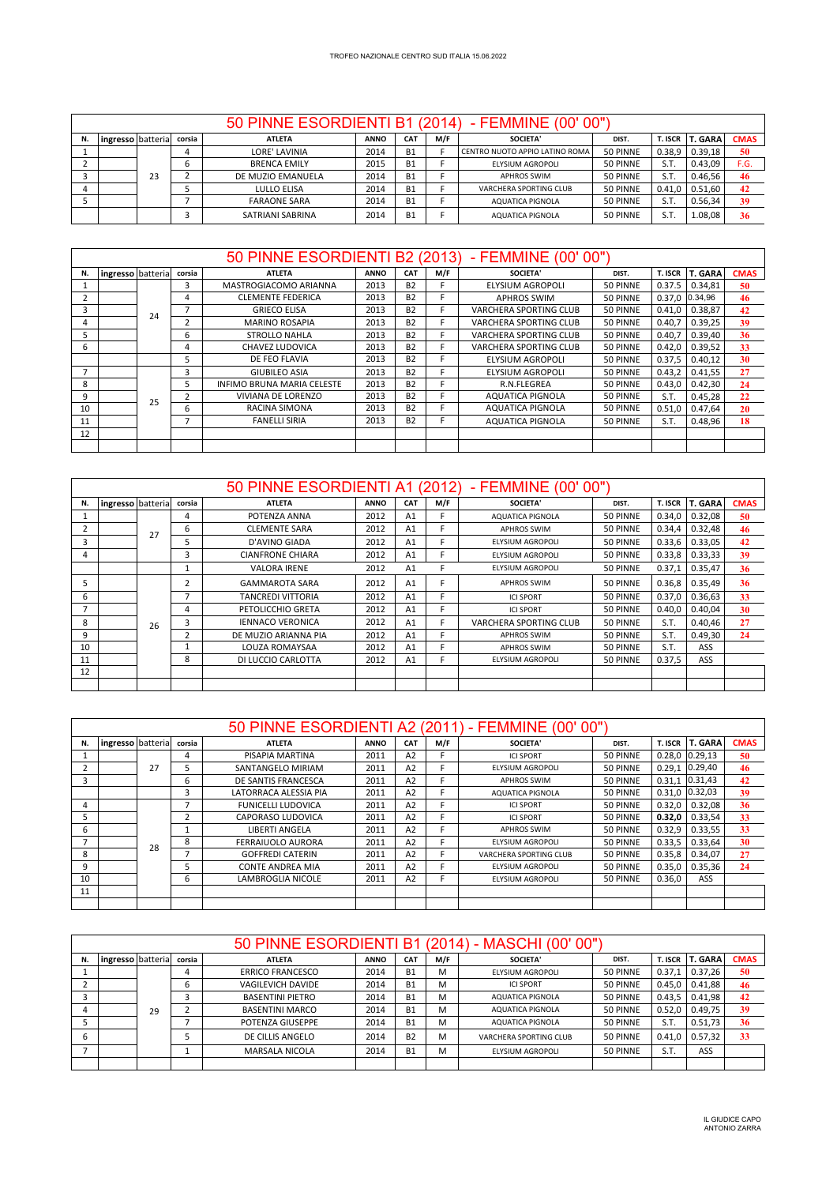TROFEO NAZIONALE CENTRO SUD ITALIA 15.06.2022

## 50 PINNE ESORDIENTI B1 (2014) - FEMMINE (00' 00")

| N. | ingresso | batteria | corsia | ATLETA | ANNO | CAT | M/F | SOCIETA' | DIST. | T. ISCR | T. GARA | CMAS |
|---|---|---|---|---|---|---|---|---|---|---|---|---|
| 1 | | | 4 | LORE' LAVINIA | 2014 | B1 | F | CENTRO NUOTO APPIO LATINO ROMA | 50 PINNE | 0.38,9 | 0.39,18 | 50 |
| 2 | | | 6 | BRENCA EMILY | 2015 | B1 | F | ELYSIUM AGROPOLI | 50 PINNE | S.T. | 0.43,09 | F.G. |
| 3 | | 23 | 2 | DE MUZIO EMANUELA | 2014 | B1 | F | APHROS SWIM | 50 PINNE | S.T. | 0.46,56 | 46 |
| 4 | | | 5 | LULLO ELISA | 2014 | B1 | F | VARCHERA SPORTING CLUB | 50 PINNE | 0.41,0 | 0.51,60 | 42 |
| 5 | | | 7 | FARAONE SARA | 2014 | B1 | F | AQUATICA PIGNOLA | 50 PINNE | S.T. | 0.56,34 | 39 |
| | | | 3 | SATRIANI SABRINA | 2014 | B1 | F | AQUATICA PIGNOLA | 50 PINNE | S.T. | 1.08,08 | 36 |

## 50 PINNE ESORDIENTI B2 (2013) - FEMMINE (00' 00")

| N. | ingresso | batteria | corsia | ATLETA | ANNO | CAT | M/F | SOCIETA' | DIST. | T. ISCR | T. GARA | CMAS |
|---|---|---|---|---|---|---|---|---|---|---|---|---|
| 1 | | | 3 | MASTROGIACOMO ARIANNA | 2013 | B2 | F | ELYSIUM AGROPOLI | 50 PINNE | 0.37.5 | 0.34,81 | 50 |
| 2 | | | 4 | CLEMENTE FEDERICA | 2013 | B2 | F | APHROS SWIM | 50 PINNE | 0.37,0 | 0.34.96 | 46 |
| 3 | | 24 | 7 | GRIECO ELISA | 2013 | B2 | F | VARCHERA SPORTING CLUB | 50 PINNE | 0.41,0 | 0.38,87 | 42 |
| 4 | | | 2 | MARINO ROSAPIA | 2013 | B2 | F | VARCHERA SPORTING CLUB | 50 PINNE | 0.40,7 | 0.39,25 | 39 |
| 5 | | | 6 | STROLLO NAHLA | 2013 | B2 | F | VARCHERA SPORTING CLUB | 50 PINNE | 0.40,7 | 0.39,40 | 36 |
| 6 | | | 4 | CHAVEZ LUDOVICA | 2013 | B2 | F | VARCHERA SPORTING CLUB | 50 PINNE | 0.42,0 | 0.39,52 | 33 |
| | | | 5 | DE FEO FLAVIA | 2013 | B2 | F | ELYSIUM AGROPOLI | 50 PINNE | 0.37,5 | 0.40,12 | 30 |
| 7 | | | 3 | GIUBILEO ASIA | 2013 | B2 | F | ELYSIUM AGROPOLI | 50 PINNE | 0.43,2 | 0.41,55 | 27 |
| 8 | | | 5 | INFIMO BRUNA MARIA CELESTE | 2013 | B2 | F | R.N.FLEGREA | 50 PINNE | 0.43,0 | 0.42,30 | 24 |
| 9 | | 25 | 2 | VIVIANA DE LORENZO | 2013 | B2 | F | AQUATICA PIGNOLA | 50 PINNE | S.T. | 0.45,28 | 22 |
| 10 | | | 6 | RACINA SIMONA | 2013 | B2 | F | AQUATICA PIGNOLA | 50 PINNE | 0.51,0 | 0.47,64 | 20 |
| 11 | | | 7 | FANELLI SIRIA | 2013 | B2 | F | AQUATICA PIGNOLA | 50 PINNE | S.T. | 0.48,96 | 18 |
| 12 | | | | | | | | | | | | |

## 50 PINNE ESORDIENTI A1 (2012) - FEMMINE (00' 00")

| N. | ingresso | batteria | corsia | ATLETA | ANNO | CAT | M/F | SOCIETA' | DIST. | T. ISCR | T. GARA | CMAS |
|---|---|---|---|---|---|---|---|---|---|---|---|---|
| 1 | | | 4 | POTENZA ANNA | 2012 | A1 | F | AQUATICA PIGNOLA | 50 PINNE | 0.34,0 | 0.32,08 | 50 |
| 2 | | 27 | 6 | CLEMENTE SARA | 2012 | A1 | F | APHROS SWIM | 50 PINNE | 0.34,4 | 0.32,48 | 46 |
| 3 | | | 5 | D'AVINO GIADA | 2012 | A1 | F | ELYSIUM AGROPOLI | 50 PINNE | 0.33,6 | 0.33,05 | 42 |
| 4 | | | 3 | CIANFRONE CHIARA | 2012 | A1 | F | ELYSIUM AGROPOLI | 50 PINNE | 0.33,8 | 0.33,33 | 39 |
| | | | 1 | VALORA IRENE | 2012 | A1 | F | ELYSIUM AGROPOLI | 50 PINNE | 0.37,1 | 0.35,47 | 36 |
| 5 | | | 2 | GAMMAROTA SARA | 2012 | A1 | F | APHROS SWIM | 50 PINNE | 0.36,8 | 0.35,49 | 36 |
| 6 | | | 7 | TANCREDI VITTORIA | 2012 | A1 | F | ICI SPORT | 50 PINNE | 0.37,0 | 0.36,63 | 33 |
| 7 | | | 4 | PETOLICCHIO GRETA | 2012 | A1 | F | ICI SPORT | 50 PINNE | 0.40,0 | 0.40,04 | 30 |
| 8 | | 26 | 3 | IENNACO VERONICA | 2012 | A1 | F | VARCHERA SPORTING CLUB | 50 PINNE | S.T. | 0.40,46 | 27 |
| 9 | | | 2 | DE MUZIO ARIANNA PIA | 2012 | A1 | F | APHROS SWIM | 50 PINNE | S.T. | 0.49,30 | 24 |
| 10 | | | 1 | LOUZA ROMAYSAA | 2012 | A1 | F | APHROS SWIM | 50 PINNE | S.T. | ASS | |
| 11 | | | 8 | DI LUCCIO CARLOTTA | 2012 | A1 | F | ELYSIUM AGROPOLI | 50 PINNE | 0.37,5 | ASS | |
| 12 | | | | | | | | | | | | |

## 50 PINNE ESORDIENTI A2 (2011) - FEMMINE (00' 00")

| N. | ingresso | batteria | corsia | ATLETA | ANNO | CAT | M/F | SOCIETA' | DIST. | T. ISCR | T. GARA | CMAS |
|---|---|---|---|---|---|---|---|---|---|---|---|---|
| 1 | | | 4 | PISAPIA MARTINA | 2011 | A2 | F | ICI SPORT | 50 PINNE | 0.28,0 | 0.29,13 | 50 |
| 2 | | 27 | 5 | SANTANGELO MIRIAM | 2011 | A2 | F | ELYSIUM AGROPOLI | 50 PINNE | 0.29,1 | 0.29,40 | 46 |
| 3 | | | 6 | DE SANTIS FRANCESCA | 2011 | A2 | F | APHROS SWIM | 50 PINNE | 0.31,1 | 0.31,43 | 42 |
| | | | 3 | LATORRACA ALESSIA PIA | 2011 | A2 | F | AQUATICA PIGNOLA | 50 PINNE | 0.31,0 | 0.32,03 | 39 |
| 4 | | | 7 | FUNICELLI LUDOVICA | 2011 | A2 | F | ICI SPORT | 50 PINNE | 0.32,0 | 0.32,08 | 36 |
| 5 | | | 2 | CAPORASO LUDOVICA | 2011 | A2 | F | ICI SPORT | 50 PINNE | **0.32,0** | 0.33,54 | 33 |
| 6 | | | 1 | LIBERTI ANGELA | 2011 | A2 | F | APHROS SWIM | 50 PINNE | 0.32,9 | 0.33,55 | 33 |
| 7 | | 28 | 8 | FERRAIUOLO AURORA | 2011 | A2 | F | ELYSIUM AGROPOLI | 50 PINNE | 0.33,5 | 0.33,64 | 30 |
| 8 | | | 7 | GOFFREDI CATERIN | 2011 | A2 | F | VARCHERA SPORTING CLUB | 50 PINNE | 0.35,8 | 0.34,07 | 27 |
| 9 | | | 5 | CONTE ANDREA MIA | 2011 | A2 | F | ELYSIUM AGROPOLI | 50 PINNE | 0.35,0 | 0.35,36 | 24 |
| 10 | | | 6 | LAMBROGLIA NICOLE | 2011 | A2 | F | ELYSIUM AGROPOLI | 50 PINNE | 0.36,0 | ASS | |
| 11 | | | | | | | | | | | | |

## 50 PINNE ESORDIENTI B1 (2014) - MASCHI (00' 00")

| N. | ingresso | batteria | corsia | ATLETA | ANNO | CAT | M/F | SOCIETA' | DIST. | T. ISCR | T. GARA | CMAS |
|---|---|---|---|---|---|---|---|---|---|---|---|---|
| 1 | | | 4 | ERRICO FRANCESCO | 2014 | B1 | M | ELYSIUM AGROPOLI | 50 PINNE | 0.37,1 | 0.37,26 | 50 |
| 2 | | | 6 | VAGILEVICH DAVIDE | 2014 | B1 | M | ICI SPORT | 50 PINNE | 0.45,0 | 0.41,88 | 46 |
| 3 | | | 3 | BASENTINI PIETRO | 2014 | B1 | M | AQUATICA PIGNOLA | 50 PINNE | 0.43,5 | 0.41,98 | 42 |
| 4 | | 29 | 2 | BASENTINI MARCO | 2014 | B1 | M | AQUATICA PIGNOLA | 50 PINNE | 0.52,0 | 0.49,75 | 39 |
| 5 | | | 7 | POTENZA GIUSEPPE | 2014 | B1 | M | AQUATICA PIGNOLA | 50 PINNE | S.T. | 0.51,73 | 36 |
| 6 | | | 5 | DE CILLIS ANGELO | 2014 | B2 | M | VARCHERA SPORTING CLUB | 50 PINNE | 0.41,0 | 0.57,32 | 33 |
| 7 | | | 1 | MARSALA NICOLA | 2014 | B1 | M | ELYSIUM AGROPOLI | 50 PINNE | S.T. | ASS | |

IL GIUDICE CAPO
ANTONIO ZARRA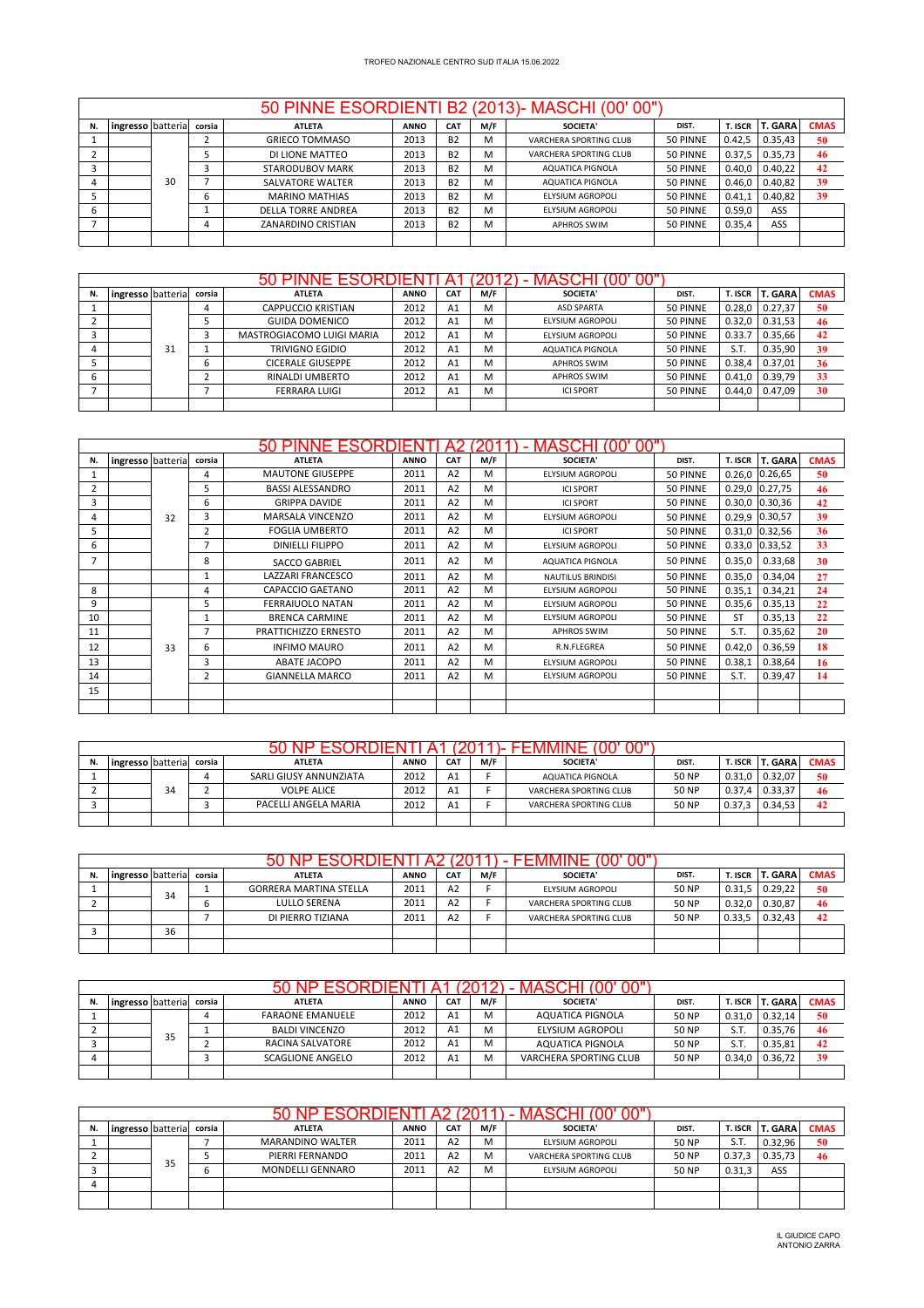TROFEO NAZIONALE CENTRO SUD ITALIA 15.06.2022

## 50 PINNE ESORDIENTI B2 (2013)- MASCHI (00' 00")

| N. | ingresso | batteria | corsia | ATLETA | ANNO | CAT | M/F | SOCIETA' | DIST. | T. ISCR | T. GARA | CMAS |
|---|---|---|---|---|---|---|---|---|---|---|---|---|
| 1 | | 30 | 2 | GRIECO TOMMASO | 2013 | B2 | M | VARCHERA SPORTING CLUB | 50 PINNE | 0.42,5 | 0.35,43 | 50 |
| 2 | | | 5 | DI LIONE MATTEO | 2013 | B2 | M | VARCHERA SPORTING CLUB | 50 PINNE | 0.37,5 | 0.35,73 | 46 |
| 3 | | | 3 | STARODUBOV MARK | 2013 | B2 | M | AQUATICA PIGNOLA | 50 PINNE | 0.40,0 | 0.40,22 | 42 |
| 4 | | | 7 | SALVATORE WALTER | 2013 | B2 | M | AQUATICA PIGNOLA | 50 PINNE | 0.46,0 | 0.40,82 | 39 |
| 5 | | | 6 | MARINO MATHIAS | 2013 | B2 | M | ELYSIUM AGROPOLI | 50 PINNE | 0.41,1 | 0.40,82 | 39 |
| 6 | | | 1 | DELLA TORRE ANDREA | 2013 | B2 | M | ELYSIUM AGROPOLI | 50 PINNE | 0.59,0 | ASS | |
| 7 | | | 4 | ZANARDINO CRISTIAN | 2013 | B2 | M | APHROS SWIM | 50 PINNE | 0.35,4 | ASS | |

## 50 PINNE ESORDIENTI A1 (2012) - MASCHI (00' 00")

| N. | ingresso | batteria | corsia | ATLETA | ANNO | CAT | M/F | SOCIETA' | DIST. | T. ISCR | T. GARA | CMAS |
|---|---|---|---|---|---|---|---|---|---|---|---|---|
| 1 | | 31 | 4 | CAPPUCCIO KRISTIAN | 2012 | A1 | M | ASD SPARTA | 50 PINNE | 0.28,0 | 0.27,37 | 50 |
| 2 | | | 5 | GUIDA DOMENICO | 2012 | A1 | M | ELYSIUM AGROPOLI | 50 PINNE | 0.32,0 | 0.31,53 | 46 |
| 3 | | | 3 | MASTROGIACOMO LUIGI MARIA | 2012 | A1 | M | ELYSIUM AGROPOLI | 50 PINNE | 0.33.7 | 0.35,66 | 42 |
| 4 | | | 1 | TRIVIGNO EGIDIO | 2012 | A1 | M | AQUATICA PIGNOLA | 50 PINNE | S.T. | 0.35,90 | 39 |
| 5 | | | 6 | CICERALE GIUSEPPE | 2012 | A1 | M | APHROS SWIM | 50 PINNE | 0.38,4 | 0.37,01 | 36 |
| 6 | | | 2 | RINALDI UMBERTO | 2012 | A1 | M | APHROS SWIM | 50 PINNE | 0.41,0 | 0.39,79 | 33 |
| 7 | | | 7 | FERRARA LUIGI | 2012 | A1 | M | ICI SPORT | 50 PINNE | 0.44,0 | 0.47,09 | 30 |

## 50 PINNE ESORDIENTI A2 (2011) - MASCHI (00' 00")

| N. | ingresso | batteria | corsia | ATLETA | ANNO | CAT | M/F | SOCIETA' | DIST. | T. ISCR | T. GARA | CMAS |
|---|---|---|---|---|---|---|---|---|---|---|---|---|
| 1 | | 32 | 4 | MAUTONE GIUSEPPE | 2011 | A2 | M | ELYSIUM AGROPOLI | 50 PINNE | 0.26,0 | 0.26,65 | 50 |
| 2 | | | 5 | BASSI ALESSANDRO | 2011 | A2 | M | ICI SPORT | 50 PINNE | 0.29,0 | 0.27,75 | 46 |
| 3 | | | 6 | GRIPPA DAVIDE | 2011 | A2 | M | ICI SPORT | 50 PINNE | 0.30,0 | 0.30,36 | 42 |
| 4 | | | 3 | MARSALA VINCENZO | 2011 | A2 | M | ELYSIUM AGROPOLI | 50 PINNE | 0.29,9 | 0.30,57 | 39 |
| 5 | | | 2 | FOGLIA UMBERTO | 2011 | A2 | M | ICI SPORT | 50 PINNE | 0.31,0 | 0.32,56 | 36 |
| 6 | | | 7 | DINIELLI FILIPPO | 2011 | A2 | M | ELYSIUM AGROPOLI | 50 PINNE | 0.33,0 | 0.33,52 | 33 |
| 7 | | | 8 | SACCO GABRIEL | 2011 | A2 | M | AQUATICA PIGNOLA | 50 PINNE | 0.35,0 | 0.33,68 | 30 |
| | | | 1 | LAZZARI FRANCESCO | 2011 | A2 | M | NAUTILUS BRINDISI | 50 PINNE | 0.35,0 | 0.34,04 | 27 |
| 8 | | 33 | 4 | CAPACCIO GAETANO | 2011 | A2 | M | ELYSIUM AGROPOLI | 50 PINNE | 0.35,1 | 0.34,21 | 24 |
| 9 | | | 5 | FERRAIUOLO NATAN | 2011 | A2 | M | ELYSIUM AGROPOLI | 50 PINNE | 0.35,6 | 0.35,13 | 22 |
| 10 | | | 1 | BRENCA CARMINE | 2011 | A2 | M | ELYSIUM AGROPOLI | 50 PINNE | ST | 0.35,13 | 22 |
| 11 | | | 7 | PRATTICHIZZO ERNESTO | 2011 | A2 | M | APHROS SWIM | 50 PINNE | S.T. | 0.35,62 | 20 |
| 12 | | | 6 | INFIMO MAURO | 2011 | A2 | M | R.N.FLEGREA | 50 PINNE | 0.42,0 | 0.36,59 | 18 |
| 13 | | | 3 | ABATE JACOPO | 2011 | A2 | M | ELYSIUM AGROPOLI | 50 PINNE | 0.38,1 | 0.38,64 | 16 |
| 14 | | | 2 | GIANNELLA MARCO | 2011 | A2 | M | ELYSIUM AGROPOLI | 50 PINNE | S.T. | 0.39,47 | 14 |
| 15 | | | | | | | | | | | | |

## 50 NP ESORDIENTI A1 (2011)- FEMMINE (00' 00")

| N. | ingresso | batteria | corsia | ATLETA | ANNO | CAT | M/F | SOCIETA' | DIST. | T. ISCR | T. GARA | CMAS |
|---|---|---|---|---|---|---|---|---|---|---|---|---|
| 1 | | 34 | 4 | SARLI GIUSY ANNUNZIATA | 2012 | A1 | F | AQUATICA PIGNOLA | 50 NP | 0.31,0 | 0.32,07 | 50 |
| 2 | | | 2 | VOLPE ALICE | 2012 | A1 | F | VARCHERA SPORTING CLUB | 50 NP | 0.37,4 | 0.33,37 | 46 |
| 3 | | | 3 | PACELLI ANGELA MARIA | 2012 | A1 | F | VARCHERA SPORTING CLUB | 50 NP | 0.37,3 | 0.34,53 | 42 |

## 50 NP ESORDIENTI A2 (2011) - FEMMINE (00' 00")

| N. | ingresso | batteria | corsia | ATLETA | ANNO | CAT | M/F | SOCIETA' | DIST. | T. ISCR | T. GARA | CMAS |
|---|---|---|---|---|---|---|---|---|---|---|---|---|
| 1 | | 34 | 1 | GORRERA MARTINA STELLA | 2011 | A2 | F | ELYSIUM AGROPOLI | 50 NP | 0.31,5 | 0.29,22 | 50 |
| 2 | | | 6 | LULLO SERENA | 2011 | A2 | F | VARCHERA SPORTING CLUB | 50 NP | 0.32,0 | 0.30,87 | 46 |
| | | | 7 | DI PIERRO TIZIANA | 2011 | A2 | F | VARCHERA SPORTING CLUB | 50 NP | 0.33,5 | 0.32,43 | 42 |
| 3 | | 36 | | | | | | | | | | |

## 50 NP ESORDIENTI A1 (2012) - MASCHI (00' 00")

| N. | ingresso | batteria | corsia | ATLETA | ANNO | CAT | M/F | SOCIETA' | DIST. | T. ISCR | T. GARA | CMAS |
|---|---|---|---|---|---|---|---|---|---|---|---|---|
| 1 | | 35 | 4 | FARAONE EMANUELE | 2012 | A1 | M | AQUATICA PIGNOLA | 50 NP | 0.31,0 | 0.32,14 | 50 |
| 2 | | | 1 | BALDI VINCENZO | 2012 | A1 | M | ELYSIUM AGROPOLI | 50 NP | S.T. | 0.35,76 | 46 |
| 3 | | | 2 | RACINA SALVATORE | 2012 | A1 | M | AQUATICA PIGNOLA | 50 NP | S.T. | 0.35,81 | 42 |
| 4 | | | 3 | SCAGLIONE ANGELO | 2012 | A1 | M | VARCHERA SPORTING CLUB | 50 NP | 0.34,0 | 0.36,72 | 39 |

## 50 NP ESORDIENTI A2 (2011) - MASCHI (00' 00")

| N. | ingresso | batteria | corsia | ATLETA | ANNO | CAT | M/F | SOCIETA' | DIST. | T. ISCR | T. GARA | CMAS |
|---|---|---|---|---|---|---|---|---|---|---|---|---|
| 1 | | 35 | 7 | MARANDINO WALTER | 2011 | A2 | M | ELYSIUM AGROPOLI | 50 NP | S.T. | 0.32,96 | 50 |
| 2 | | | 5 | PIERRI FERNANDO | 2011 | A2 | M | VARCHERA SPORTING CLUB | 50 NP | 0.37,3 | 0.35,73 | 46 |
| 3 | | | 6 | MONDELLI GENNARO | 2011 | A2 | M | ELYSIUM AGROPOLI | 50 NP | 0.31,3 | ASS | |
| 4 | | | | | | | | | | | | |

IL GIUDICE CAPO
ANTONIO ZARRA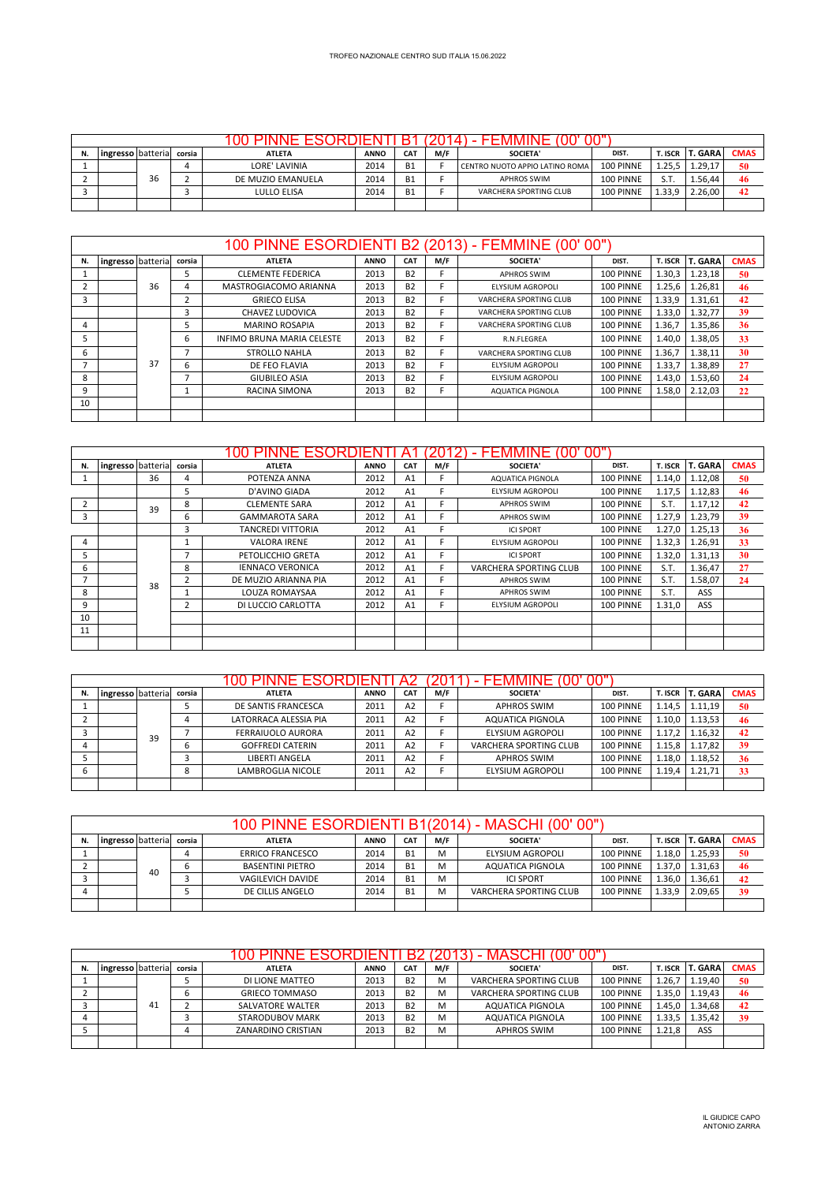TROFEO NAZIONALE CENTRO SUD ITALIA 15.06.2022

## 100 PINNE ESORDIENTI B1 (2014) - FEMMINE (00' 00")

| N. | ingresso | batteria | corsia | ATLETA | ANNO | CAT | M/F | SOCIETA' | DIST. | T. ISCR | T. GARA | CMAS |
|---|---|---|---|---|---|---|---|---|---|---|---|---|
| 1 | | 36 | 4 | LORE' LAVINIA | 2014 | B1 | F | CENTRO NUOTO APPIO LATINO ROMA | 100 PINNE | 1.25,5 | 1.29,17 | 50 |
| 2 | | | 2 | DE MUZIO EMANUELA | 2014 | B1 | F | APHROS SWIM | 100 PINNE | S.T. | 1.56,44 | 46 |
| 3 | | | 3 | LULLO ELISA | 2014 | B1 | F | VARCHERA SPORTING CLUB | 100 PINNE | 1.33,9 | 2.26,00 | 42 |
| | | | | | | | | | | | | |

## 100 PINNE ESORDIENTI B2 (2013) - FEMMINE (00' 00")

| N. | ingresso | batteria | corsia | ATLETA | ANNO | CAT | M/F | SOCIETA' | DIST. | T. ISCR | T. GARA | CMAS |
|---|---|---|---|---|---|---|---|---|---|---|---|---|
| 1 | | 36 | 5 | CLEMENTE FEDERICA | 2013 | B2 | F | APHROS SWIM | 100 PINNE | 1.30,3 | 1.23,18 | 50 |
| 2 | | | 4 | MASTROGIACOMO ARIANNA | 2013 | B2 | F | ELYSIUM AGROPOLI | 100 PINNE | 1.25,6 | 1.26,81 | 46 |
| 3 | | | 2 | GRIECO ELISA | 2013 | B2 | F | VARCHERA SPORTING CLUB | 100 PINNE | 1.33,9 | 1.31,61 | 42 |
| | | | 3 | CHAVEZ LUDOVICA | 2013 | B2 | F | VARCHERA SPORTING CLUB | 100 PINNE | 1.33,0 | 1.32,77 | 39 |
| 4 | | 37 | 5 | MARINO ROSAPIA | 2013 | B2 | F | VARCHERA SPORTING CLUB | 100 PINNE | 1.36,7 | 1.35,86 | 36 |
| 5 | | | 6 | INFIMO BRUNA MARIA CELESTE | 2013 | B2 | F | R.N.FLEGREA | 100 PINNE | 1.40,0 | 1.38,05 | 33 |
| 6 | | | 7 | STROLLO NAHLA | 2013 | B2 | F | VARCHERA SPORTING CLUB | 100 PINNE | 1.36,7 | 1.38,11 | 30 |
| 7 | | | 6 | DE FEO FLAVIA | 2013 | B2 | F | ELYSIUM AGROPOLI | 100 PINNE | 1.33,7 | 1.38,89 | 27 |
| 8 | | | 7 | GIUBILEO ASIA | 2013 | B2 | F | ELYSIUM AGROPOLI | 100 PINNE | 1.43,0 | 1.53,60 | 24 |
| 9 | | | 1 | RACINA SIMONA | 2013 | B2 | F | AQUATICA PIGNOLA | 100 PINNE | 1.58,0 | 2.12,03 | 22 |
| 10 | | | | | | | | | | | | |
| | | | | | | | | | | | | |

## 100 PINNE ESORDIENTI A1 (2012) - FEMMINE (00' 00")

| N. | ingresso | batteria | corsia | ATLETA | ANNO | CAT | M/F | SOCIETA' | DIST. | T. ISCR | T. GARA | CMAS |
|---|---|---|---|---|---|---|---|---|---|---|---|---|
| 1 | | 36 | 4 | POTENZA ANNA | 2012 | A1 | F | AQUATICA PIGNOLA | 100 PINNE | 1.14,0 | 1.12,08 | 50 |
| | | 39 | 5 | D'AVINO GIADA | 2012 | A1 | F | ELYSIUM AGROPOLI | 100 PINNE | 1.17,5 | 1.12,83 | 46 |
| 2 | | | 8 | CLEMENTE SARA | 2012 | A1 | F | APHROS SWIM | 100 PINNE | S.T. | 1.17,12 | 42 |
| 3 | | | 6 | GAMMAROTA SARA | 2012 | A1 | F | APHROS SWIM | 100 PINNE | 1.27,9 | 1.23,79 | 39 |
| | | 38 | 3 | TANCREDI VITTORIA | 2012 | A1 | F | ICI SPORT | 100 PINNE | 1.27,0 | 1.25,13 | 36 |
| 4 | | | 1 | VALORA IRENE | 2012 | A1 | F | ELYSIUM AGROPOLI | 100 PINNE | 1.32,3 | 1.26,91 | 33 |
| 5 | | | 7 | PETOLICCHIO GRETA | 2012 | A1 | F | ICI SPORT | 100 PINNE | 1.32,0 | 1.31,13 | 30 |
| 6 | | | 8 | IENNACO VERONICA | 2012 | A1 | F | VARCHERA SPORTING CLUB | 100 PINNE | S.T. | 1.36,47 | 27 |
| 7 | | | 2 | DE MUZIO ARIANNA PIA | 2012 | A1 | F | APHROS SWIM | 100 PINNE | S.T. | 1.58,07 | 24 |
| 8 | | | 1 | LOUZA ROMAYSAA | 2012 | A1 | F | APHROS SWIM | 100 PINNE | S.T. | ASS | |
| 9 | | | 2 | DI LUCCIO CARLOTTA | 2012 | A1 | F | ELYSIUM AGROPOLI | 100 PINNE | 1.31,0 | ASS | |
| 10 | | | | | | | | | | | | |
| 11 | | | | | | | | | | | | |
| | | | | | | | | | | | | |

## 100 PINNE ESORDIENTI A2 (2011) - FEMMINE (00' 00")

| N. | ingresso | batteria | corsia | ATLETA | ANNO | CAT | M/F | SOCIETA' | DIST. | T. ISCR | T. GARA | CMAS |
|---|---|---|---|---|---|---|---|---|---|---|---|---|
| 1 | | 39 | 5 | DE SANTIS FRANCESCA | 2011 | A2 | F | APHROS SWIM | 100 PINNE | 1.14,5 | 1.11,19 | 50 |
| 2 | | | 4 | LATORRACA ALESSIA PIA | 2011 | A2 | F | AQUATICA PIGNOLA | 100 PINNE | 1.10,0 | 1.13,53 | 46 |
| 3 | | | 7 | FERRAIUOLO AURORA | 2011 | A2 | F | ELYSIUM AGROPOLI | 100 PINNE | 1.17,2 | 1.16,32 | 42 |
| 4 | | | 6 | GOFFREDI CATERIN | 2011 | A2 | F | VARCHERA SPORTING CLUB | 100 PINNE | 1.15,8 | 1.17,82 | 39 |
| 5 | | | 3 | LIBERTI ANGELA | 2011 | A2 | F | APHROS SWIM | 100 PINNE | 1.18,0 | 1.18,52 | 36 |
| 6 | | | 8 | LAMBROGLIA NICOLE | 2011 | A2 | F | ELYSIUM AGROPOLI | 100 PINNE | 1.19,4 | 1.21,71 | 33 |
| | | | | | | | | | | | | |

## 100 PINNE ESORDIENTI B1(2014) - MASCHI (00' 00")

| N. | ingresso | batteria | corsia | ATLETA | ANNO | CAT | M/F | SOCIETA' | DIST. | T. ISCR | T. GARA | CMAS |
|---|---|---|---|---|---|---|---|---|---|---|---|---|
| 1 | | 40 | 4 | ERRICO FRANCESCO | 2014 | B1 | M | ELYSIUM AGROPOLI | 100 PINNE | 1.18,0 | 1.25,93 | 50 |
| 2 | | | 6 | BASENTINI PIETRO | 2014 | B1 | M | AQUATICA PIGNOLA | 100 PINNE | 1.37,0 | 1.31,63 | 46 |
| 3 | | | 3 | VAGILEVICH DAVIDE | 2014 | B1 | M | ICI SPORT | 100 PINNE | 1.36,0 | 1.36,61 | 42 |
| 4 | | | 5 | DE CILLIS ANGELO | 2014 | B1 | M | VARCHERA SPORTING CLUB | 100 PINNE | 1.33,9 | 2.09,65 | 39 |
| | | | | | | | | | | | | |

## 100 PINNE ESORDIENTI B2 (2013) - MASCHI (00' 00")

| N. | ingresso | batteria | corsia | ATLETA | ANNO | CAT | M/F | SOCIETA' | DIST. | T. ISCR | T. GARA | CMAS |
|---|---|---|---|---|---|---|---|---|---|---|---|---|
| 1 | | 41 | 5 | DI LIONE MATTEO | 2013 | B2 | M | VARCHERA SPORTING CLUB | 100 PINNE | 1.26,7 | 1.19,40 | 50 |
| 2 | | | 6 | GRIECO TOMMASO | 2013 | B2 | M | VARCHERA SPORTING CLUB | 100 PINNE | 1.35,0 | 1.19,43 | 46 |
| 3 | | | 2 | SALVATORE WALTER | 2013 | B2 | M | AQUATICA PIGNOLA | 100 PINNE | 1.45,0 | 1.34,68 | 42 |
| 4 | | | 3 | STARODUBOV MARK | 2013 | B2 | M | AQUATICA PIGNOLA | 100 PINNE | 1.33,5 | 1.35,42 | 39 |
| 5 | | | 4 | ZANARDINO CRISTIAN | 2013 | B2 | M | APHROS SWIM | 100 PINNE | 1.21,8 | ASS | |
| | | | | | | | | | | | | |

IL GIUDICE CAPO
ANTONIO ZARRA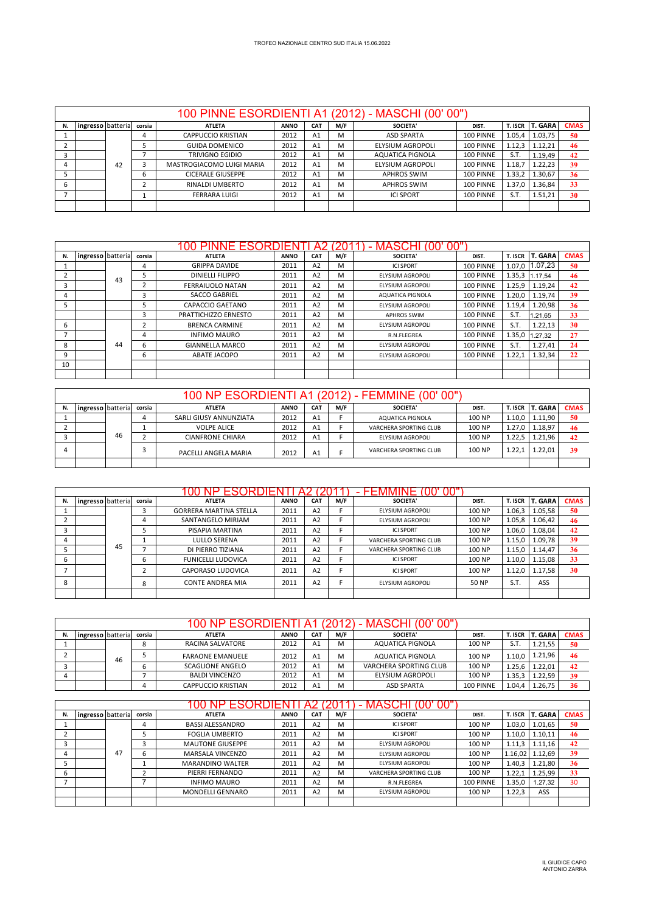TROFEO NAZIONALE CENTRO SUD ITALIA 15.06.2022

## 100 PINNE ESORDIENTI A1 (2012) - MASCHI (00' 00")

| N. | ingresso | batteria | corsia | ATLETA | ANNO | CAT | M/F | SOCIETA' | DIST. | T. ISCR | T. GARA | CMAS |
|---|---|---|---|---|---|---|---|---|---|---|---|---|
| 1 | | | 4 | CAPPUCCIO KRISTIAN | 2012 | A1 | M | ASD SPARTA | 100 PINNE | 1.05,4 | 1.03,75 | 50 |
| 2 | | | 5 | GUIDA DOMENICO | 2012 | A1 | M | ELYSIUM AGROPOLI | 100 PINNE | 1.12,3 | 1.12,21 | 46 |
| 3 | | | 7 | TRIVIGNO EGIDIO | 2012 | A1 | M | AQUATICA PIGNOLA | 100 PINNE | S.T. | 1.19,49 | 42 |
| 4 | | 42 | 3 | MASTROGIACOMO LUIGI MARIA | 2012 | A1 | M | ELYSIUM AGROPOLI | 100 PINNE | 1.18,7 | 1.22,23 | 39 |
| 5 | | | 6 | CICERALE GIUSEPPE | 2012 | A1 | M | APHROS SWIM | 100 PINNE | 1.33,2 | 1.30,67 | 36 |
| 6 | | | 2 | RINALDI UMBERTO | 2012 | A1 | M | APHROS SWIM | 100 PINNE | 1.37,0 | 1.36,84 | 33 |
| 7 | | | 1 | FERRARA LUIGI | 2012 | A1 | M | ICI SPORT | 100 PINNE | S.T. | 1.51,21 | 30 |

## 100 PINNE ESORDIENTI A2 (2011) - MASCHI (00' 00")

| N. | ingresso | batteria | corsia | ATLETA | ANNO | CAT | M/F | SOCIETA' | DIST. | T. ISCR | T. GARA | CMAS |
|---|---|---|---|---|---|---|---|---|---|---|---|---|
| 1 | | | 4 | GRIPPA DAVIDE | 2011 | A2 | M | ICI SPORT | 100 PINNE | 1.07,0 | 1.07,23 | 50 |
| 2 | | 43 | 5 | DINIELLI FILIPPO | 2011 | A2 | M | ELYSIUM AGROPOLI | 100 PINNE | 1.35,3 | 1.17,54 | 46 |
| 3 | | | 2 | FERRAIUOLO NATAN | 2011 | A2 | M | ELYSIUM AGROPOLI | 100 PINNE | 1.25,9 | 1.19,24 | 42 |
| 4 | | | 3 | SACCO GABRIEL | 2011 | A2 | M | AQUATICA PIGNOLA | 100 PINNE | 1.20,0 | 1.19,74 | 39 |
| 5 | | | 5 | CAPACCIO GAETANO | 2011 | A2 | M | ELYSIUM AGROPOLI | 100 PINNE | 1.19,4 | 1.20,98 | 36 |
| | | | 3 | PRATTICHIZZO ERNESTO | 2011 | A2 | M | APHROS SWIM | 100 PINNE | S.T. | 1.21,65 | 33 |
| 6 | | | 2 | BRENCA CARMINE | 2011 | A2 | M | ELYSIUM AGROPOLI | 100 PINNE | S.T. | 1.22,13 | 30 |
| 7 | | | 4 | INFIMO MAURO | 2011 | A2 | M | R.N.FLEGREA | 100 PINNE | 1.35,0 | 1.27,32 | 27 |
| 8 | | 44 | 6 | GIANNELLA MARCO | 2011 | A2 | M | ELYSIUM AGROPOLI | 100 PINNE | S.T. | 1.27,41 | 24 |
| 9 | | | 6 | ABATE JACOPO | 2011 | A2 | M | ELYSIUM AGROPOLI | 100 PINNE | 1.22,1 | 1.32,34 | 22 |
| 10 | | | | | | | | | | | | |

## 100 NP ESORDIENTI A1 (2012) - FEMMINE (00' 00")

| N. | ingresso | batteria | corsia | ATLETA | ANNO | CAT | M/F | SOCIETA' | DIST. | T. ISCR | T. GARA | CMAS |
|---|---|---|---|---|---|---|---|---|---|---|---|---|
| 1 | | | 4 | SARLI GIUSY ANNUNZIATA | 2012 | A1 | F | AQUATICA PIGNOLA | 100 NP | 1.10,0 | 1.11,90 | 50 |
| 2 | | | 1 | VOLPE ALICE | 2012 | A1 | F | VARCHERA SPORTING CLUB | 100 NP | 1.27,0 | 1.18,97 | 46 |
| 3 | | 46 | 2 | CIANFRONE CHIARA | 2012 | A1 | F | ELYSIUM AGROPOLI | 100 NP | 1.22,5 | 1.21,96 | 42 |
| 4 | | | 3 | PACELLI ANGELA MARIA | 2012 | A1 | F | VARCHERA SPORTING CLUB | 100 NP | 1.22,1 | 1.22,01 | 39 |

## 100 NP ESORDIENTI A2 (2011) - FEMMINE (00' 00")

| N. | ingresso | batteria | corsia | ATLETA | ANNO | CAT | M/F | SOCIETA' | DIST. | T. ISCR | T. GARA | CMAS |
|---|---|---|---|---|---|---|---|---|---|---|---|---|
| 1 | | | 3 | GORRERA MARTINA STELLA | 2011 | A2 | F | ELYSIUM AGROPOLI | 100 NP | 1.06,3 | 1.05,58 | 50 |
| 2 | | | 4 | SANTANGELO MIRIAM | 2011 | A2 | F | ELYSIUM AGROPOLI | 100 NP | 1.05,8 | 1.06,42 | 46 |
| 3 | | | 5 | PISAPIA MARTINA | 2011 | A2 | F | ICI SPORT | 100 NP | 1.06,0 | 1.08,04 | 42 |
| 4 | | | 1 | LULLO SERENA | 2011 | A2 | F | VARCHERA SPORTING CLUB | 100 NP | 1.15,0 | 1.09,78 | 39 |
| 5 | | 45 | 7 | DI PIERRO TIZIANA | 2011 | A2 | F | VARCHERA SPORTING CLUB | 100 NP | 1.15,0 | 1.14,47 | 36 |
| 6 | | | 6 | FUNICELLI LUDOVICA | 2011 | A2 | F | ICI SPORT | 100 NP | 1.10,0 | 1.15,08 | 33 |
| 7 | | | 2 | CAPORASO LUDOVICA | 2011 | A2 | F | ICI SPORT | 100 NP | 1.12,0 | 1.17,58 | 30 |
| 8 | | | 8 | CONTE ANDREA MIA | 2011 | A2 | F | ELYSIUM AGROPOLI | 50 NP | S.T. | ASS | |

## 100 NP ESORDIENTI A1 (2012) - MASCHI (00' 00")

| N. | ingresso | batteria | corsia | ATLETA | ANNO | CAT | M/F | SOCIETA' | DIST. | T. ISCR | T. GARA | CMAS |
|---|---|---|---|---|---|---|---|---|---|---|---|---|
| 1 | | | 8 | RACINA SALVATORE | 2012 | A1 | M | AQUATICA PIGNOLA | 100 NP | S.T. | 1.21,55 | 50 |
| 2 | | 46 | 5 | FARAONE EMANUELE | 2012 | A1 | M | AQUATICA PIGNOLA | 100 NP | 1.10,0 | 1.21,96 | 46 |
| 3 | | | 6 | SCAGLIONE ANGELO | 2012 | A1 | M | VARCHERA SPORTING CLUB | 100 NP | 1.25,6 | 1.22,01 | 42 |
| 4 | | | 7 | BALDI VINCENZO | 2012 | A1 | M | ELYSIUM AGROPOLI | 100 NP | 1.35,3 | 1.22,59 | 39 |
| | | | 4 | CAPPUCCIO KRISTIAN | 2012 | A1 | M | ASD SPARTA | 100 PINNE | 1.04,4 | 1.26,75 | 36 |

## 100 NP ESORDIENTI A2 (2011) - MASCHI (00' 00")

| N. | ingresso | batteria | corsia | ATLETA | ANNO | CAT | M/F | SOCIETA' | DIST. | T. ISCR | T. GARA | CMAS |
|---|---|---|---|---|---|---|---|---|---|---|---|---|
| 1 | | | 4 | BASSI ALESSANDRO | 2011 | A2 | M | ICI SPORT | 100 NP | 1.03,0 | 1.01,65 | 50 |
| 2 | | | 5 | FOGLIA UMBERTO | 2011 | A2 | M | ICI SPORT | 100 NP | 1.10,0 | 1.10,11 | 46 |
| 3 | | | 3 | MAUTONE GIUSEPPE | 2011 | A2 | M | ELYSIUM AGROPOLI | 100 NP | 1.11,3 | 1.11,16 | 42 |
| 4 | | 47 | 6 | MARSALA VINCENZO | 2011 | A2 | M | ELYSIUM AGROPOLI | 100 NP | 1.16,02 | 1.12,69 | 39 |
| 5 | | | 1 | MARANDINO WALTER | 2011 | A2 | M | ELYSIUM AGROPOLI | 100 NP | 1.40,3 | 1.21,80 | 36 |
| 6 | | | 2 | PIERRI FERNANDO | 2011 | A2 | M | VARCHERA SPORTING CLUB | 100 NP | 1.22,1 | 1.25,99 | 33 |
| 7 | | | 7 | INFIMO MAURO | 2011 | A2 | M | R.N.FLEGREA | 100 PINNE | 1.35,0 | 1.27,32 | 30 |
| | | | | MONDELLI GENNARO | 2011 | A2 | M | ELYSIUM AGROPOLI | 100 NP | 1.22,3 | ASS | |

IL GIUDICE CAPO
ANTONIO ZARRA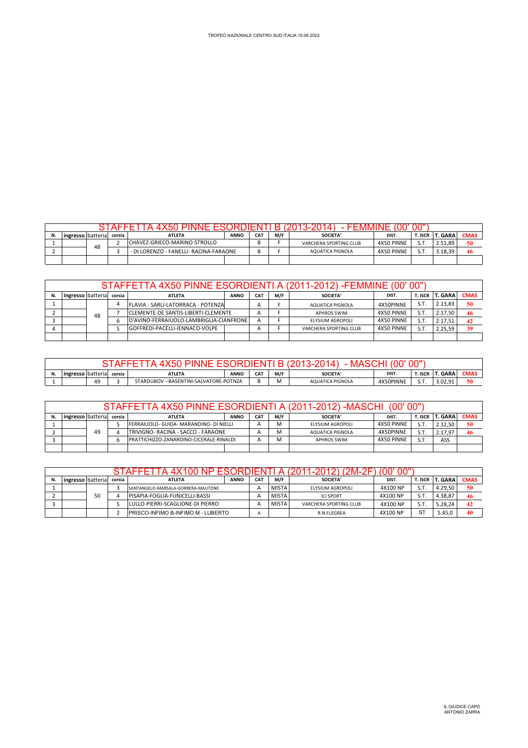TROFEO NAZIONALE CENTRO SUD ITALIA 15.06.2022

## STAFFETTA 4X50 PINNE ESORDIENTI B (2013-2014) - FEMMINE (00' 00")

| N. | ingresso | batteria | corsia | ATLETA | ANNO | CAT | M/F | SOCIETA' | DIST. | T. ISCR | T. GARA | CMAS |
|---|---|---|---|---|---|---|---|---|---|---|---|---|
| 1 | | 48 | 2 | CHAVEZ-GRIECO-MARINO-STROLLO | | B | F | VARCHERA SPORTING CLUB | 4X50 PINNE | S.T. | 2.51,89 | 50 |
| 2 | | | 3 | - DI LORENZO - FANELLI- RACINA-FARAONE | | B | F | AQUATICA PIGNOLA | 4X50 PINNE | S.T. | 3.18,39 | 46 |
| | | | | | | | | | | | | |

## STAFFETTA 4X50 PINNE ESORDIENTI A (2011-2012) -FEMMINE (00' 00")

| N. | ingresso | batteria | corsia | ATLETA | ANNO | CAT | M/F | SOCIETA' | DIST. | T. ISCR | T. GARA | CMAS |
|---|---|---|---|---|---|---|---|---|---|---|---|---|
| 1 | | 48 | 4 | FLAVIA - SARLI-LATORRACA - POTENZA | | A | F | AQUATICA PIGNOLA | 4X50PINNE | S.T. | 2.13,83 | 50 |
| 2 | | | 7 | CLEMENTE-DE SANTIS-LIBERTI-CLEMENTE | | A | F | APHROS SWIM | 4X50 PINNE | S.T. | 2.17,50 | 46 |
| 3 | | | 6 | D'AVINO-FERRAIUOLO-LAMBRIGLIA-CIANFRONE | | A | F | ELYSIUM AGROPOLI | 4X50 PINNE | S.T. | 2.17,51 | 42 |
| 4 | | | 5 | GOFFREDI-PACELLI-IENNACO-VOLPE | | A | F | VARCHERA SPORTING CLUB | 4X50 PINNE | S.T. | 2.25,59 | 39 |
| | | | | | | | | | | | | |

## STAFFETTA 4X50 PINNE ESORDIENTI B (2013-2014) - MASCHI (00' 00")

| N. | ingresso | batteria | corsia | ATLETA | ANNO | CAT | M/F | SOCIETA' | DIST. | T. ISCR | T. GARA | CMAS |
|---|---|---|---|---|---|---|---|---|---|---|---|---|
| 1 | | 49 | 3 | STARDUBOV --BASENTINI-SALVATORE-POTNZA | | B | M | AQUATICA PIGNOLA | 4X50PINNE | S.T. | 3.02,91 | 50 |

## STAFFETTA 4X50 PINNE ESORDIENTI A (2011-2012) -MASCHI (00' 00")

| N. | ingresso | batteria | corsia | ATLETA | ANNO | CAT | M/F | SOCIETA' | DIST. | T. ISCR | T. GARA | CMAS |
|---|---|---|---|---|---|---|---|---|---|---|---|---|
| 1 | | 49 | 5 | FERRAIUOLO- GUIDA- MARANDINO- DI NIELLI | | A | M | ELYSIUM AGROPOLI | 4X50 PINNE | S.T. | 2.12,50 | 50 |
| 2 | | | 4 | TRIVIGNO- RACINA - SACCO - FARAONE | | A | M | AQUATICA PIGNOLA | 4X50PINNE | S.T. | 2.17,97 | 46 |
| 3 | | | 6 | PRATTICHIZZO-ZANARDINO-CICERALE-RINALDI | | A | M | APHROS SWIM | 4X50 PINNE | S.T. | ASS | |
| | | | | | | | | | | | | |

## STAFFETTA 4X100 NP ESORDIENTI A (2011-2012) (2M-2F) (00' 00")

| N. | ingresso | batteria | corsia | ATLETA | ANNO | CAT | M/F | SOCIETA' | DIST. | T. ISCR | T. GARA | CMAS |
|---|---|---|---|---|---|---|---|---|---|---|---|---|
| 1 | | 50 | 3 | SANTANGELO-MARSALA-GORRERA-MAUTONE | | A | MISTA | ELYSIUM AGROPOLI | 4X100 NP | S.T. | 4.29,50 | 50 |
| 2 | | | 4 | PISAPIA-FOGLIA-FUNICELLI-BASSI | | A | MISTA | ICI SPORT | 4X100 NP | S.T. | 4.38,87 | 46 |
| 3 | | | 5 | LULLO-PIERRI-SCAGLIONE-DI PIERRO | | A | MISTA | VARCHERA SPORTING CLUB | 4X100 NP | S.T. | 5.28,24 | 42 |
| | | | 2 | PRISCO-INFIMO B-INFIMO M - LUBERTO | | A | | R.N.FLEGREA | 4X100 NP | ST | 5.45,0 | 40 |

IL GIUDICE CAPO
ANTONIO ZARRA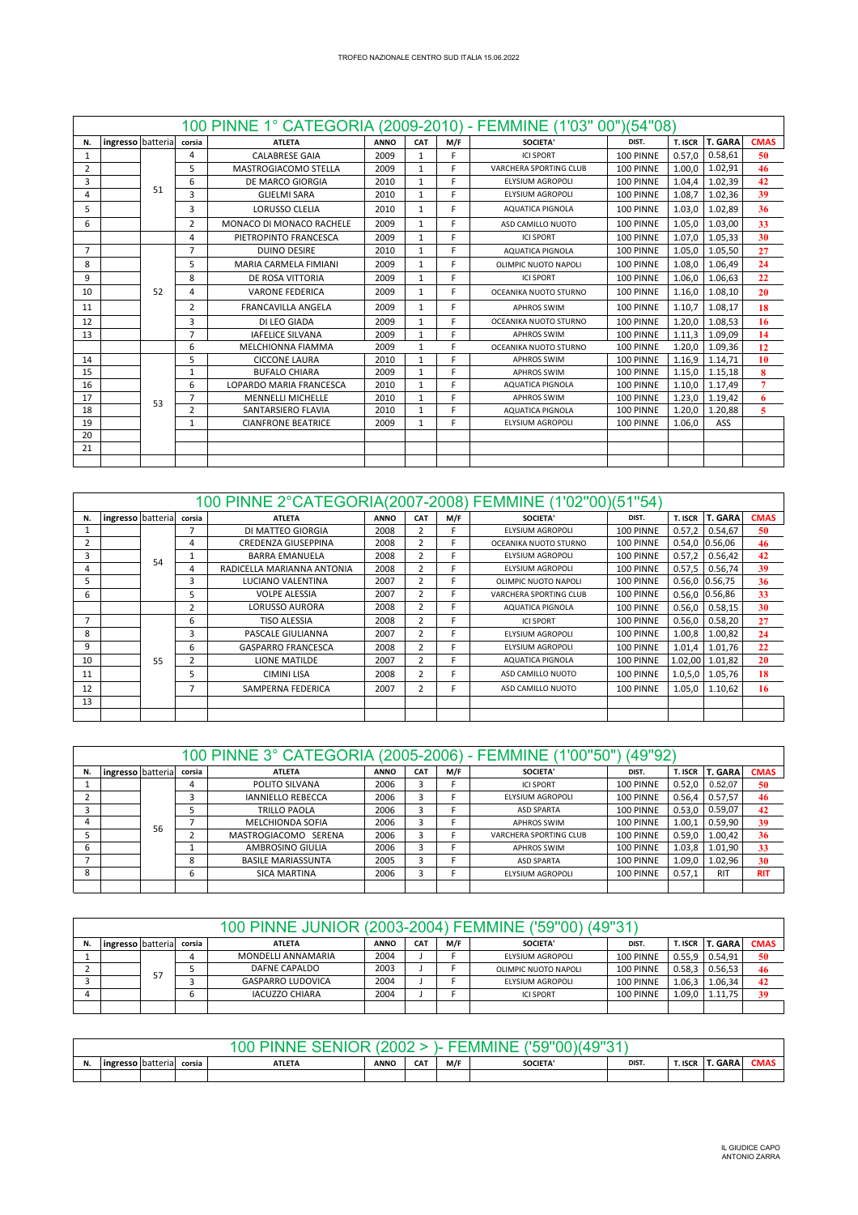TROFEO NAZIONALE CENTRO SUD ITALIA 15.06.2022

| 100 PINNE 1° CATEGORIA (2009-2010) - FEMMINE (1'03" 00")(54"08) | | | | | | | | | | | | |
|---|---|---|---|---|---|---|---|---|---|---|---|---|
| N. | ingresso | batteria | corsia | ATLETA | ANNO | CAT | M/F | SOCIETA' | DIST. | T. ISCR | T. GARA | CMAS |
| 1 | | 51 | 4 | CALABRESE GAIA | 2009 | 1 | F | ICI SPORT | 100 PINNE | 0.57,0 | 0.58,61 | 50 |
| 2 | | | 5 | MASTROGIACOMO STELLA | 2009 | 1 | F | VARCHERA SPORTING CLUB | 100 PINNE | 1.00,0 | 1.02,91 | 46 |
| 3 | | | 6 | DE MARCO GIORGIA | 2010 | 1 | F | ELYSIUM AGROPOLI | 100 PINNE | 1.04,4 | 1.02,39 | 42 |
| 4 | | | 3 | GLIELMI SARA | 2010 | 1 | F | ELYSIUM AGROPOLI | 100 PINNE | 1.08,7 | 1.02,36 | 39 |
| 5 | | | 3 | LORUSSO CLELIA | 2010 | 1 | F | AQUATICA PIGNOLA | 100 PINNE | 1.03,0 | 1.02,89 | 36 |
| 6 | | | 2 | MONACO DI MONACO RACHELE | 2009 | 1 | F | ASD CAMILLO NUOTO | 100 PINNE | 1.05,0 | 1.03,00 | 33 |
| | | | 4 | PIETROPINTO FRANCESCA | 2009 | 1 | F | ICI SPORT | 100 PINNE | 1.07,0 | 1.05,33 | 30 |
| 7 | | 52 | 7 | DUINO DESIRE | 2010 | 1 | F | AQUATICA PIGNOLA | 100 PINNE | 1.05,0 | 1.05,50 | 27 |
| 8 | | | 5 | MARIA CARMELA FIMIANI | 2009 | 1 | F | OLIMPIC NUOTO NAPOLI | 100 PINNE | 1.08,0 | 1.06,49 | 24 |
| 9 | | | 8 | DE ROSA VITTORIA | 2009 | 1 | F | ICI SPORT | 100 PINNE | 1.06,0 | 1.06,63 | 22 |
| 10 | | | 4 | VARONE FEDERICA | 2009 | 1 | F | OCEANIKA NUOTO STURNO | 100 PINNE | 1.16,0 | 1.08,10 | 20 |
| 11 | | | 2 | FRANCAVILLA ANGELA | 2009 | 1 | F | APHROS SWIM | 100 PINNE | 1.10,7 | 1.08,17 | 18 |
| 12 | | | 3 | DI LEO GIADA | 2009 | 1 | F | OCEANIKA NUOTO STURNO | 100 PINNE | 1.20,0 | 1.08,53 | 16 |
| 13 | | | 7 | IAFELICE SILVANA | 2009 | 1 | F | APHROS SWIM | 100 PINNE | 1.11,3 | 1.09,09 | 14 |
| | | | 6 | MELCHIONNA FIAMMA | 2009 | 1 | F | OCEANIKA NUOTO STURNO | 100 PINNE | 1.20,0 | 1.09,36 | 12 |
| 14 | | 53 | 5 | CICCONE LAURA | 2010 | 1 | F | APHROS SWIM | 100 PINNE | 1.16,9 | 1.14,71 | 10 |
| 15 | | | 1 | BUFALO CHIARA | 2009 | 1 | F | APHROS SWIM | 100 PINNE | 1.15,0 | 1.15,18 | 8 |
| 16 | | | 6 | LOPARDO MARIA FRANCESCA | 2010 | 1 | F | AQUATICA PIGNOLA | 100 PINNE | 1.10,0 | 1.17,49 | 7 |
| 17 | | | 7 | MENNELLI MICHELLE | 2010 | 1 | F | APHROS SWIM | 100 PINNE | 1.23,0 | 1.19,42 | 6 |
| 18 | | | 2 | SANTARSIERO FLAVIA | 2010 | 1 | F | AQUATICA PIGNOLA | 100 PINNE | 1.20,0 | 1.20,88 | 5 |
| 19 | | | 1 | CIANFRONE BEATRICE | 2009 | 1 | F | ELYSIUM AGROPOLI | 100 PINNE | 1.06,0 | ASS | |
| 20 | | | | | | | | | | | | |
| 21 | | | | | | | | | | | | |

| 100 PINNE 2°CATEGORIA(2007-2008) FEMMINE (1'02"00)(51"54) | | | | | | | | | | | | |
|---|---|---|---|---|---|---|---|---|---|---|---|---|
| N. | ingresso | batteria | corsia | ATLETA | ANNO | CAT | M/F | SOCIETA' | DIST. | T. ISCR | T. GARA | CMAS |
| 1 | | 54 | 7 | DI MATTEO GIORGIA | 2008 | 2 | F | ELYSIUM AGROPOLI | 100 PINNE | 0.57,2 | 0.54,67 | 50 |
| 2 | | | 4 | CREDENZA GIUSEPPINA | 2008 | 2 | F | OCEANIKA NUOTO STURNO | 100 PINNE | 0.54,0 | 0.56,06 | 46 |
| 3 | | | 1 | BARRA EMANUELA | 2008 | 2 | F | ELYSIUM AGROPOLI | 100 PINNE | 0.57,2 | 0.56,42 | 42 |
| 4 | | | 4 | RADICELLA MARIANNA ANTONIA | 2008 | 2 | F | ELYSIUM AGROPOLI | 100 PINNE | 0.57,5 | 0.56,74 | 39 |
| 5 | | | 3 | LUCIANO VALENTINA | 2007 | 2 | F | OLIMPIC NUOTO NAPOLI | 100 PINNE | 0.56,0 | 0.56,75 | 36 |
| 6 | | | 5 | VOLPE ALESSIA | 2007 | 2 | F | VARCHERA SPORTING CLUB | 100 PINNE | 0.56,0 | 0.56,86 | 33 |
| | | | 2 | LORUSSO AURORA | 2008 | 2 | F | AQUATICA PIGNOLA | 100 PINNE | 0.56,0 | 0.58,15 | 30 |
| 7 | | 55 | 6 | TISO ALESSIA | 2008 | 2 | F | ICI SPORT | 100 PINNE | 0.56,0 | 0.58,20 | 27 |
| 8 | | | 3 | PASCALE GIULIANNA | 2007 | 2 | F | ELYSIUM AGROPOLI | 100 PINNE | 1.00,8 | 1.00,82 | 24 |
| 9 | | | 6 | GASPARRO FRANCESCA | 2008 | 2 | F | ELYSIUM AGROPOLI | 100 PINNE | 1.01,4 | 1.01,76 | 22 |
| 10 | | | 2 | LIONE MATILDE | 2007 | 2 | F | AQUATICA PIGNOLA | 100 PINNE | 1.02,00 | 1.01,82 | 20 |
| 11 | | | 5 | CIMINI LISA | 2008 | 2 | F | ASD CAMILLO NUOTO | 100 PINNE | 1.0,5,0 | 1.05,76 | 18 |
| 12 | | | 7 | SAMPERNA FEDERICA | 2007 | 2 | F | ASD CAMILLO NUOTO | 100 PINNE | 1.05,0 | 1.10,62 | 16 |
| 13 | | | | | | | | | | | | |

| 100 PINNE 3° CATEGORIA (2005-2006) - FEMMINE (1'00"50") (49"92) | | | | | | | | | | | | |
|---|---|---|---|---|---|---|---|---|---|---|---|---|
| N. | ingresso | batteria | corsia | ATLETA | ANNO | CAT | M/F | SOCIETA' | DIST. | T. ISCR | T. GARA | CMAS |
| 1 | | 56 | 4 | POLITO SILVANA | 2006 | 3 | F | ICI SPORT | 100 PINNE | 0.52,0 | 0.52,07 | 50 |
| 2 | | | 3 | IANNIELLO REBECCA | 2006 | 3 | F | ELYSIUM AGROPOLI | 100 PINNE | 0.56,4 | 0.57,57 | 46 |
| 3 | | | 5 | TRILLO PAOLA | 2006 | 3 | F | ASD SPARTA | 100 PINNE | 0.53,0 | 0.59,07 | 42 |
| 4 | | | 7 | MELCHIONDA SOFIA | 2006 | 3 | F | APHROS SWIM | 100 PINNE | 1.00,1 | 0.59,90 | 39 |
| 5 | | | 2 | MASTROGIACOMO SERENA | 2006 | 3 | F | VARCHERA SPORTING CLUB | 100 PINNE | 0.59,0 | 1.00,42 | 36 |
| 6 | | | 1 | AMBROSINO GIULIA | 2006 | 3 | F | APHROS SWIM | 100 PINNE | 1.03,8 | 1.01,90 | 33 |
| 7 | | | 8 | BASILE MARIASSUNTA | 2005 | 3 | F | ASD SPARTA | 100 PINNE | 1.09,0 | 1.02,96 | 30 |
| 8 | | | 6 | SICA MARTINA | 2006 | 3 | F | ELYSIUM AGROPOLI | 100 PINNE | 0.57,1 | RIT | RIT |

| 100 PINNE JUNIOR (2003-2004) FEMMINE ('59"00) (49"31) | | | | | | | | | | | | |
|---|---|---|---|---|---|---|---|---|---|---|---|---|
| N. | ingresso | batteria | corsia | ATLETA | ANNO | CAT | M/F | SOCIETA' | DIST. | T. ISCR | T. GARA | CMAS |
| 1 | | 57 | 4 | MONDELLI ANNAMARIA | 2004 | J | F | ELYSIUM AGROPOLI | 100 PINNE | 0.55,9 | 0.54,91 | 50 |
| 2 | | | 5 | DAFNE CAPALDO | 2003 | J | F | OLIMPIC NUOTO NAPOLI | 100 PINNE | 0.58,3 | 0.56,53 | 46 |
| 3 | | | 3 | GASPARRO LUDOVICA | 2004 | J | F | ELYSIUM AGROPOLI | 100 PINNE | 1.06,3 | 1.06,34 | 42 |
| 4 | | | 6 | IACUZZO CHIARA | 2004 | J | F | ICI SPORT | 100 PINNE | 1.09,0 | 1.11,75 | 39 |

| 100 PINNE SENIOR (2002 > )- FEMMINE ('59"00)(49"31) | | | | | | | | | | | | |
|---|---|---|---|---|---|---|---|---|---|---|---|---|
| N. | ingresso | batteria | corsia | ATLETA | ANNO | CAT | M/F | SOCIETA' | DIST. | T. ISCR | T. GARA | CMAS |

IL GIUDICE CAPO
ANTONIO ZARRA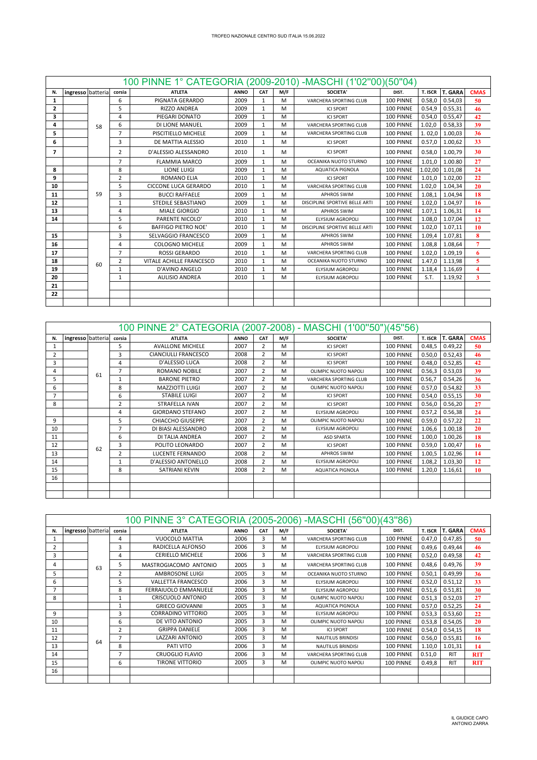TROFEO NAZIONALE CENTRO SUD ITALIA 15.06.2022

## 100 PINNE 1° CATEGORIA (2009-2010) -MASCHI (1'02"00)(50"04)

| N. | ingresso | batteria | corsia | ATLETA | ANNO | CAT | M/F | SOCIETA' | DIST. | T. ISCR | T. GARA | CMAS |
|---|---|---|---|---|---|---|---|---|---|---|---|---|
| 1 | | 58 | 6 | PIGNATA GERARDO | 2009 | 1 | M | VARCHERA SPORTING CLUB | 100 PINNE | 0.58,0 | 0.54,03 | 50 |
| 2 | | | 5 | RIZZO ANDREA | 2009 | 1 | M | ICI SPORT | 100 PINNE | 0.54,9 | 0.55,31 | 46 |
| 3 | | | 4 | PIEGARI DONATO | 2009 | 1 | M | ICI SPORT | 100 PINNE | 0.54,0 | 0.55,47 | 42 |
| 4 | | | 6 | DI LIONE MANUEL | 2009 | 1 | M | VARCHERA SPORTING CLUB | 100 PINNE | 1.02,0 | 0.58,33 | 39 |
| 5 | | | 7 | PISCITIELLO MICHELE | 2009 | 1 | M | VARCHERA SPORTING CLUB | 100 PINNE | 1. 02,0 | 1.00,03 | 36 |
| 6 | | | 3 | DE MATTIA ALESSIO | 2010 | 1 | M | ICI SPORT | 100 PINNE | 0.57,0 | 1.00,62 | 33 |
| 7 | | | 2 | D'ALESSIO ALESSANDRO | 2010 | 1 | M | ICI SPORT | 100 PINNE | 0.58,0 | 1.00,79 | 30 |
| | | | 7 | FLAMMIA MARCO | 2009 | 1 | M | OCEANIKA NUOTO STURNO | 100 PINNE | 1.01,0 | 1.00.80 | 27 |
| 8 | | 59 | 8 | LIONE LUIGI | 2009 | 1 | M | AQUATICA PIGNOLA | 100 PINNE | 1.02,00 | 1.01,08 | 24 |
| 9 | | | 2 | ROMANO ELIA | 2010 | 1 | M | ICI SPORT | 100 PINNE | 1.01,0 | 1.02,00 | 22 |
| 10 | | | 5 | CICCONE LUCA GERARDO | 2010 | 1 | M | VARCHERA SPORTING CLUB | 100 PINNE | 1.02,0 | 1.04,34 | 20 |
| 11 | | | 3 | BUCCI RAFFAELE | 2009 | 1 | M | APHROS SWIM | 100 PINNE | 1.08,1 | 1.04,94 | 18 |
| 12 | | | 1 | STEDILE SEBASTIANO | 2009 | 1 | M | DISCIPLINE SPORTIVE BELLE ARTI | 100 PINNE | 1.02,0 | 1.04,97 | 16 |
| 13 | | | 4 | MIALE GIORGIO | 2010 | 1 | M | APHROS SWIM | 100 PINNE | 1.07,1 | 1.06,31 | 14 |
| 14 | | | 5 | PARENTE NICOLO' | 2010 | 1 | M | ELYSIUM AGROPOLI | 100 PINNE | 1.08,0 | 1.07,04 | 12 |
| | | 60 | 6 | BAFFIGO PIETRO NOE' | 2010 | 1 | M | DISCIPLINE SPORTIVE BELLE ARTI | 100 PINNE | 1.02,0 | 1.07,11 | 10 |
| 15 | | | 3 | SELVAGGIO FRANCESCO | 2009 | 1 | M | APHROS SWIM | 100 PINNE | 1.09,4 | 1.07,81 | 8 |
| 16 | | | 4 | COLOGNO MICHELE | 2009 | 1 | M | APHROS SWIM | 100 PINNE | 1.08,8 | 1.08,64 | 7 |
| 17 | | | 7 | ROSSI GERARDO | 2010 | 1 | M | VARCHERA SPORTING CLUB | 100 PINNE | 1.02,0 | 1.09,19 | 6 |
| 18 | | | 2 | VITALE ACHILLE FRANCESCO | 2010 | 1 | M | OCEANIKA NUOTO STURNO | 100 PINNE | 1.47,0 | 1.13,98 | 5 |
| 19 | | | 1 | D'AVINO ANGELO | 2010 | 1 | M | ELYSIUM AGROPOLI | 100 PINNE | 1.18,4 | 1.16,69 | 4 |
| 20 | | | 1 | AULISIO ANDREA | 2010 | 1 | M | ELYSIUM AGROPOLI | 100 PINNE | S.T. | 1.19,92 | 3 |
| 21 | | | | | | | | | | | | |
| 22 | | | | | | | | | | | | |

## 100 PINNE 2° CATEGORIA (2007-2008) - MASCHI (1'00"50")(45"56)

| N. | ingresso | batteria | corsia | ATLETA | ANNO | CAT | M/F | SOCIETA' | DIST. | T. ISCR | T. GARA | CMAS |
|---|---|---|---|---|---|---|---|---|---|---|---|---|
| 1 | | 61 | 5 | AVALLONE MICHELE | 2007 | 2 | M | ICI SPORT | 100 PINNE | 0.48,5 | 0.49,22 | 50 |
| 2 | | | 3 | CIANCIULLI FRANCESCO | 2008 | 2 | M | ICI SPORT | 100 PINNE | 0.50,0 | 0.52,43 | 46 |
| 3 | | | 4 | D'ALESSIO LUCA | 2008 | 2 | M | ICI SPORT | 100 PINNE | 0.48,0 | 0.52,85 | 42 |
| 4 | | | 7 | ROMANO NOBILE | 2007 | 2 | M | OLIMPIC NUOTO NAPOLI | 100 PINNE | 0.56,3 | 0.53,03 | 39 |
| 5 | | | 1 | BARONE PIETRO | 2007 | 2 | M | VARCHERA SPORTING CLUB | 100 PINNE | 0.56,7 | 0.54,26 | 36 |
| 6 | | | 8 | MAZZIOTTI LUIGI | 2007 | 2 | M | OLIMPIC NUOTO NAPOLI | 100 PINNE | 0.57,0 | 0.54,82 | 33 |
| 7 | | | 6 | STABILE LUIGI | 2007 | 2 | M | ICI SPORT | 100 PINNE | 0.54,0 | 0.55,15 | 30 |
| 8 | | | 2 | STRAFELLA IVAN | 2007 | 2 | M | ICI SPORT | 100 PINNE | 0.56,0 | 0.56,20 | 27 |
| | | 62 | 4 | GIORDANO STEFANO | 2007 | 2 | M | ELYSIUM AGROPOLI | 100 PINNE | 0.57,2 | 0.56,38 | 24 |
| 9 | | | 5 | CHIACCHO GIUSEPPE | 2007 | 2 | M | OLIMPIC NUOTO NAPOLI | 100 PINNE | 0.59,0 | 0.57,22 | 22 |
| 10 | | | 7 | DI BIASI ALESSANDRO | 2008 | 2 | M | ELYSIUM AGROPOLI | 100 PINNE | 1.06,6 | 1.00,18 | 20 |
| 11 | | | 6 | DI TALIA ANDREA | 2007 | 2 | M | ASD SPARTA | 100 PINNE | 1.00,0 | 1.00,26 | 18 |
| 12 | | | 3 | POLITO LEONARDO | 2007 | 2 | M | ICI SPORT | 100 PINNE | 0.59,0 | 1.00,47 | 16 |
| 13 | | | 2 | LUCENTE FERNANDO | 2008 | 2 | M | APHROS SWIM | 100 PINNE | 1.00,5 | 1.02,96 | 14 |
| 14 | | | 1 | D'ALESSIO ANTONELLO | 2008 | 2 | M | ELYSIUM AGROPOLI | 100 PINNE | 1.08,2 | 1.03,30 | 12 |
| 15 | | | 8 | SATRIANI KEVIN | 2008 | 2 | M | AQUATICA PIGNOLA | 100 PINNE | 1.20,0 | 1.16,61 | 10 |
| 16 | | | | | | | | | | | | |

## 100 PINNE 3° CATEGORIA (2005-2006) -MASCHI (56"00)(43"86)

| N. | ingresso | batteria | corsia | ATLETA | ANNO | CAT | M/F | SOCIETA' | DIST. | T. ISCR | T. GARA | CMAS |
|---|---|---|---|---|---|---|---|---|---|---|---|---|
| 1 | | 63 | 4 | VUOCOLO MATTIA | 2006 | 3 | M | VARCHERA SPORTING CLUB | 100 PINNE | 0.47,0 | 0.47,85 | 50 |
| 2 | | | 3 | RADICELLA ALFONSO | 2006 | 3 | M | ELYSIUM AGROPOLI | 100 PINNE | 0.49,6 | 0.49,44 | 46 |
| 3 | | | 4 | CERIELLO MICHELE | 2006 | 3 | M | VARCHERA SPORTING CLUB | 100 PINNE | 0.52,0 | 0.49,58 | 42 |
| 4 | | | 5 | MASTROGIACOMO ANTONIO | 2005 | 3 | M | VARCHERA SPORTING CLUB | 100 PINNE | 0.48,6 | 0.49,76 | 39 |
| 5 | | | 2 | AMBROSONE LUIGI | 2005 | 3 | M | OCEANIKA NUOTO STURNO | 100 PINNE | 0.50,1 | 0.49,99 | 36 |
| 6 | | | 5 | VALLETTA FRANCESCO | 2006 | 3 | M | ELYSIUM AGROPOLI | 100 PINNE | 0.52,0 | 0.51,12 | 33 |
| 7 | | | 8 | FERRAIUOLO EMMANUELE | 2006 | 3 | M | ELYSIUM AGROPOLI | 100 PINNE | 0.51,6 | 0.51,81 | 30 |
| 8 | | | 1 | CRISCUOLO ANTONIO | 2005 | 3 | M | OLIMPIC NUOTO NAPOLI | 100 PINNE | 0.51,3 | 0.52,03 | 27 |
| | | 64 | 1 | GRIECO GIOVANNI | 2005 | 3 | M | AQUATICA PIGNOLA | 100 PINNE | 0.57,0 | 0.52,25 | 24 |
| 9 | | | 3 | CORRADINO VITTORIO | 2005 | 3 | M | ELYSIUM AGROPOLI | 100 PINNE | 0.53,3 | 0.53,60 | 22 |
| 10 | | | 6 | DE VITO ANTONIO | 2005 | 3 | M | OLIMPIC NUOTO NAPOLI | 100 PINNE | 0.53,8 | 0.54,05 | 20 |
| 11 | | | 2 | GRIPPA DANIELE | 2006 | 3 | M | ICI SPORT | 100 PINNE | 0.54,0 | 0.54,15 | 18 |
| 12 | | | 7 | LAZZARI ANTONIO | 2005 | 3 | M | NAUTILUS BRINDISI | 100 PINNE | 0.56,0 | 0.55,81 | 16 |
| 13 | | | 8 | PATI VITO | 2006 | 3 | M | NAUTILUS BRINDISI | 100 PINNE | 1.10,0 | 1.01,31 | 14 |
| 14 | | | 7 | CRUOGLIO FLAVIO | 2006 | 3 | M | VARCHERA SPORTING CLUB | 100 PINNE | 0.51,0 | RIT | RIT |
| 15 | | | 6 | TIRONE VITTORIO | 2005 | 3 | M | OLIMPIC NUOTO NAPOLI | 100 PINNE | 0.49,8 | RIT | RIT |
| 16 | | | | | | | | | | | | |

IL GIUDICE CAPO
ANTONIO ZARRA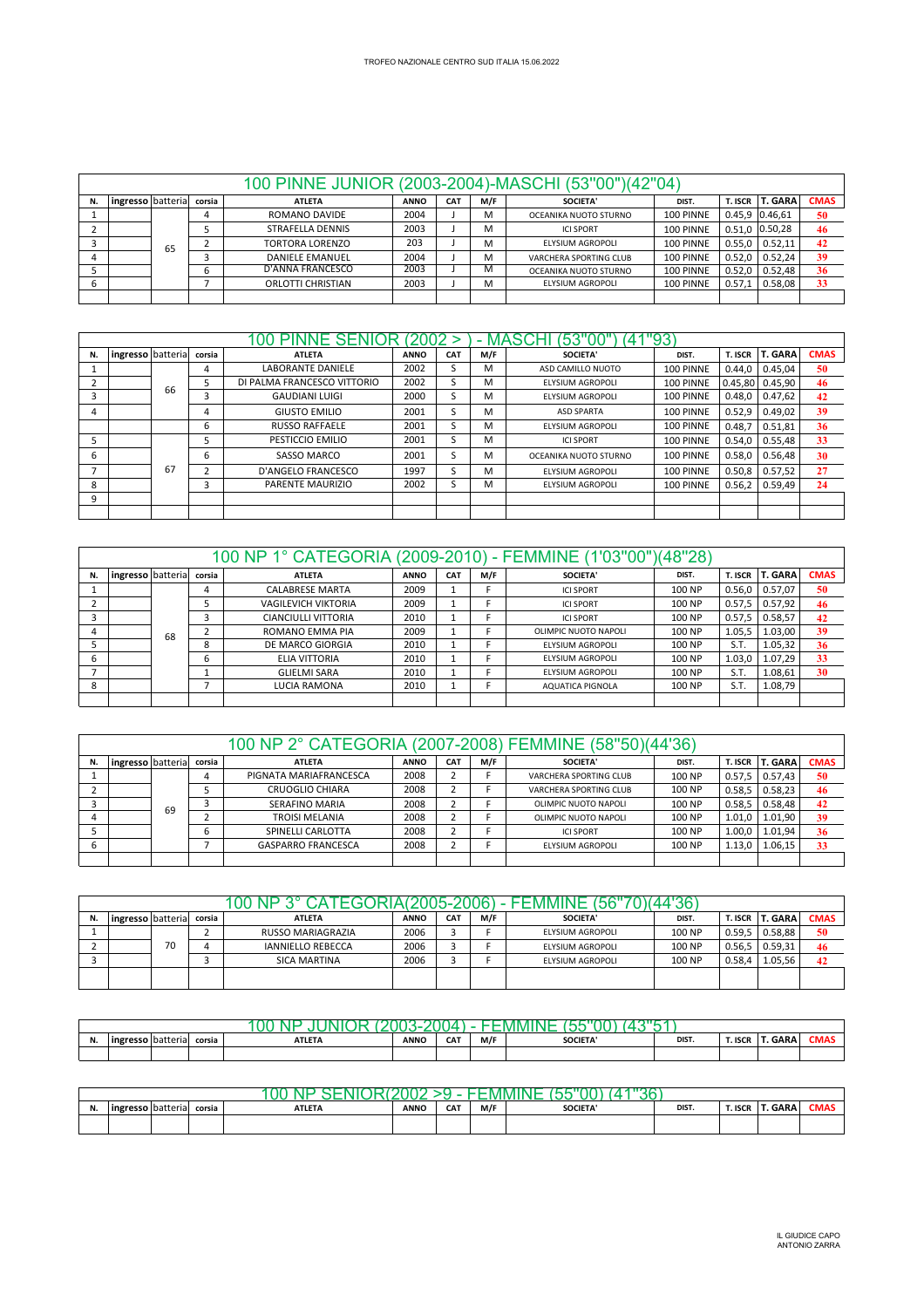TROFEO NAZIONALE CENTRO SUD ITALIA 15.06.2022

## 100 PINNE JUNIOR (2003-2004)-MASCHI (53"00")(42"04)

| N. | ingresso | batteria | corsia | ATLETA | ANNO | CAT | M/F | SOCIETA' | DIST. | T. ISCR | T. GARA | CMAS |
|---|---|---|---|---|---|---|---|---|---|---|---|---|
| 1 | | 65 | 4 | ROMANO DAVIDE | 2004 | J | M | OCEANIKA NUOTO STURNO | 100 PINNE | 0.45,9 | 0.46,61 | 50 |
| 2 | | | 5 | STRAFELLA DENNIS | 2003 | J | M | ICI SPORT | 100 PINNE | 0.51,0 | 0.50,28 | 46 |
| 3 | | | 2 | TORTORA LORENZO | 203 | J | M | ELYSIUM AGROPOLI | 100 PINNE | 0.55,0 | 0.52,11 | 42 |
| 4 | | | 3 | DANIELE EMANUEL | 2004 | J | M | VARCHERA SPORTING CLUB | 100 PINNE | 0.52,0 | 0.52,24 | 39 |
| 5 | | | 6 | D'ANNA FRANCESCO | 2003 | J | M | OCEANIKA NUOTO STURNO | 100 PINNE | 0.52,0 | 0.52,48 | 36 |
| 6 | | | 7 | ORLOTTI CHRISTIAN | 2003 | J | M | ELYSIUM AGROPOLI | 100 PINNE | 0.57,1 | 0.58,08 | 33 |
| | | | | | | | | | | | | |

## 100 PINNE SENIOR (2002 > ) - MASCHI (53"00") (41"93)

| N. | ingresso | batteria | corsia | ATLETA | ANNO | CAT | M/F | SOCIETA' | DIST. | T. ISCR | T. GARA | CMAS |
|---|---|---|---|---|---|---|---|---|---|---|---|---|
| 1 | | 66 | 4 | LABORANTE DANIELE | 2002 | S | M | ASD CAMILLO NUOTO | 100 PINNE | 0.44,0 | 0.45,04 | 50 |
| 2 | | | 5 | DI PALMA FRANCESCO VITTORIO | 2002 | S | M | ELYSIUM AGROPOLI | 100 PINNE | 0.45,80 | 0.45,90 | 46 |
| 3 | | | 3 | GAUDIANI LUIGI | 2000 | S | M | ELYSIUM AGROPOLI | 100 PINNE | 0.48,0 | 0.47,62 | 42 |
| 4 | | | 4 | GIUSTO EMILIO | 2001 | S | M | ASD SPARTA | 100 PINNE | 0.52,9 | 0.49,02 | 39 |
| | | 67 | 6 | RUSSO RAFFAELE | 2001 | S | M | ELYSIUM AGROPOLI | 100 PINNE | 0.48,7 | 0.51,81 | 36 |
| 5 | | | 5 | PESTICCIO EMILIO | 2001 | S | M | ICI SPORT | 100 PINNE | 0.54,0 | 0.55,48 | 33 |
| 6 | | | 6 | SASSO MARCO | 2001 | S | M | OCEANIKA NUOTO STURNO | 100 PINNE | 0.58,0 | 0.56,48 | 30 |
| 7 | | | 2 | D'ANGELO FRANCESCO | 1997 | S | M | ELYSIUM AGROPOLI | 100 PINNE | 0.50,8 | 0.57,52 | 27 |
| 8 | | | 3 | PARENTE MAURIZIO | 2002 | S | M | ELYSIUM AGROPOLI | 100 PINNE | 0.56,2 | 0.59,49 | 24 |
| 9 | | | | | | | | | | | | |
| | | | | | | | | | | | | |

## 100 NP 1° CATEGORIA (2009-2010) - FEMMINE (1'03"00")(48"28)

| N. | ingresso | batteria | corsia | ATLETA | ANNO | CAT | M/F | SOCIETA' | DIST. | T. ISCR | T. GARA | CMAS |
|---|---|---|---|---|---|---|---|---|---|---|---|---|
| 1 | | 68 | 4 | CALABRESE MARTA | 2009 | 1 | F | ICI SPORT | 100 NP | 0.56,0 | 0.57,07 | 50 |
| 2 | | | 5 | VAGILEVICH VIKTORIA | 2009 | 1 | F | ICI SPORT | 100 NP | 0.57,5 | 0.57,92 | 46 |
| 3 | | | 3 | CIANCIULLI VITTORIA | 2010 | 1 | F | ICI SPORT | 100 NP | 0.57,5 | 0.58,57 | 42 |
| 4 | | | 2 | ROMANO EMMA PIA | 2009 | 1 | F | OLIMPIC NUOTO NAPOLI | 100 NP | 1.05,5 | 1.03,00 | 39 |
| 5 | | | 8 | DE MARCO GIORGIA | 2010 | 1 | F | ELYSIUM AGROPOLI | 100 NP | S.T. | 1.05,32 | 36 |
| 6 | | | 6 | ELIA VITTORIA | 2010 | 1 | F | ELYSIUM AGROPOLI | 100 NP | 1.03,0 | 1.07,29 | 33 |
| 7 | | | 1 | GLIELMI SARA | 2010 | 1 | F | ELYSIUM AGROPOLI | 100 NP | S.T. | 1.08,61 | 30 |
| 8 | | | 7 | LUCIA RAMONA | 2010 | 1 | F | AQUATICA PIGNOLA | 100 NP | S.T. | 1.08,79 | |
| | | | | | | | | | | | | |

## 100 NP 2° CATEGORIA (2007-2008) FEMMINE (58"50)(44'36)

| N. | ingresso | batteria | corsia | ATLETA | ANNO | CAT | M/F | SOCIETA' | DIST. | T. ISCR | T. GARA | CMAS |
|---|---|---|---|---|---|---|---|---|---|---|---|---|
| 1 | | 69 | 4 | PIGNATA MARIAFRANCESCA | 2008 | 2 | F | VARCHERA SPORTING CLUB | 100 NP | 0.57,5 | 0.57,43 | 50 |
| 2 | | | 5 | CRUOGLIO CHIARA | 2008 | 2 | F | VARCHERA SPORTING CLUB | 100 NP | 0.58,5 | 0.58,23 | 46 |
| 3 | | | 3 | SERAFINO MARIA | 2008 | 2 | F | OLIMPIC NUOTO NAPOLI | 100 NP | 0.58,5 | 0.58,48 | 42 |
| 4 | | | 2 | TROISI MELANIA | 2008 | 2 | F | OLIMPIC NUOTO NAPOLI | 100 NP | 1.01,0 | 1.01,90 | 39 |
| 5 | | | 6 | SPINELLI CARLOTTA | 2008 | 2 | F | ICI SPORT | 100 NP | 1.00,0 | 1.01,94 | 36 |
| 6 | | | 7 | GASPARRO FRANCESCA | 2008 | 2 | F | ELYSIUM AGROPOLI | 100 NP | 1.13,0 | 1.06,15 | 33 |
| | | | | | | | | | | | | |

## 100 NP 3° CATEGORIA(2005-2006) - FEMMINE (56"70)(44'36)

| N. | ingresso | batteria | corsia | ATLETA | ANNO | CAT | M/F | SOCIETA' | DIST. | T. ISCR | T. GARA | CMAS |
|---|---|---|---|---|---|---|---|---|---|---|---|---|
| 1 | | 70 | 2 | RUSSO MARIAGRAZIA | 2006 | 3 | F | ELYSIUM AGROPOLI | 100 NP | 0.59,5 | 0.58,88 | 50 |
| 2 | | | 4 | IANNIELLO REBECCA | 2006 | 3 | F | ELYSIUM AGROPOLI | 100 NP | 0.56,5 | 0.59,31 | 46 |
| 3 | | | 3 | SICA MARTINA | 2006 | 3 | F | ELYSIUM AGROPOLI | 100 NP | 0.58,4 | 1.05,56 | 42 |
| | | | | | | | | | | | | |

## 100 NP JUNIOR (2003-2004) - FEMMINE (55"00) (43"51)

| N. | ingresso | batteria | corsia | ATLETA | ANNO | CAT | M/F | SOCIETA' | DIST. | T. ISCR | T. GARA | CMAS |
|---|---|---|---|---|---|---|---|---|---|---|---|---|
| | | | | | | | | | | | | |

## 100 NP SENIOR(2002 >9 - FEMMINE (55"00) (41"36)

| N. | ingresso | batteria | corsia | ATLETA | ANNO | CAT | M/F | SOCIETA' | DIST. | T. ISCR | T. GARA | CMAS |
|---|---|---|---|---|---|---|---|---|---|---|---|---|
| | | | | | | | | | | | | |

IL GIUDICE CAPO
ANTONIO ZARRA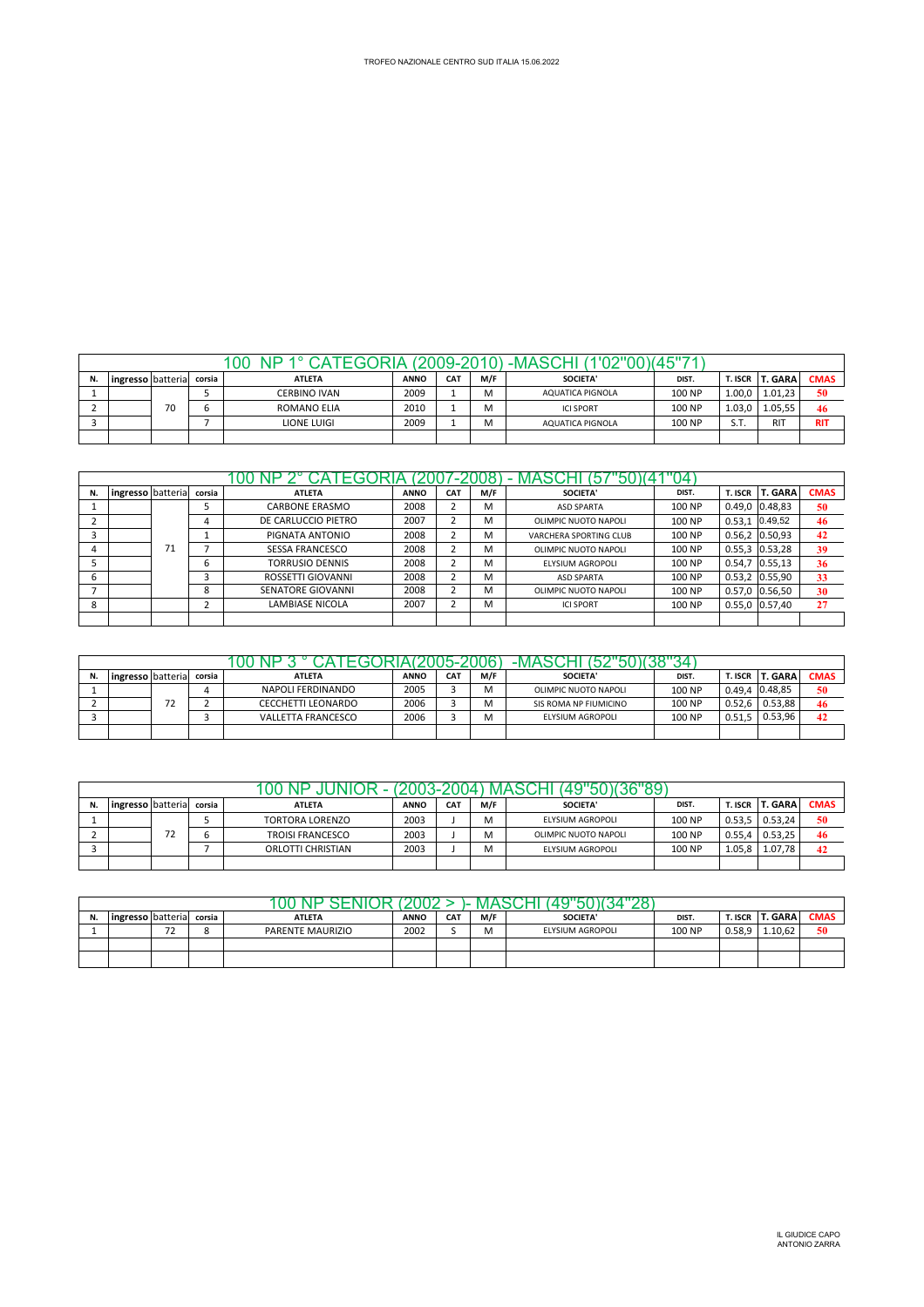TROFEO NAZIONALE CENTRO SUD ITALIA 15.06.2022

## 100 NP 1° CATEGORIA (2009-2010) -MASCHI (1'02"00)(45"71)

| N. | ingresso | batteria | corsia | ATLETA | ANNO | CAT | M/F | SOCIETA' | DIST. | T. ISCR | T. GARA | CMAS |
|---|---|---|---|---|---|---|---|---|---|---|---|---|
| 1 | | | 5 | CERBINO IVAN | 2009 | 1 | M | AQUATICA PIGNOLA | 100 NP | 1.00,0 | 1.01,23 | 50 |
| 2 | | 70 | 6 | ROMANO ELIA | 2010 | 1 | M | ICI SPORT | 100 NP | 1.03,0 | 1.05,55 | 46 |
| 3 | | | 7 | LIONE LUIGI | 2009 | 1 | M | AQUATICA PIGNOLA | 100 NP | S.T. | RIT | RIT |

## 100 NP 2° CATEGORIA (2007-2008) - MASCHI (57"50)(41"04)

| N. | ingresso | batteria | corsia | ATLETA | ANNO | CAT | M/F | SOCIETA' | DIST. | T. ISCR | T. GARA | CMAS |
|---|---|---|---|---|---|---|---|---|---|---|---|---|
| 1 | | | 5 | CARBONE ERASMO | 2008 | 2 | M | ASD SPARTA | 100 NP | 0.49,0 | 0.48,83 | 50 |
| 2 | | | 4 | DE CARLUCCIO PIETRO | 2007 | 2 | M | OLIMPIC NUOTO NAPOLI | 100 NP | 0.53,1 | 0.49,52 | 46 |
| 3 | | | 1 | PIGNATA ANTONIO | 2008 | 2 | M | VARCHERA SPORTING CLUB | 100 NP | 0.56,2 | 0.50,93 | 42 |
| 4 | | 71 | 7 | SESSA FRANCESCO | 2008 | 2 | M | OLIMPIC NUOTO NAPOLI | 100 NP | 0.55,3 | 0.53,28 | 39 |
| 5 | | | 6 | TORRUSIO DENNIS | 2008 | 2 | M | ELYSIUM AGROPOLI | 100 NP | 0.54,7 | 0.55,13 | 36 |
| 6 | | | 3 | ROSSETTI GIOVANNI | 2008 | 2 | M | ASD SPARTA | 100 NP | 0.53,2 | 0.55,90 | 33 |
| 7 | | | 8 | SENATORE GIOVANNI | 2008 | 2 | M | OLIMPIC NUOTO NAPOLI | 100 NP | 0.57,0 | 0.56,50 | 30 |
| 8 | | | 2 | LAMBIASE NICOLA | 2007 | 2 | M | ICI SPORT | 100 NP | 0.55,0 | 0.57,40 | 27 |

## 100 NP 3 ° CATEGORIA(2005-2006) -MASCHI (52"50)(38"34)

| N. | ingresso | batteria | corsia | ATLETA | ANNO | CAT | M/F | SOCIETA' | DIST. | T. ISCR | T. GARA | CMAS |
|---|---|---|---|---|---|---|---|---|---|---|---|---|
| 1 | | | 4 | NAPOLI FERDINANDO | 2005 | 3 | M | OLIMPIC NUOTO NAPOLI | 100 NP | 0.49,4 | 0.48,85 | 50 |
| 2 | | 72 | 2 | CECCHETTI LEONARDO | 2006 | 3 | M | SIS ROMA NP FIUMICINO | 100 NP | 0.52,6 | 0.53,88 | 46 |
| 3 | | | 3 | VALLETTA FRANCESCO | 2006 | 3 | M | ELYSIUM AGROPOLI | 100 NP | 0.51,5 | 0.53,96 | 42 |

## 100 NP JUNIOR - (2003-2004) MASCHI (49"50)(36"89)

| N. | ingresso | batteria | corsia | ATLETA | ANNO | CAT | M/F | SOCIETA' | DIST. | T. ISCR | T. GARA | CMAS |
|---|---|---|---|---|---|---|---|---|---|---|---|---|
| 1 | | | 5 | TORTORA LORENZO | 2003 | J | M | ELYSIUM AGROPOLI | 100 NP | 0.53,5 | 0.53,24 | 50 |
| 2 | | 72 | 6 | TROISI FRANCESCO | 2003 | J | M | OLIMPIC NUOTO NAPOLI | 100 NP | 0.55,4 | 0.53,25 | 46 |
| 3 | | | 7 | ORLOTTI CHRISTIAN | 2003 | J | M | ELYSIUM AGROPOLI | 100 NP | 1.05,8 | 1.07,78 | 42 |

## 100 NP SENIOR (2002 > )- MASCHI (49"50)(34"28)

| N. | ingresso | batteria | corsia | ATLETA | ANNO | CAT | M/F | SOCIETA' | DIST. | T. ISCR | T. GARA | CMAS |
|---|---|---|---|---|---|---|---|---|---|---|---|---|
| 1 | | 72 | 8 | PARENTE MAURIZIO | 2002 | S | M | ELYSIUM AGROPOLI | 100 NP | 0.58,9 | 1.10,62 | 50 |

IL GIUDICE CAPO
ANTONIO ZARRA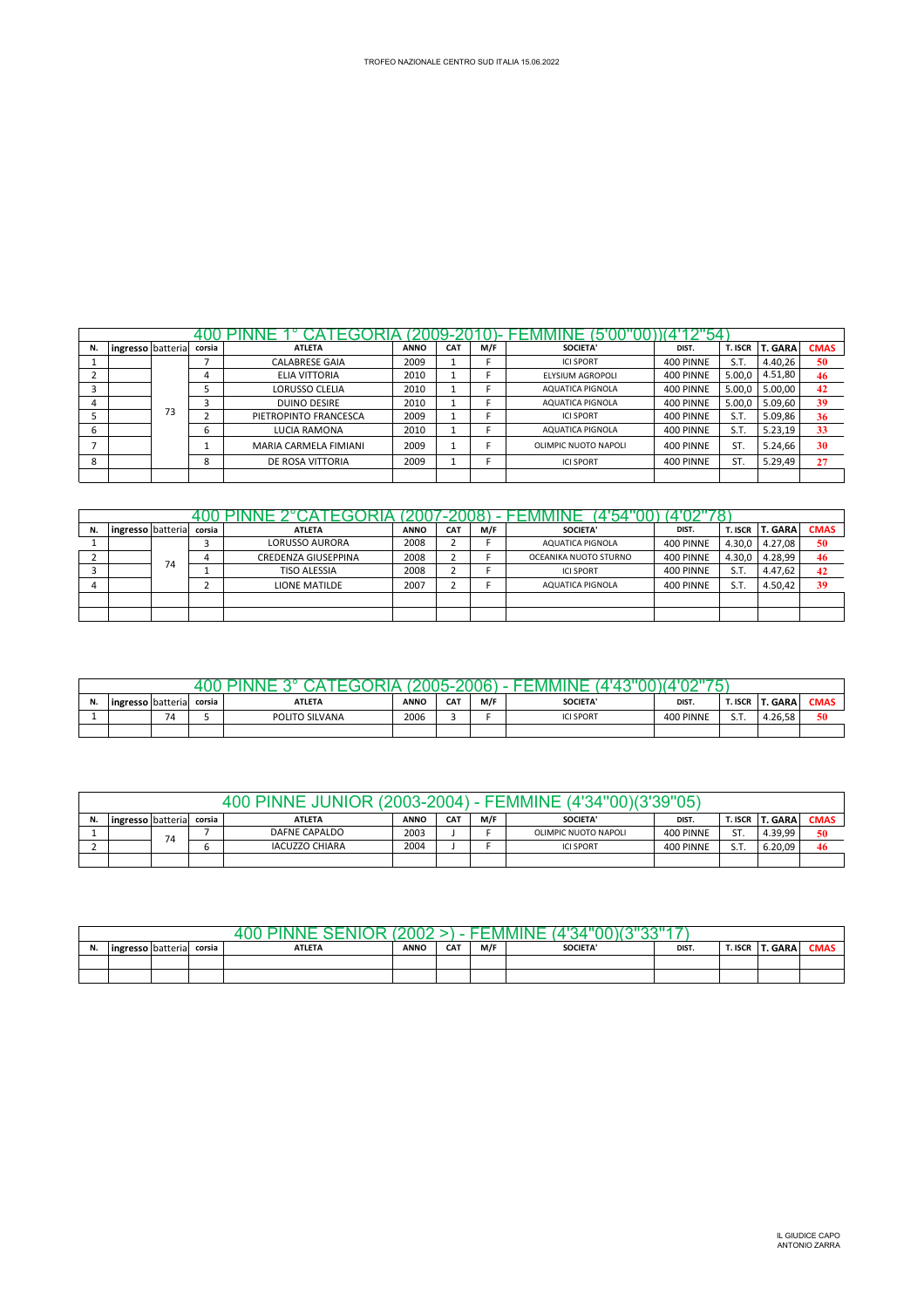TROFEO NAZIONALE CENTRO SUD ITALIA 15.06.2022

## 400 PINNE 1° CATEGORIA (2009-2010)- FEMMINE (5'00"00)(4'12"54)

| N. | ingresso | batteria | corsia | ATLETA | ANNO | CAT | M/F | SOCIETA' | DIST. | T. ISCR | T. GARA | CMAS |
|---|---|---|---|---|---|---|---|---|---|---|---|---|
| 1 | | 73 | 7 | CALABRESE GAIA | 2009 | 1 | F | ICI SPORT | 400 PINNE | S.T. | 4.40,26 | 50 |
| 2 | | | 4 | ELIA VITTORIA | 2010 | 1 | F | ELYSIUM AGROPOLI | 400 PINNE | 5.00,0 | 4.51,80 | 46 |
| 3 | | | 5 | LORUSSO CLELIA | 2010 | 1 | F | AQUATICA PIGNOLA | 400 PINNE | 5.00,0 | 5.00,00 | 42 |
| 4 | | | 3 | DUINO DESIRE | 2010 | 1 | F | AQUATICA PIGNOLA | 400 PINNE | 5.00,0 | 5.09,60 | 39 |
| 5 | | | 2 | PIETROPINTO FRANCESCA | 2009 | 1 | F | ICI SPORT | 400 PINNE | S.T. | 5.09,86 | 36 |
| 6 | | | 6 | LUCIA RAMONA | 2010 | 1 | F | AQUATICA PIGNOLA | 400 PINNE | S.T. | 5.23,19 | 33 |
| 7 | | | 1 | MARIA CARMELA FIMIANI | 2009 | 1 | F | OLIMPIC NUOTO NAPOLI | 400 PINNE | ST. | 5.24,66 | 30 |
| 8 | | | 8 | DE ROSA VITTORIA | 2009 | 1 | F | ICI SPORT | 400 PINNE | ST. | 5.29,49 | 27 |
| | | | | | | | | | | | | |

## 400 PINNE 2°CATEGORIA (2007-2008) - FEMMINE (4'54"00) (4'02"78)

| N. | ingresso | batteria | corsia | ATLETA | ANNO | CAT | M/F | SOCIETA' | DIST. | T. ISCR | T. GARA | CMAS |
|---|---|---|---|---|---|---|---|---|---|---|---|---|
| 1 | | 74 | 3 | LORUSSO AURORA | 2008 | 2 | F | AQUATICA PIGNOLA | 400 PINNE | 4.30,0 | 4.27,08 | 50 |
| 2 | | | 4 | CREDENZA GIUSEPPINA | 2008 | 2 | F | OCEANIKA NUOTO STURNO | 400 PINNE | 4.30,0 | 4.28,99 | 46 |
| 3 | | | 1 | TISO ALESSIA | 2008 | 2 | F | ICI SPORT | 400 PINNE | S.T. | 4.47,62 | 42 |
| 4 | | | 2 | LIONE MATILDE | 2007 | 2 | F | AQUATICA PIGNOLA | 400 PINNE | S.T. | 4.50,42 | 39 |
| | | | | | | | | | | | | |
| | | | | | | | | | | | | |

## 400 PINNE 3° CATEGORIA (2005-2006) - FEMMINE (4'43"00)(4'02"75)

| N. | ingresso | batteria | corsia | ATLETA | ANNO | CAT | M/F | SOCIETA' | DIST. | T. ISCR | T. GARA | CMAS |
|---|---|---|---|---|---|---|---|---|---|---|---|---|
| 1 | | 74 | 5 | POLITO SILVANA | 2006 | 3 | F | ICI SPORT | 400 PINNE | S.T. | 4.26,58 | 50 |
| | | | | | | | | | | | | |

## 400 PINNE JUNIOR (2003-2004) - FEMMINE (4'34"00)(3'39"05)

| N. | ingresso | batteria | corsia | ATLETA | ANNO | CAT | M/F | SOCIETA' | DIST. | T. ISCR | T. GARA | CMAS |
|---|---|---|---|---|---|---|---|---|---|---|---|---|
| 1 | | 74 | 7 | DAFNE CAPALDO | 2003 | J | F | OLIMPIC NUOTO NAPOLI | 400 PINNE | ST. | 4.39,99 | 50 |
| 2 | | | 6 | IACUZZO CHIARA | 2004 | J | F | ICI SPORT | 400 PINNE | S.T. | 6.20,09 | 46 |
| | | | | | | | | | | | | |

## 400 PINNE SENIOR (2002 >) - FEMMINE (4'34"00)(3"33"17)

| N. | ingresso | batteria | corsia | ATLETA | ANNO | CAT | M/F | SOCIETA' | DIST. | T. ISCR | T. GARA | CMAS |
|---|---|---|---|---|---|---|---|---|---|---|---|---|
| | | | | | | | | | | | | |
| | | | | | | | | | | | | |

IL GIUDICE CAPO
ANTONIO ZARRA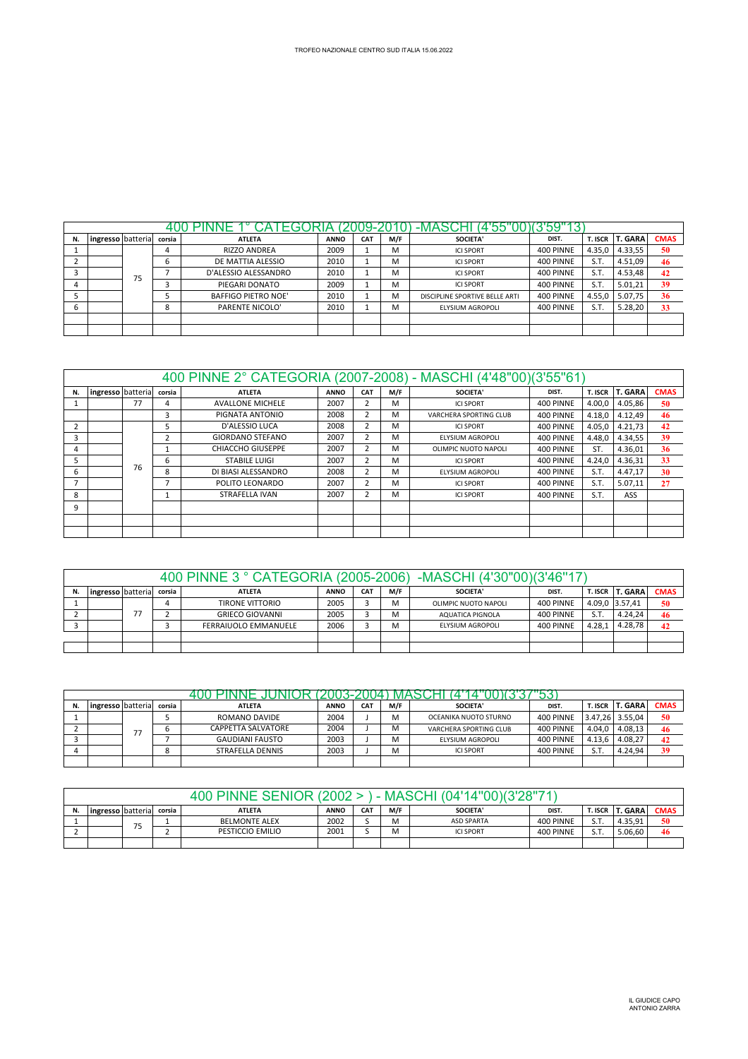TROFEO NAZIONALE CENTRO SUD ITALIA 15.06.2022

## 400 PINNE 1° CATEGORIA (2009-2010) -MASCHI (4'55"00)(3'59"13)

| N. | ingresso | batteria | corsia | ATLETA | ANNO | CAT | M/F | SOCIETA' | DIST. | T. ISCR | T. GARA | CMAS |
|---|---|---|---|---|---|---|---|---|---|---|---|---|
| 1 | | 75 | 4 | RIZZO ANDREA | 2009 | 1 | M | ICI SPORT | 400 PINNE | 4.35,0 | 4.33,55 | 50 |
| 2 | | | 6 | DE MATTIA ALESSIO | 2010 | 1 | M | ICI SPORT | 400 PINNE | S.T. | 4.51,09 | 46 |
| 3 | | | 7 | D'ALESSIO ALESSANDRO | 2010 | 1 | M | ICI SPORT | 400 PINNE | S.T. | 4.53,48 | 42 |
| 4 | | | 3 | PIEGARI DONATO | 2009 | 1 | M | ICI SPORT | 400 PINNE | S.T. | 5.01,21 | 39 |
| 5 | | | 5 | BAFFIGO PIETRO NOE' | 2010 | 1 | M | DISCIPLINE SPORTIVE BELLE ARTI | 400 PINNE | 4.55,0 | 5.07,75 | 36 |
| 6 | | | 8 | PARENTE NICOLO' | 2010 | 1 | M | ELYSIUM AGROPOLI | 400 PINNE | S.T. | 5.28,20 | 33 |
| | | | | | | | | | | | | |
| | | | | | | | | | | | | |

## 400 PINNE 2° CATEGORIA (2007-2008) - MASCHI (4'48"00)(3'55"61)

| N. | ingresso | batteria | corsia | ATLETA | ANNO | CAT | M/F | SOCIETA' | DIST. | T. ISCR | T. GARA | CMAS |
|---|---|---|---|---|---|---|---|---|---|---|---|---|
| 1 | | 77 | 4 | AVALLONE MICHELE | 2007 | 2 | M | ICI SPORT | 400 PINNE | 4.00,0 | 4.05,86 | 50 |
| | | 76 | 3 | PIGNATA ANTONIO | 2008 | 2 | M | VARCHERA SPORTING CLUB | 400 PINNE | 4.18,0 | 4.12,49 | 46 |
| 2 | | | 5 | D'ALESSIO LUCA | 2008 | 2 | M | ICI SPORT | 400 PINNE | 4.05,0 | 4.21,73 | 42 |
| 3 | | | 2 | GIORDANO STEFANO | 2007 | 2 | M | ELYSIUM AGROPOLI | 400 PINNE | 4.48,0 | 4.34,55 | 39 |
| 4 | | | 1 | CHIACCHO GIUSEPPE | 2007 | 2 | M | OLIMPIC NUOTO NAPOLI | 400 PINNE | ST. | 4.36,01 | 36 |
| 5 | | | 6 | STABILE LUIGI | 2007 | 2 | M | ICI SPORT | 400 PINNE | 4.24,0 | 4.36,31 | 33 |
| 6 | | | 8 | DI BIASI ALESSANDRO | 2008 | 2 | M | ELYSIUM AGROPOLI | 400 PINNE | S.T. | 4.47,17 | 30 |
| 7 | | | 7 | POLITO LEONARDO | 2007 | 2 | M | ICI SPORT | 400 PINNE | S.T. | 5.07,11 | 27 |
| 8 | | | 1 | STRAFELLA IVAN | 2007 | 2 | M | ICI SPORT | 400 PINNE | S.T. | ASS | |
| 9 | | | | | | | | | | | | |
| | | | | | | | | | | | | |
| | | | | | | | | | | | | |

## 400 PINNE 3 ° CATEGORIA (2005-2006) -MASCHI (4'30"00)(3'46"17)

| N. | ingresso | batteria | corsia | ATLETA | ANNO | CAT | M/F | SOCIETA' | DIST. | T. ISCR | T. GARA | CMAS |
|---|---|---|---|---|---|---|---|---|---|---|---|---|
| 1 | | 77 | 4 | TIRONE VITTORIO | 2005 | 3 | M | OLIMPIC NUOTO NAPOLI | 400 PINNE | 4.09,0 | 3.57,41 | 50 |
| 2 | | | 2 | GRIECO GIOVANNI | 2005 | 3 | M | AQUATICA PIGNOLA | 400 PINNE | S.T. | 4.24,24 | 46 |
| 3 | | | 3 | FERRAIUOLO EMMANUELE | 2006 | 3 | M | ELYSIUM AGROPOLI | 400 PINNE | 4.28,1 | 4.28,78 | 42 |
| | | | | | | | | | | | | |
| | | | | | | | | | | | | |

## 400 PINNE JUNIOR (2003-2004) MASCHI (4'14"00)(3'37"53)

| N. | ingresso | batteria | corsia | ATLETA | ANNO | CAT | M/F | SOCIETA' | DIST. | T. ISCR | T. GARA | CMAS |
|---|---|---|---|---|---|---|---|---|---|---|---|---|
| 1 | | 77 | 5 | ROMANO DAVIDE | 2004 | J | M | OCEANIKA NUOTO STURNO | 400 PINNE | 3.47,26 | 3.55,04 | 50 |
| 2 | | | 6 | CAPPETTA SALVATORE | 2004 | J | M | VARCHERA SPORTING CLUB | 400 PINNE | 4.04,0 | 4.08,13 | 46 |
| 3 | | | 7 | GAUDIANI FAUSTO | 2003 | J | M | ELYSIUM AGROPOLI | 400 PINNE | 4.13,6 | 4.08,27 | 42 |
| 4 | | | 8 | STRAFELLA DENNIS | 2003 | J | M | ICI SPORT | 400 PINNE | S.T. | 4.24,94 | 39 |
| | | | | | | | | | | | | |

## 400 PINNE SENIOR (2002 > ) - MASCHI (04'14"00)(3'28"71)

| N. | ingresso | batteria | corsia | ATLETA | ANNO | CAT | M/F | SOCIETA' | DIST. | T. ISCR | T. GARA | CMAS |
|---|---|---|---|---|---|---|---|---|---|---|---|---|
| 1 | | 75 | 1 | BELMONTE ALEX | 2002 | S | M | ASD SPARTA | 400 PINNE | S.T. | 4.35,91 | 50 |
| 2 | | | 2 | PESTICCIO EMILIO | 2001 | S | M | ICI SPORT | 400 PINNE | S.T. | 5.06,60 | 46 |
| | | | | | | | | | | | | |

IL GIUDICE CAPO
ANTONIO ZARRA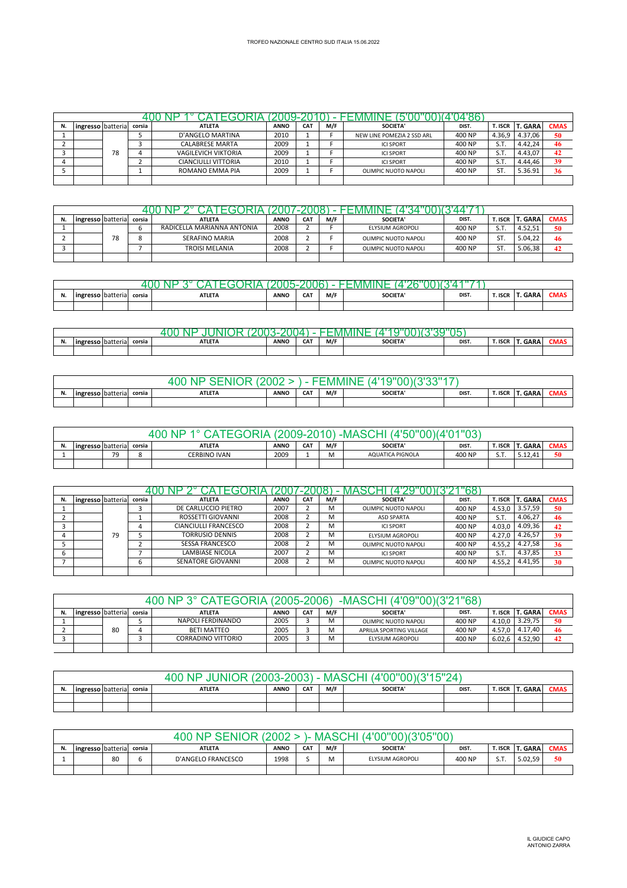TROFEO NAZIONALE CENTRO SUD ITALIA 15.06.2022

| 400 NP 1° CATEGORIA (2009-2010) - FEMMINE (5'00"00)(4'04"86) | | | | | | | | | | | | |
|---|---|---|---|---|---|---|---|---|---|---|---|---|
| N. | ingresso | batteria | corsia | ATLETA | ANNO | CAT | M/F | SOCIETA' | DIST. | T. ISCR | T. GARA | CMAS |
| 1 | | 78 | 5 | D'ANGELO MARTINA | 2010 | 1 | F | NEW LINE POMEZIA 2 SSD ARL | 400 NP | 4.36,9 | 4.37,06 | 50 |
| 2 | | | 3 | CALABRESE MARTA | 2009 | 1 | F | ICI SPORT | 400 NP | S.T. | 4.42,24 | 46 |
| 3 | | | 4 | VAGILEVICH VIKTORIA | 2009 | 1 | F | ICI SPORT | 400 NP | S.T. | 4.43,07 | 42 |
| 4 | | | 2 | CIANCIULLI VITTORIA | 2010 | 1 | F | ICI SPORT | 400 NP | S.T. | 4.44,46 | 39 |
| 5 | | | 1 | ROMANO EMMA PIA | 2009 | 1 | F | OLIMPIC NUOTO NAPOLI | 400 NP | ST. | 5.36.91 | 36 |

| 400 NP 2° CATEGORIA (2007-2008) - FEMMINE (4'34"00)(3'44"71) | | | | | | | | | | | | |
|---|---|---|---|---|---|---|---|---|---|---|---|---|
| N. | ingresso | batteria | corsia | ATLETA | ANNO | CAT | M/F | SOCIETA' | DIST. | T. ISCR | T. GARA | CMAS |
| 1 | | 78 | 6 | RADICELLA MARIANNA ANTONIA | 2008 | 2 | F | ELYSIUM AGROPOLI | 400 NP | S.T. | 4.52,51 | 50 |
| 2 | | | 8 | SERAFINO MARIA | 2008 | 2 | F | OLIMPIC NUOTO NAPOLI | 400 NP | ST. | 5.04,22 | 46 |
| 3 | | | 7 | TROISI MELANIA | 2008 | 2 | F | OLIMPIC NUOTO NAPOLI | 400 NP | ST. | 5.06,38 | 42 |

| 400 NP 3° CATEGORIA (2005-2006) - FEMMINE (4'26"00)(3'41"71) | | | | | | | | | | | | |
|---|---|---|---|---|---|---|---|---|---|---|---|---|
| N. | ingresso | batteria | corsia | ATLETA | ANNO | CAT | M/F | SOCIETA' | DIST. | T. ISCR | T. GARA | CMAS |

| 400 NP JUNIOR (2003-2004) - FEMMINE (4'19"00)(3'39"05) | | | | | | | | | | | | |
|---|---|---|---|---|---|---|---|---|---|---|---|---|
| N. | ingresso | batteria | corsia | ATLETA | ANNO | CAT | M/F | SOCIETA' | DIST. | T. ISCR | T. GARA | CMAS |

| 400 NP SENIOR (2002 > ) - FEMMINE (4'19"00)(3'33"17) | | | | | | | | | | | | |
|---|---|---|---|---|---|---|---|---|---|---|---|---|
| N. | ingresso | batteria | corsia | ATLETA | ANNO | CAT | M/F | SOCIETA' | DIST. | T. ISCR | T. GARA | CMAS |

| 400 NP 1° CATEGORIA (2009-2010) -MASCHI (4'50"00)(4'01"03) | | | | | | | | | | | | |
|---|---|---|---|---|---|---|---|---|---|---|---|---|
| N. | ingresso | batteria | corsia | ATLETA | ANNO | CAT | M/F | SOCIETA' | DIST. | T. ISCR | T. GARA | CMAS |
| 1 | | 79 | 8 | CERBINO IVAN | 2009 | 1 | M | AQUATICA PIGNOLA | 400 NP | S.T. | 5.12,41 | 50 |

| 400 NP 2° CATEGORIA (2007-2008) - MASCHI (4'29"00)(3'21"68) | | | | | | | | | | | | |
|---|---|---|---|---|---|---|---|---|---|---|---|---|
| N. | ingresso | batteria | corsia | ATLETA | ANNO | CAT | M/F | SOCIETA' | DIST. | T. ISCR | T. GARA | CMAS |
| 1 | | 79 | 3 | DE CARLUCCIO PIETRO | 2007 | 2 | M | OLIMPIC NUOTO NAPOLI | 400 NP | 4.53,0 | 3.57,59 | 50 |
| 2 | | | 1 | ROSSETTI GIOVANNI | 2008 | 2 | M | ASD SPARTA | 400 NP | S.T. | 4.06,27 | 46 |
| 3 | | | 4 | CIANCIULLI FRANCESCO | 2008 | 2 | M | ICI SPORT | 400 NP | 4.03,0 | 4.09,36 | 42 |
| 4 | | | 5 | TORRUSIO DENNIS | 2008 | 2 | M | ELYSIUM AGROPOLI | 400 NP | 4.27,0 | 4.26,57 | 39 |
| 5 | | | 2 | SESSA FRANCESCO | 2008 | 2 | M | OLIMPIC NUOTO NAPOLI | 400 NP | 4.55,2 | 4.27,58 | 36 |
| 6 | | | 7 | LAMBIASE NICOLA | 2007 | 2 | M | ICI SPORT | 400 NP | S.T. | 4.37,85 | 33 |
| 7 | | | 6 | SENATORE GIOVANNI | 2008 | 2 | M | OLIMPIC NUOTO NAPOLI | 400 NP | 4.55,2 | 4.41,95 | 30 |

| 400 NP 3° CATEGORIA (2005-2006) -MASCHI (4'09"00)(3'21"68) | | | | | | | | | | | | |
|---|---|---|---|---|---|---|---|---|---|---|---|---|
| N. | ingresso | batteria | corsia | ATLETA | ANNO | CAT | M/F | SOCIETA' | DIST. | T. ISCR | T. GARA | CMAS |
| 1 | | 80 | 5 | NAPOLI FERDINANDO | 2005 | 3 | M | OLIMPIC NUOTO NAPOLI | 400 NP | 4.10,0 | 3.29,75 | 50 |
| 2 | | | 4 | BETI MATTEO | 2005 | 3 | M | APRILIA SPORTING VILLAGE | 400 NP | 4.57,0 | 4.17,40 | 46 |
| 3 | | | 3 | CORRADINO VITTORIO | 2005 | 3 | M | ELYSIUM AGROPOLI | 400 NP | 6.02,6 | 4.52,90 | 42 |

| 400 NP JUNIOR (2003-2003) - MASCHI (4'00"00)(3'15"24) | | | | | | | | | | | | |
|---|---|---|---|---|---|---|---|---|---|---|---|---|
| N. | ingresso | batteria | corsia | ATLETA | ANNO | CAT | M/F | SOCIETA' | DIST. | T. ISCR | T. GARA | CMAS |

| 400 NP SENIOR (2002 > )- MASCHI (4'00"00)(3'05"00) | | | | | | | | | | | | |
|---|---|---|---|---|---|---|---|---|---|---|---|---|
| N. | ingresso | batteria | corsia | ATLETA | ANNO | CAT | M/F | SOCIETA' | DIST. | T. ISCR | T. GARA | CMAS |
| 1 | | 80 | 6 | D'ANGELO FRANCESCO | 1998 | S | M | ELYSIUM AGROPOLI | 400 NP | S.T. | 5.02,59 | 50 |

IL GIUDICE CAPO
ANTONIO ZARRA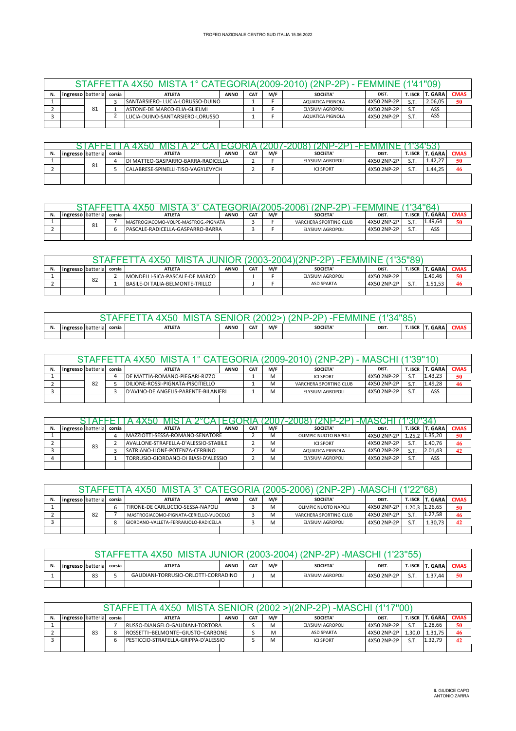TROFEO NAZIONALE CENTRO SUD ITALIA 15.06.2022

## STAFFETTA 4X50 MISTA 1° CATEGORIA(2009-2010) (2NP-2P) - FEMMINE (1'41"09)

| N. | ingresso | batteria | corsia | ATLETA | ANNO | CAT | M/F | SOCIETA' | DIST. | T. ISCR | T. GARA | CMAS |
|---|---|---|---|---|---|---|---|---|---|---|---|---|
| 1 | | 81 | 3 | SANTARSIERO- LUCIA-LORUSSO-DUINO | | 1 | F | AQUATICA PIGNOLA | 4X50 2NP-2P | S.T. | 2.06,05 | 50 |
| 2 | | | 1 | ASTONE-DE MARCO-ELIA-GLIELMI | | 1 | F | ELYSIUM AGROPOLI | 4X50 2NP-2P | S.T. | ASS | |
| 3 | | | 2 | LUCIA-DUINO-SANTARSIERO-LORUSSO | | 1 | F | AQUATICA PIGNOLA | 4X50 2NP-2P | S.T. | ASS | |

## STAFFETTA 4X50 MISTA 2° CATEGORIA (2007-2008) (2NP-2P) -FEMMINE (1'34'53)

| N. | ingresso | batteria | corsia | ATLETA | ANNO | CAT | M/F | SOCIETA' | DIST. | T. ISCR | T. GARA | CMAS |
|---|---|---|---|---|---|---|---|---|---|---|---|---|
| 1 | | 81 | 4 | DI MATTEO-GASPARRO-BARRA-RADICELLA | | 2 | F | ELYSIUM AGROPOLI | 4X50 2NP-2P | S.T. | 1.42,27 | 50 |
| 2 | | | 5 | CALABRESE-SPINELLI-TISO-VAGYLEVYCH | | 2 | F | ICI SPORT | 4X50 2NP-2P | S.T. | 1.44,25 | 46 |

## STAFFETTA 4X50 MISTA 3° CATEGORIA(2005-2006) (2NP-2P) -FEMMINE (1'34"64)

| N. | ingresso | batteria | corsia | ATLETA | ANNO | CAT | M/F | SOCIETA' | DIST. | T. ISCR | T. GARA | CMAS |
|---|---|---|---|---|---|---|---|---|---|---|---|---|
| 1 | | 81 | 7 | MASTROGIACOMO-VOLPE-MASTROG.-PIGNATA | | 3 | F | VARCHERA SPORTING CLUB | 4X50 2NP-2P | S.T. | 1.49,46 | 50 |
| 2 | | | 6 | PASCALE-RADICELLA-GASPARRO-BARRA | | 3 | F | ELYSIUM AGROPOLI | 4X50 2NP-2P | S.T. | ASS | |

## STAFFETTA 4X50 MISTA JUNIOR (2003-2004)(2NP-2P) -FEMMINE (1'35"89)

| N. | ingresso | batteria | corsia | ATLETA | ANNO | CAT | M/F | SOCIETA' | DIST. | T. ISCR | T. GARA | CMAS |
|---|---|---|---|---|---|---|---|---|---|---|---|---|
| 1 | | 82 | 2 | MONDELLI-SICA-PASCALE-DE MARCO | | J | F | ELYSIUM AGROPOLI | 4X50 2NP-2P | | 1.49,46 | 50 |
| 2 | | | 1 | BASILE-DI TALIA-BELMONTE-TRILLO | | J | F | ASD SPARTA | 4X50 2NP-2P | S.T. | 1.51,53 | 46 |

## STAFFETTA 4X50 MISTA SENIOR (2002>) (2NP-2P) -FEMMINE (1'34"85)

| N. | ingresso | batteria | corsia | ATLETA | ANNO | CAT | M/F | SOCIETA' | DIST. | T. ISCR | T. GARA | CMAS |
|---|---|---|---|---|---|---|---|---|---|---|---|---|

## STAFFETTA 4X50 MISTA 1° CATEGORIA (2009-2010) (2NP-2P) - MASCHI (1'39"10)

| N. | ingresso | batteria | corsia | ATLETA | ANNO | CAT | M/F | SOCIETA' | DIST. | T. ISCR | T. GARA | CMAS |
|---|---|---|---|---|---|---|---|---|---|---|---|---|
| 1 | | 82 | 4 | DE MATTIA-ROMANO-PIEGARI-RIZZO | | 1 | M | ICI SPORT | 4X50 2NP-2P | S.T. | 1.43,23 | 50 |
| 2 | | | 5 | DILIONE-ROSSI-PIGNATA-PISCITIELLO | | 1 | M | VARCHERA SPORTING CLUB | 4X50 2NP-2P | S.T. | 1.49,28 | 46 |
| 3 | | | 3 | D'AVINO-DE ANGELIS-PARENTE-BILANIERI | | 1 | M | ELYSIUM AGROPOLI | 4X50 2NP-2P | S.T. | ASS | |

## STAFFETTA 4X50 MISTA 2°CATEGORIA (2007-2008) (2NP-2P) -MASCHI (1'30"34)

| N. | ingresso | batteria | corsia | ATLETA | ANNO | CAT | M/F | SOCIETA' | DIST. | T. ISCR | T. GARA | CMAS |
|---|---|---|---|---|---|---|---|---|---|---|---|---|
| 1 | | 83 | 4 | MAZZIOTTI-SESSA-ROMANO-SENATORE | | 2 | M | OLIMPIC NUOTO NAPOLI | 4X50 2NP-2P | 1.25,2 | 1.35,20 | 50 |
| 2 | | | 2 | AVALLONE-STRAFELLA-D'ALESSIO-STABILE | | 2 | M | ICI SPORT | 4X50 2NP-2P | S.T. | 1.40,76 | 46 |
| 3 | | | 3 | SATRIANO-LIONE-POTENZA-CERBINO | | 2 | M | AQUATICA PIGNOLA | 4X50 2NP-2P | S.T. | 2.01,43 | 42 |
| 4 | | | 1 | TORRUSIO-GIORDANO-DI BIASI-D'ALESSIO | | 2 | M | ELYSIUM AGROPOLI | 4X50 2NP-2P | S.T. | ASS | |

## STAFFETTA 4X50 MISTA 3° CATEGORIA (2005-2006) (2NP-2P) -MASCHI (1'22"68)

| N. | ingresso | batteria | corsia | ATLETA | ANNO | CAT | M/F | SOCIETA' | DIST. | T. ISCR | T. GARA | CMAS |
|---|---|---|---|---|---|---|---|---|---|---|---|---|
| 1 | | 82 | 6 | TIRONE-DE CARLUCCIO-SESSA-NAPOLI | | 3 | M | OLIMPIC NUOTO NAPOLI | 4X50 2NP-2P | 1.20,3 | 1.26,65 | 50 |
| 2 | | | 7 | MASTROGIACOMO-PIGNATA-CERIELLO-VUOCOLO | | 3 | M | VARCHERA SPORTING CLUB | 4X50 2NP-2P | S.T. | 1.27,58 | 46 |
| 3 | | | 8 | GIORDANO-VALLETA-FERRAIUOLO-RADICELLA | | 3 | M | ELYSIUM AGROPOLI | 4X50 2NP-2P | S.T. | 1.30,73 | 42 |

## STAFFETTA 4X50 MISTA JUNIOR (2003-2004) (2NP-2P) -MASCHI (1'23"55)

| N. | ingresso | batteria | corsia | ATLETA | ANNO | CAT | M/F | SOCIETA' | DIST. | T. ISCR | T. GARA | CMAS |
|---|---|---|---|---|---|---|---|---|---|---|---|---|
| 1 | | 83 | 5 | GAUDIANI-TORRUSIO-ORLOTTI-CORRADINO | | J | M | ELYSIUM AGROPOLI | 4X50 2NP-2P | S.T. | 1.37,44 | 50 |

## STAFFETTA 4X50 MISTA SENIOR (2002 >)(2NP-2P) -MASCHI (1'17"00)

| N. | ingresso | batteria | corsia | ATLETA | ANNO | CAT | M/F | SOCIETA' | DIST. | T. ISCR | T. GARA | CMAS |
|---|---|---|---|---|---|---|---|---|---|---|---|---|
| 1 | | 83 | 7 | RUSSO-DIANGELO-GAUDIANI-TORTORA | | S | M | ELYSIUM AGROPOLI | 4X50 2NP-2P | S.T. | 1.28,66 | 50 |
| 2 | | | 8 | ROSSETTI–BELMONTE–GIUSTO–CARBONE | | S | M | ASD SPARTA | 4X50 2NP-2P | 1.30,0 | 1.31,75 | 46 |
| 3 | | | 6 | PESTICCIO-STRAFELLA-GRIPPA-D'ALESSIO | | S | M | ICI SPORT | 4X50 2NP-2P | S.T. | 1.32,79 | 42 |

IL GIUDICE CAPO
ANTONIO ZARRA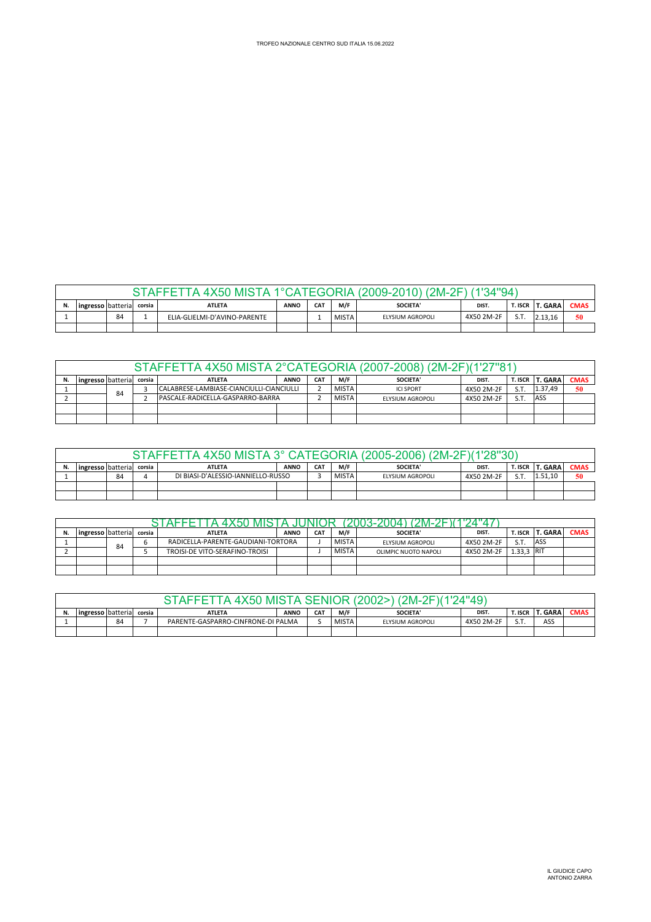TROFEO NAZIONALE CENTRO SUD ITALIA 15.06.2022

## STAFFETTA 4X50 MISTA 1°CATEGORIA (2009-2010) (2M-2F) (1'34"94)

| N. | ingresso | batteria | corsia | ATLETA | ANNO | CAT | M/F | SOCIETA' | DIST. | T. ISCR | T. GARA | CMAS |
|---|---|---|---|---|---|---|---|---|---|---|---|---|
| 1 | | 84 | 1 | ELIA-GLIELMI-D'AVINO-PARENTE | | 1 | MISTA | ELYSIUM AGROPOLI | 4X50 2M-2F | S.T. | 2.13,16 | 50 |
| | | | | | | | | | | | | |

## STAFFETTA 4X50 MISTA 2°CATEGORIA (2007-2008) (2M-2F)(1'27"81)

| N. | ingresso | batteria | corsia | ATLETA | ANNO | CAT | M/F | SOCIETA' | DIST. | T. ISCR | T. GARA | CMAS |
|---|---|---|---|---|---|---|---|---|---|---|---|---|
| 1 | | 84 | 3 | CALABRESE-LAMBIASE-CIANCIULLI-CIANCIULLI | | 2 | MISTA | ICI SPORT | 4X50 2M-2F | S.T. | 1.37,49 | 50 |
| 2 | | | 2 | PASCALE-RADICELLA-GASPARRO-BARRA | | 2 | MISTA | ELYSIUM AGROPOLI | 4X50 2M-2F | S.T. | ASS | |
| | | | | | | | | | | | | |
| | | | | | | | | | | | | |

## STAFFETTA 4X50 MISTA 3° CATEGORIA (2005-2006) (2M-2F)(1'28"30)

| N. | ingresso | batteria | corsia | ATLETA | ANNO | CAT | M/F | SOCIETA' | DIST. | T. ISCR | T. GARA | CMAS |
|---|---|---|---|---|---|---|---|---|---|---|---|---|
| 1 | | 84 | 4 | DI BIASI-D'ALESSIO-IANNIELLO-RUSSO | | 3 | MISTA | ELYSIUM AGROPOLI | 4X50 2M-2F | S.T. | 1.51,10 | 50 |
| | | | | | | | | | | | | |
| | | | | | | | | | | | | |

## STAFFETTA 4X50 MISTA JUNIOR (2003-2004) (2M-2F)(1'24"47)

| N. | ingresso | batteria | corsia | ATLETA | ANNO | CAT | M/F | SOCIETA' | DIST. | T. ISCR | T. GARA | CMAS |
|---|---|---|---|---|---|---|---|---|---|---|---|---|
| 1 | | 84 | 6 | RADICELLA-PARENTE-GAUDIANI-TORTORA | | J | MISTA | ELYSIUM AGROPOLI | 4X50 2M-2F | S.T. | ASS | |
| 2 | | | 5 | TROISI-DE VITO-SERAFINO-TROISI | | J | MISTA | OLIMPIC NUOTO NAPOLI | 4X50 2M-2F | 1.33,3 | RIT | |
| | | | | | | | | | | | | |
| | | | | | | | | | | | | |

## STAFFETTA 4X50 MISTA SENIOR (2002>) (2M-2F)(1'24"49)

| N. | ingresso | batteria | corsia | ATLETA | ANNO | CAT | M/F | SOCIETA' | DIST. | T. ISCR | T. GARA | CMAS |
|---|---|---|---|---|---|---|---|---|---|---|---|---|
| 1 | | 84 | 7 | PARENTE-GASPARRO-CINFRONE-DI PALMA | | S | MISTA | ELYSIUM AGROPOLI | 4X50 2M-2F | S.T. | ASS | |
| | | | | | | | | | | | | |

IL GIUDICE CAPO
ANTONIO ZARRA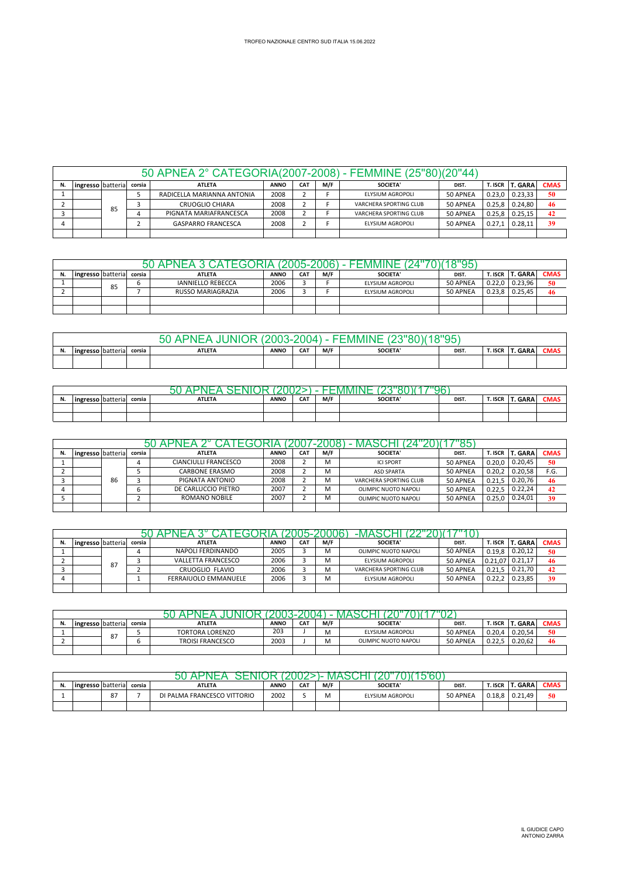TROFEO NAZIONALE CENTRO SUD ITALIA 15.06.2022

## 50 APNEA 2° CATEGORIA(2007-2008) - FEMMINE (25"80)(20"44)

| N. | ingresso | batteria | corsia | ATLETA | ANNO | CAT | M/F | SOCIETA' | DIST. | T. ISCR | T. GARA | CMAS |
|---|---|---|---|---|---|---|---|---|---|---|---|---|
| 1 | | 85 | 5 | RADICELLA MARIANNA ANTONIA | 2008 | 2 | F | ELYSIUM AGROPOLI | 50 APNEA | 0.23,0 | 0.23,33 | 50 |
| 2 | | | 3 | CRUOGLIO CHIARA | 2008 | 2 | F | VARCHERA SPORTING CLUB | 50 APNEA | 0.25,8 | 0.24,80 | 46 |
| 3 | | | 4 | PIGNATA MARIAFRANCESCA | 2008 | 2 | F | VARCHERA SPORTING CLUB | 50 APNEA | 0.25,8 | 0.25,15 | 42 |
| 4 | | | 2 | GASPARRO FRANCESCA | 2008 | 2 | F | ELYSIUM AGROPOLI | 50 APNEA | 0.27,1 | 0.28,11 | 39 |
| | | | | | | | | | | | | |

## 50 APNEA 3 CATEGORIA (2005-2006) - FEMMINE (24"70)(18"95)

| N. | ingresso | batteria | corsia | ATLETA | ANNO | CAT | M/F | SOCIETA' | DIST. | T. ISCR | T. GARA | CMAS |
|---|---|---|---|---|---|---|---|---|---|---|---|---|
| 1 | | 85 | 6 | IANNIELLO REBECCA | 2006 | 3 | F | ELYSIUM AGROPOLI | 50 APNEA | 0.22,0 | 0.23,96 | 50 |
| 2 | | | 7 | RUSSO MARIAGRAZIA | 2006 | 3 | F | ELYSIUM AGROPOLI | 50 APNEA | 0.23,8 | 0.25,45 | 46 |
| | | | | | | | | | | | | |
| | | | | | | | | | | | | |

## 50 APNEA JUNIOR (2003-2004) - FEMMINE (23"80)(18"95)

| N. | ingresso | batteria | corsia | ATLETA | ANNO | CAT | M/F | SOCIETA' | DIST. | T. ISCR | T. GARA | CMAS |
|---|---|---|---|---|---|---|---|---|---|---|---|---|
| | | | | | | | | | | | | |

## 50 APNEA SENIOR (2002>) - FEMMINE (23"80)(17"96)

| N. | ingresso | batteria | corsia | ATLETA | ANNO | CAT | M/F | SOCIETA' | DIST. | T. ISCR | T. GARA | CMAS |
|---|---|---|---|---|---|---|---|---|---|---|---|---|
| | | | | | | | | | | | | |
| | | | | | | | | | | | | |

## 50 APNEA 2° CATEGORIA (2007-2008) - MASCHI (24"20)(17"85)

| N. | ingresso | batteria | corsia | ATLETA | ANNO | CAT | M/F | SOCIETA' | DIST. | T. ISCR | T. GARA | CMAS |
|---|---|---|---|---|---|---|---|---|---|---|---|---|
| 1 | | 86 | 4 | CIANCIULLI FRANCESCO | 2008 | 2 | M | ICI SPORT | 50 APNEA | 0.20,0 | 0.20,45 | 50 |
| 2 | | | 5 | CARBONE ERASMO | 2008 | 2 | M | ASD SPARTA | 50 APNEA | 0.20,2 | 0.20,58 | F.G. |
| 3 | | | 3 | PIGNATA ANTONIO | 2008 | 2 | M | VARCHERA SPORTING CLUB | 50 APNEA | 0.21,5 | 0.20,76 | 46 |
| 4 | | | 6 | DE CARLUCCIO PIETRO | 2007 | 2 | M | OLIMPIC NUOTO NAPOLI | 50 APNEA | 0.22,5 | 0.22,24 | 42 |
| 5 | | | 2 | ROMANO NOBILE | 2007 | 2 | M | OLIMPIC NUOTO NAPOLI | 50 APNEA | 0.25,0 | 0.24,01 | 39 |
| | | | | | | | | | | | | |

## 50 APNEA 3° CATEGORIA (2005-20006) -MASCHI (22"20)(17"10)

| N. | ingresso | batteria | corsia | ATLETA | ANNO | CAT | M/F | SOCIETA' | DIST. | T. ISCR | T. GARA | CMAS |
|---|---|---|---|---|---|---|---|---|---|---|---|---|
| 1 | | 87 | 4 | NAPOLI FERDINANDO | 2005 | 3 | M | OLIMPIC NUOTO NAPOLI | 50 APNEA | 0.19,8 | 0.20,12 | 50 |
| 2 | | | 3 | VALLETTA FRANCESCO | 2006 | 3 | M | ELYSIUM AGROPOLI | 50 APNEA | 0.21,07 | 0.21,17 | 46 |
| 3 | | | 2 | CRUOGLIO FLAVIO | 2006 | 3 | M | VARCHERA SPORTING CLUB | 50 APNEA | 0.21,5 | 0.21,70 | 42 |
| 4 | | | 1 | FERRAIUOLO EMMANUELE | 2006 | 3 | M | ELYSIUM AGROPOLI | 50 APNEA | 0.22,2 | 0.23,85 | 39 |
| | | | | | | | | | | | | |

## 50 APNEA JUNIOR (2003-2004) - MASCHI (20"70)(17"02)

| N. | ingresso | batteria | corsia | ATLETA | ANNO | CAT | M/F | SOCIETA' | DIST. | T. ISCR | T. GARA | CMAS |
|---|---|---|---|---|---|---|---|---|---|---|---|---|
| 1 | | 87 | 5 | TORTORA LORENZO | 203 | J | M | ELYSIUM AGROPOLI | 50 APNEA | 0.20,4 | 0.20,54 | 50 |
| 2 | | | 6 | TROISI FRANCESCO | 2003 | J | M | OLIMPIC NUOTO NAPOLI | 50 APNEA | 0.22,5 | 0.20,62 | 46 |
| | | | | | | | | | | | | |

## 50 APNEA SENIOR (2002>)- MASCHI (20"70)(15'60)

| N. | ingresso | batteria | corsia | ATLETA | ANNO | CAT | M/F | SOCIETA' | DIST. | T. ISCR | T. GARA | CMAS |
|---|---|---|---|---|---|---|---|---|---|---|---|---|
| 1 | | 87 | 7 | DI PALMA FRANCESCO VITTORIO | 2002 | S | M | ELYSIUM AGROPOLI | 50 APNEA | 0.18,8 | 0.21,49 | 50 |
| | | | | | | | | | | | | |

IL GIUDICE CAPO
ANTONIO ZARRA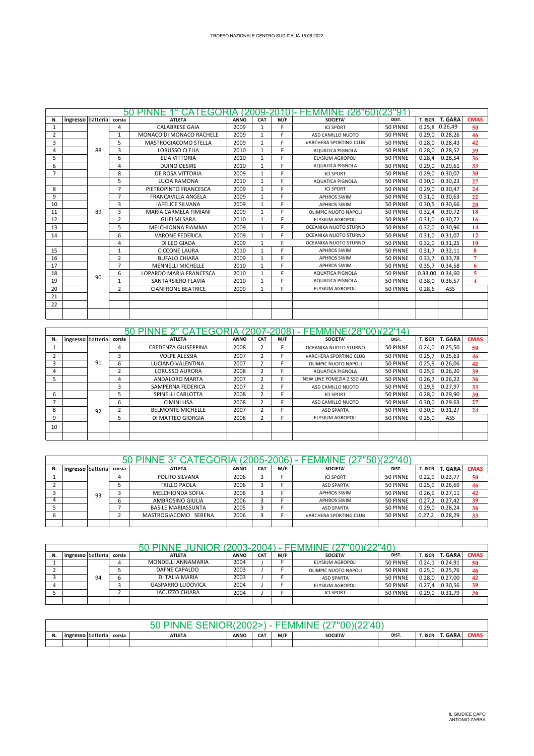TROFEO NAZIONALE CENTRO SUD ITALIA 15.06.2022

## 50 PINNE 1° CATEGORIA (2009-2010)- FEMMINE (28"60)(23"91)

| N. | ingresso | batteria | corsia | ATLETA | ANNO | CAT | M/F | SOCIETA' | DIST. | T. ISCR | T. GARA | CMAS |
|---|---|---|---|---|---|---|---|---|---|---|---|---|
| 1 | | 88 | 4 | CALABRESE GAIA | 2009 | 1 | F | ICI SPORT | 50 PINNE | 0.25,8 | 0.26,49 | 50 |
| 2 | | | 1 | MONACO DI MONACO RACHELE | 2009 | 1 | F | ASD CAMILLO NUOTO | 50 PINNE | 0.29,0 | 0.28,26 | 46 |
| 3 | | | 5 | MASTROGIACOMO STELLA | 2009 | 1 | F | VARCHERA SPORTING CLUB | 50 PINNE | 0.28,0 | 0.28,43 | 42 |
| 4 | | | 3 | LORUSSO CLELIA | 2010 | 1 | F | AQUATICA PIGNOLA | 50 PINNE | 0.28,0 | 0.28,52 | 39 |
| 5 | | | 6 | ELIA VITTORIA | 2010 | 1 | F | ELYSIUM AGROPOLI | 50 PINNE | 0.28,4 | 0.28,54 | 36 |
| 6 | | | 4 | DUINO DESIRE | 2010 | 1 | F | AQUATICA PIGNOLA | 50 PINNE | 0.29,0 | 0.29,61 | 33 |
| 7 | | | 8 | DE ROSA VITTORIA | 2009 | 1 | F | ICI SPORT | 50 PINNE | 0.29,0 | 0.30,07 | 30 |
| | | | 5 | LUCIA RAMONA | 2010 | 1 | F | AQUATICA PIGNOLA | 50 PINNE | 0.30,0 | 0.30,23 | 27 |
| 8 | | 89 | 7 | PIETROPINTO FRANCESCA | 2009 | 1 | F | ICI SPORT | 50 PINNE | 0.29,0 | 0.30,47 | 24 |
| 9 | | | 7 | FRANCAVILLA ANGELA | 2009 | 1 | F | APHROS SWIM | 50 PINNE | 0.31,0 | 0.30,63 | 22 |
| 10 | | | 3 | IAFELICE SILVANA | 2009 | 1 | F | APHROS SWIM | 50 PINNE | 0.30,5 | 0.30,66 | 20 |
| 11 | | | 3 | MARIA CARMELA FIMIANI | 2009 | 1 | F | OLIMPIC NUOTO NAPOLI | 50 PINNE | 0.32,4 | 0.30,72 | 18 |
| 12 | | | 2 | GLIELMI SARA | 2010 | 1 | F | ELYSIUM AGROPOLI | 50 PINNE | 0.31,0 | 0.30,72 | 16 |
| 13 | | | 5 | MELCHIONNA FIAMMA | 2009 | 1 | F | OCEANIKA NUOTO STURNO | 50 PINNE | 0.32,0 | 0.30,96 | 14 |
| 14 | | | 6 | VARONE FEDERICA | 2009 | 1 | F | OCEANIKA NUOTO STURNO | 50 PINNE | 0.31,0 | 0.31,07 | 12 |
| | | | 4 | DI LEO GIADA | 2009 | 1 | F | OCEANIKA NUOTO STURNO | 50 PINNE | 0.32,0 | 0.31,25 | 10 |
| 15 | | 90 | 1 | CICCONE LAURA | 2010 | 1 | F | APHROS SWIM | 50 PINNE | 0.31,7 | 0.32,11 | 8 |
| 16 | | | 2 | BUFALO CHIARA | 2009 | 1 | F | APHROS SWIM | 50 PINNE | 0.33,7 | 0.33,78 | 7 |
| 17 | | | 7 | MENNELLI MICHELLE | 2010 | 1 | F | APHROS SWIM | 50 PINNE | 0.35,7 | 0.34,58 | 6 |
| 18 | | | 6 | LOPARDO MARIA FRANCESCA | 2010 | 1 | F | AQUATICA PIGNOLA | 50 PINNE | 0.33,00 | 0.34,60 | 5 |
| 19 | | | 1 | SANTARSIERO FLAVIA | 2010 | 1 | F | AQUATICA PIGNOLA | 50 PINNE | 0.38,0 | 0.36,57 | 4 |
| 20 | | | 2 | CIANFRONE BEATRICE | 2009 | 1 | F | ELYSIUM AGROPOLI | 50 PINNE | 0.28,6 | ASS | |
| 21 | | | | | | | | | | | | |
| 22 | | | | | | | | | | | | |

## 50 PINNE 2° CATEGORIA (2007-2008) - FEMMINE(28"00)(22'14)

| N. | ingresso | batteria | corsia | ATLETA | ANNO | CAT | M/F | SOCIETA' | DIST. | T. ISCR | T. GARA | CMAS |
|---|---|---|---|---|---|---|---|---|---|---|---|---|
| 1 | | 91 | 4 | CREDENZA GIUSEPPINA | 2008 | 2 | F | OCEANIKA NUOTO STURNO | 50 PINNE | 0.24,0 | 0.25,50 | 50 |
| 2 | | | 3 | VOLPE ALESSIA | 2007 | 2 | F | VARCHERA SPORTING CLUB | 50 PINNE | 0.25,7 | 0.25,63 | 46 |
| 3 | | | 6 | LUCIANO VALENTINA | 2007 | 2 | F | OLIMPIC NUOTO NAPOLI | 50 PINNE | 0.25,9 | 0.26,06 | 42 |
| 4 | | | 2 | LORUSSO AURORA | 2008 | 2 | F | AQUATICA PIGNOLA | 50 PINNE | 0.25,9 | 0.26,20 | 39 |
| 5 | | | 4 | ANDALORO MARTA | 2007 | 2 | F | NEW LINE POMEZIA 2 SSD ARL | 50 PINNE | 0.26,7 | 0.26,22 | 36 |
| | | | 3 | SAMPERNA FEDERICA | 2007 | 2 | F | ASD CAMILLO NUOTO | 50 PINNE | 0.29,5 | 0.27,97 | 33 |
| 6 | | 92 | 5 | SPINELLI CARLOTTA | 2008 | 2 | F | ICI SPORT | 50 PINNE | 0.28,0 | 0.29,90 | 30 |
| 7 | | | 6 | CIMINI LISA | 2008 | 2 | F | ASD CAMILLO NUOTO | 50 PINNE | 0.30,0 | 0.29.63 | 27 |
| 8 | | | 2 | BELMONTE MICHELLE | 2007 | 2 | F | ASD SPARTA | 50 PINNE | 0.30,0 | 0.31,27 | 24 |
| 9 | | | 5 | DI MATTEO GIORGIA | 2008 | 2 | F | ELYSIUM AGROPOLI | 50 PINNE | 0.25,0 | ASS | |
| 10 | | | | | | | | | | | | |

## 50 PINNE 3° CATEGORIA (2005-2006) - FEMMINE (27"50)(22"40)

| N. | ingresso | batteria | corsia | ATLETA | ANNO | CAT | M/F | SOCIETA' | DIST. | T. ISCR | T. GARA | CMAS |
|---|---|---|---|---|---|---|---|---|---|---|---|---|
| 1 | | 93 | 4 | POLITO SILVANA | 2006 | 3 | F | ICI SPORT | 50 PINNE | 0.22,9 | 0.23,77 | 50 |
| 2 | | | 5 | TRILLO PAOLA | 2006 | 3 | F | ASD SPARTA | 50 PINNE | 0.25,9 | 0.26,69 | 46 |
| 3 | | | 3 | MELCHIONDA SOFIA | 2006 | 3 | F | APHROS SWIM | 50 PINNE | 0.26,9 | 0.27,11 | 42 |
| 4 | | | 6 | AMBROSINO GIULIA | 2006 | 3 | F | APHROS SWIM | 50 PINNE | 0.27,2 | 0.27,42 | 39 |
| 5 | | | 7 | BASILE MARIASSUNTA | 2005 | 3 | F | ASD SPARTA | 50 PINNE | 0.29,0 | 0.28,24 | 36 |
| 6 | | | 2 | MASTROGIACOMO SERENA | 2006 | 3 | F | VARCHERA SPORTING CLUB | 50 PINNE | 0.27,2 | 0.28,29 | 33 |

## 50 PINNE JUNIOR (2003-2004) - FEMMINE (27"00)(22"40)

| N. | ingresso | batteria | corsia | ATLETA | ANNO | CAT | M/F | SOCIETA' | DIST. | T. ISCR | T. GARA | CMAS |
|---|---|---|---|---|---|---|---|---|---|---|---|---|
| 1 | | 94 | 4 | MONDELLI ANNAMARIA | 2004 | J | F | ELYSIUM AGROPOLI | 50 PINNE | 0.24,1 | 0.24.91 | 50 |
| 2 | | | 5 | DAFNE CAPALDO | 2003 | J | F | OLIMPIC NUOTO NAPOLI | 50 PINNE | 0.25,0 | 0.25,76 | 46 |
| 3 | | | 6 | DI TALIA MARIA | 2003 | J | F | ASD SPARTA | 50 PINNE | 0.28,0 | 0.27,00 | 42 |
| 4 | | | 3 | GASPARRO LUDOVICA | 2004 | J | F | ELYSIUM AGROPOLI | 50 PINNE | 0.27,4 | 0.30,56 | 39 |
| 5 | | | 2 | IACUZZO CHIARA | 2004 | J | F | ICI SPORT | 50 PINNE | 0.29,0 | 0.31,79 | 36 |

## 50 PINNE SENIOR(2002>) - FEMMINE (27"00)(22'40)

| N. | ingresso | batteria | corsia | ATLETA | ANNO | CAT | M/F | SOCIETA' | DIST. | T. ISCR | T. GARA | CMAS |
|---|---|---|---|---|---|---|---|---|---|---|---|---|
| | | | | | | | | | | | | |

IL GIUDICE CAPO
ANTONIO ZARRA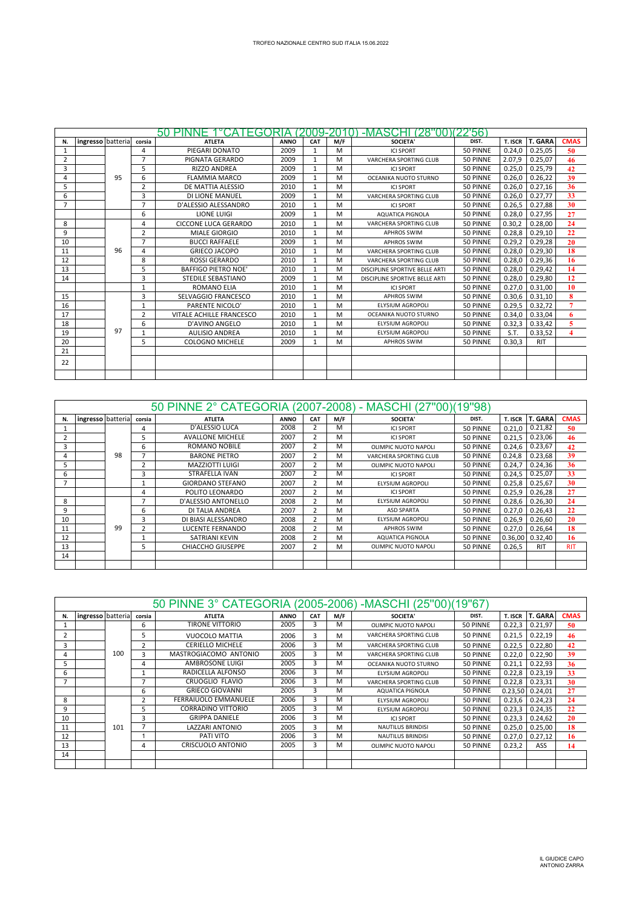TROFEO NAZIONALE CENTRO SUD ITALIA 15.06.2022

| 50 PINNE 1°CATEGORIA (2009-2010) -MASCHI (28"00)(22'56) | | | | | | | | | | | | |
|---|---|---|---|---|---|---|---|---|---|---|---|---|
| N. | ingresso | batteria | corsia | ATLETA | ANNO | CAT | M/F | SOCIETA' | DIST. | T. ISCR | T. GARA | CMAS |
| 1 | | 95 | 4 | PIEGARI DONATO | 2009 | 1 | M | ICI SPORT | 50 PINNE | 0.24,0 | 0.25,05 | 50 |
| 2 | | | 7 | PIGNATA GERARDO | 2009 | 1 | M | VARCHERA SPORTING CLUB | 50 PINNE | 2.07,9 | 0.25,07 | 46 |
| 3 | | | 5 | RIZZO ANDREA | 2009 | 1 | M | ICI SPORT | 50 PINNE | 0.25,0 | 0.25,79 | 42 |
| 4 | | | 6 | FLAMMIA MARCO | 2009 | 1 | M | OCEANIKA NUOTO STURNO | 50 PINNE | 0.26,0 | 0.26,22 | 39 |
| 5 | | | 2 | DE MATTIA ALESSIO | 2010 | 1 | M | ICI SPORT | 50 PINNE | 0.26,0 | 0.27,16 | 36 |
| 6 | | | 3 | DI LIONE MANUEL | 2009 | 1 | M | VARCHERA SPORTING CLUB | 50 PINNE | 0.26,0 | 0.27,77 | 33 |
| 7 | | | 7 | D'ALESSIO ALESSANDRO | 2010 | 1 | M | ICI SPORT | 50 PINNE | 0.26,5 | 0.27,88 | 30 |
| | | | 6 | LIONE LUIGI | 2009 | 1 | M | AQUATICA PIGNOLA | 50 PINNE | 0.28,0 | 0.27,95 | 27 |
| 8 | | 96 | 4 | CICCONE LUCA GERARDO | 2010 | 1 | M | VARCHERA SPORTING CLUB | 50 PINNE | 0.30,2 | 0.28,00 | 24 |
| 9 | | | 2 | MIALE GIORGIO | 2010 | 1 | M | APHROS SWIM | 50 PINNE | 0.28,8 | 0.29,10 | 22 |
| 10 | | | 7 | BUCCI RAFFAELE | 2009 | 1 | M | APHROS SWIM | 50 PINNE | 0.29,2 | 0.29,28 | 20 |
| 11 | | | 4 | GRIECO JACOPO | 2010 | 1 | M | VARCHERA SPORTING CLUB | 50 PINNE | 0.28,0 | 0.29,30 | 18 |
| 12 | | | 8 | ROSSI GERARDO | 2010 | 1 | M | VARCHERA SPORTING CLUB | 50 PINNE | 0.28,0 | 0.29,36 | 16 |
| 13 | | | 5 | BAFFIGO PIETRO NOE' | 2010 | 1 | M | DISCIPLINE SPORTIVE BELLE ARTI | 50 PINNE | 0.28,0 | 0.29,42 | 14 |
| 14 | | | 3 | STEDILE SEBASTIANO | 2009 | 1 | M | DISCIPLINE SPORTIVE BELLE ARTI | 50 PINNE | 0.28,0 | 0.29,80 | 12 |
| | | | 1 | ROMANO ELIA | 2010 | 1 | M | ICI SPORT | 50 PINNE | 0.27,0 | 0.31,00 | 10 |
| 15 | | 97 | 3 | SELVAGGIO FRANCESCO | 2010 | 1 | M | APHROS SWIM | 50 PINNE | 0.30,6 | 0.31,10 | 8 |
| 16 | | | 1 | PARENTE NICOLO' | 2010 | 1 | M | ELYSIUM AGROPOLI | 50 PINNE | 0.29,5 | 0.32,72 | 7 |
| 17 | | | 2 | VITALE ACHILLE FRANCESCO | 2010 | 1 | M | OCEANIKA NUOTO STURNO | 50 PINNE | 0.34,0 | 0.33,04 | 6 |
| 18 | | | 6 | D'AVINO ANGELO | 2010 | 1 | M | ELYSIUM AGROPOLI | 50 PINNE | 0.32,3 | 0.33,42 | 5 |
| 19 | | | 1 | AULISIO ANDREA | 2010 | 1 | M | ELYSIUM AGROPOLI | 50 PINNE | S.T. | 0.33,52 | 4 |
| 20 | | | 5 | COLOGNO MICHELE | 2009 | 1 | M | APHROS SWIM | 50 PINNE | 0.30,3 | RIT | |
| 21 | | | | | | | | | | | | |
| 22 | | | | | | | | | | | | |
| | | | | | | | | | | | | |

| 50 PINNE 2° CATEGORIA (2007-2008) - MASCHI (27"00)(19"98) | | | | | | | | | | | | |
|---|---|---|---|---|---|---|---|---|---|---|---|---|
| N. | ingresso | batteria | corsia | ATLETA | ANNO | CAT | M/F | SOCIETA' | DIST. | T. ISCR | T. GARA | CMAS |
| 1 | | 98 | 4 | D'ALESSIO LUCA | 2008 | 2 | M | ICI SPORT | 50 PINNE | 0.21,0 | 0.21,82 | 50 |
| 2 | | | 5 | AVALLONE MICHELE | 2007 | 2 | M | ICI SPORT | 50 PINNE | 0.21,5 | 0.23,06 | 46 |
| 3 | | | 6 | ROMANO NOBILE | 2007 | 2 | M | OLIMPIC NUOTO NAPOLI | 50 PINNE | 0.24,6 | 0.23,67 | 42 |
| 4 | | | 7 | BARONE PIETRO | 2007 | 2 | M | VARCHERA SPORTING CLUB | 50 PINNE | 0.24,8 | 0.23,68 | 39 |
| 5 | | | 2 | MAZZIOTTI LUIGI | 2007 | 2 | M | OLIMPIC NUOTO NAPOLI | 50 PINNE | 0.24,7 | 0.24,36 | 36 |
| 6 | | | 3 | STRAFELLA IVAN | 2007 | 2 | M | ICI SPORT | 50 PINNE | 0.24,5 | 0.25,07 | 33 |
| 7 | | | 1 | GIORDANO STEFANO | 2007 | 2 | M | ELYSIUM AGROPOLI | 50 PINNE | 0.25,8 | 0.25,67 | 30 |
| | | | 4 | POLITO LEONARDO | 2007 | 2 | M | ICI SPORT | 50 PINNE | 0.25,9 | 0.26,28 | 27 |
| 8 | | 99 | 7 | D'ALESSIO ANTONELLO | 2008 | 2 | M | ELYSIUM AGROPOLI | 50 PINNE | 0.28,6 | 0.26,30 | 24 |
| 9 | | | 6 | DI TALIA ANDREA | 2007 | 2 | M | ASD SPARTA | 50 PINNE | 0.27,0 | 0.26,43 | 22 |
| 10 | | | 3 | DI BIASI ALESSANDRO | 2008 | 2 | M | ELYSIUM AGROPOLI | 50 PINNE | 0.26,9 | 0.26,60 | 20 |
| 11 | | | 2 | LUCENTE FERNANDO | 2008 | 2 | M | APHROS SWIM | 50 PINNE | 0.27,0 | 0.26,64 | 18 |
| 12 | | | 1 | SATRIANI KEVIN | 2008 | 2 | M | AQUATICA PIGNOLA | 50 PINNE | 0.36,00 | 0.32,40 | 16 |
| 13 | | | 5 | CHIACCHO GIUSEPPE | 2007 | 2 | M | OLIMPIC NUOTO NAPOLI | 50 PINNE | 0.26,5 | RIT | RIT |
| 14 | | | | | | | | | | | | |
| | | | | | | | | | | | | |

| 50 PINNE 3° CATEGORIA (2005-2006) -MASCHI (25"00)(19"67) | | | | | | | | | | | | |
|---|---|---|---|---|---|---|---|---|---|---|---|---|
| N. | ingresso | batteria | corsia | ATLETA | ANNO | CAT | M/F | SOCIETA' | DIST. | T. ISCR | T. GARA | CMAS |
| 1 | | 100 | 6 | TIRONE VITTORIO | 2005 | 3 | M | OLIMPIC NUOTO NAPOLI | 50 PINNE | 0.22,3 | 0.21,97 | 50 |
| 2 | | | 5 | VUOCOLO MATTIA | 2006 | 3 | M | VARCHERA SPORTING CLUB | 50 PINNE | 0.21,5 | 0.22,19 | 46 |
| 3 | | | 2 | CERIELLO MICHELE | 2006 | 3 | M | VARCHERA SPORTING CLUB | 50 PINNE | 0.22,5 | 0.22,80 | 42 |
| 4 | | | 3 | MASTROGIACOMO ANTONIO | 2005 | 3 | M | VARCHERA SPORTING CLUB | 50 PINNE | 0.22,0 | 0.22,90 | 39 |
| 5 | | | 4 | AMBROSONE LUIGI | 2005 | 3 | M | OCEANIKA NUOTO STURNO | 50 PINNE | 0.21,1 | 0.22,93 | 36 |
| 6 | | | 1 | RADICELLA ALFONSO | 2006 | 3 | M | ELYSIUM AGROPOLI | 50 PINNE | 0.22,8 | 0.23,19 | 33 |
| 7 | | | 7 | CRUOGLIO FLAVIO | 2006 | 3 | M | VARCHERA SPORTING CLUB | 50 PINNE | 0.22,8 | 0.23,31 | 30 |
| | | | 6 | GRIECO GIOVANNI | 2005 | 3 | M | AQUATICA PIGNOLA | 50 PINNE | 0.23,50 | 0.24,01 | 27 |
| 8 | | 101 | 2 | FERRAIUOLO EMMANUELE | 2006 | 3 | M | ELYSIUM AGROPOLI | 50 PINNE | 0.23,6 | 0.24,23 | 24 |
| 9 | | | 5 | CORRADINO VITTORIO | 2005 | 3 | M | ELYSIUM AGROPOLI | 50 PINNE | 0.23,3 | 0.24,35 | 22 |
| 10 | | | 3 | GRIPPA DANIELE | 2006 | 3 | M | ICI SPORT | 50 PINNE | 0.23,3 | 0.24,62 | 20 |
| 11 | | | 7 | LAZZARI ANTONIO | 2005 | 3 | M | NAUTILUS BRINDISI | 50 PINNE | 0.25,0 | 0.25,00 | 18 |
| 12 | | | 1 | PATI VITO | 2006 | 3 | M | NAUTILUS BRINDISI | 50 PINNE | 0.27,0 | 0.27,12 | 16 |
| 13 | | | 4 | CRISCUOLO ANTONIO | 2005 | 3 | M | OLIMPIC NUOTO NAPOLI | 50 PINNE | 0.23,2 | ASS | 14 |
| 14 | | | | | | | | | | | | |
| | | | | | | | | | | | | |

IL GIUDICE CAPO
ANTONIO ZARRA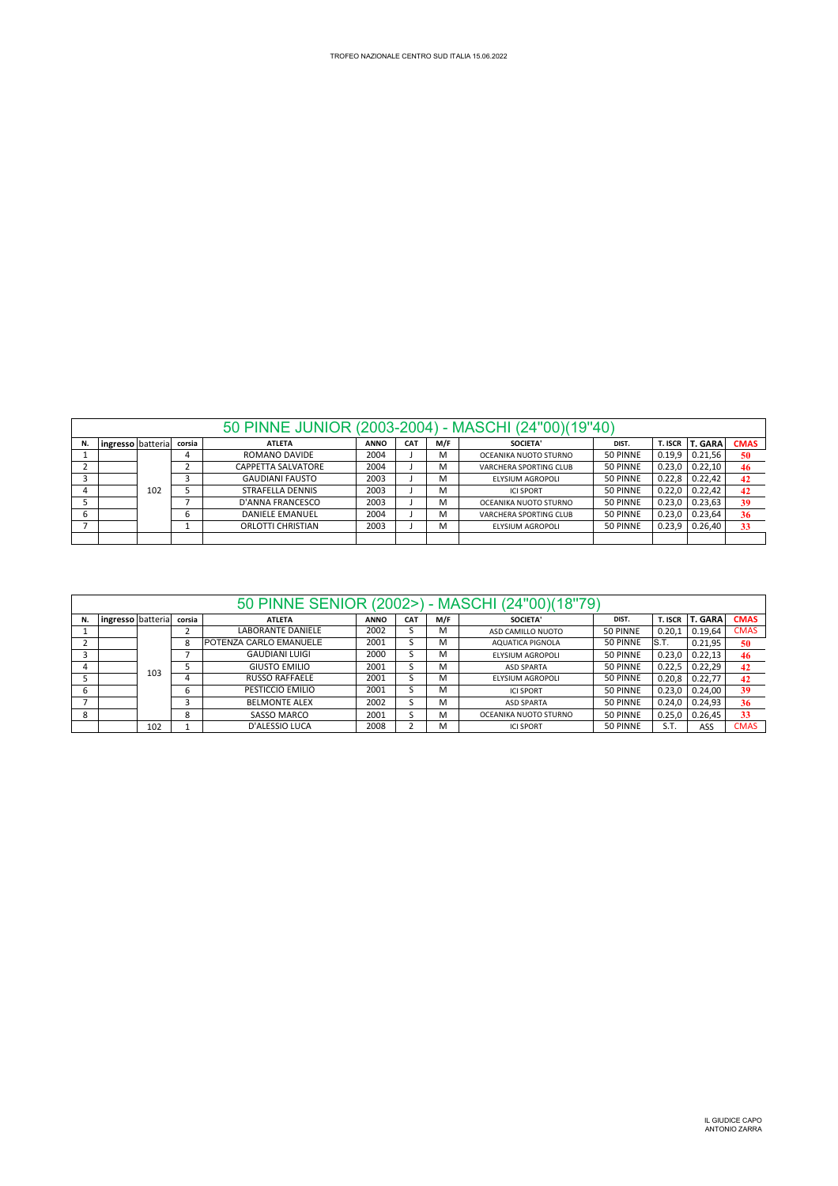TROFEO NAZIONALE CENTRO SUD ITALIA 15.06.2022

## 50 PINNE JUNIOR (2003-2004) - MASCHI (24"00)(19"40)

| N. | ingresso | batteria | corsia | ATLETA | ANNO | CAT | M/F | SOCIETA' | DIST. | T. ISCR | T. GARA | CMAS |
|---|---|---|---|---|---|---|---|---|---|---|---|---|
| 1 | | 102 | 4 | ROMANO DAVIDE | 2004 | J | M | OCEANIKA NUOTO STURNO | 50 PINNE | 0.19,9 | 0.21,56 | 50 |
| 2 | | | 2 | CAPPETTA SALVATORE | 2004 | J | M | VARCHERA SPORTING CLUB | 50 PINNE | 0.23,0 | 0.22,10 | 46 |
| 3 | | | 3 | GAUDIANI FAUSTO | 2003 | J | M | ELYSIUM AGROPOLI | 50 PINNE | 0.22,8 | 0.22,42 | 42 |
| 4 | | | 5 | STRAFELLA DENNIS | 2003 | J | M | ICI SPORT | 50 PINNE | 0.22,0 | 0.22,42 | 42 |
| 5 | | | 7 | D'ANNA FRANCESCO | 2003 | J | M | OCEANIKA NUOTO STURNO | 50 PINNE | 0.23,0 | 0.23,63 | 39 |
| 6 | | | 6 | DANIELE EMANUEL | 2004 | J | M | VARCHERA SPORTING CLUB | 50 PINNE | 0.23,0 | 0.23,64 | 36 |
| 7 | | | 1 | ORLOTTI CHRISTIAN | 2003 | J | M | ELYSIUM AGROPOLI | 50 PINNE | 0.23,9 | 0.26,40 | 33 |
| | | | | | | | | | | | | |

## 50 PINNE SENIOR (2002>) - MASCHI (24"00)(18"79)

| N. | ingresso | batteria | corsia | ATLETA | ANNO | CAT | M/F | SOCIETA' | DIST. | T. ISCR | T. GARA | CMAS |
|---|---|---|---|---|---|---|---|---|---|---|---|---|
| 1 | | 103 | 2 | LABORANTE DANIELE | 2002 | S | M | ASD CAMILLO NUOTO | 50 PINNE | 0.20,1 | 0.19,64 | CMAS |
| 2 | | | 8 | POTENZA CARLO EMANUELE | 2001 | S | M | AQUATICA PIGNOLA | 50 PINNE | S.T. | 0.21,95 | 50 |
| 3 | | | 7 | GAUDIANI LUIGI | 2000 | S | M | ELYSIUM AGROPOLI | 50 PINNE | 0.23,0 | 0.22,13 | 46 |
| 4 | | | 5 | GIUSTO EMILIO | 2001 | S | M | ASD SPARTA | 50 PINNE | 0.22,5 | 0.22,29 | 42 |
| 5 | | | 4 | RUSSO RAFFAELE | 2001 | S | M | ELYSIUM AGROPOLI | 50 PINNE | 0.20,8 | 0.22,77 | 42 |
| 6 | | | 6 | PESTICCIO EMILIO | 2001 | S | M | ICI SPORT | 50 PINNE | 0.23,0 | 0.24,00 | 39 |
| 7 | | | 3 | BELMONTE ALEX | 2002 | S | M | ASD SPARTA | 50 PINNE | 0.24,0 | 0.24,93 | 36 |
| 8 | | | 8 | SASSO MARCO | 2001 | S | M | OCEANIKA NUOTO STURNO | 50 PINNE | 0.25,0 | 0.26,45 | 33 |
| | | 102 | 1 | D'ALESSIO LUCA | 2008 | 2 | M | ICI SPORT | 50 PINNE | S.T. | ASS | CMAS |

IL GIUDICE CAPO
ANTONIO ZARRA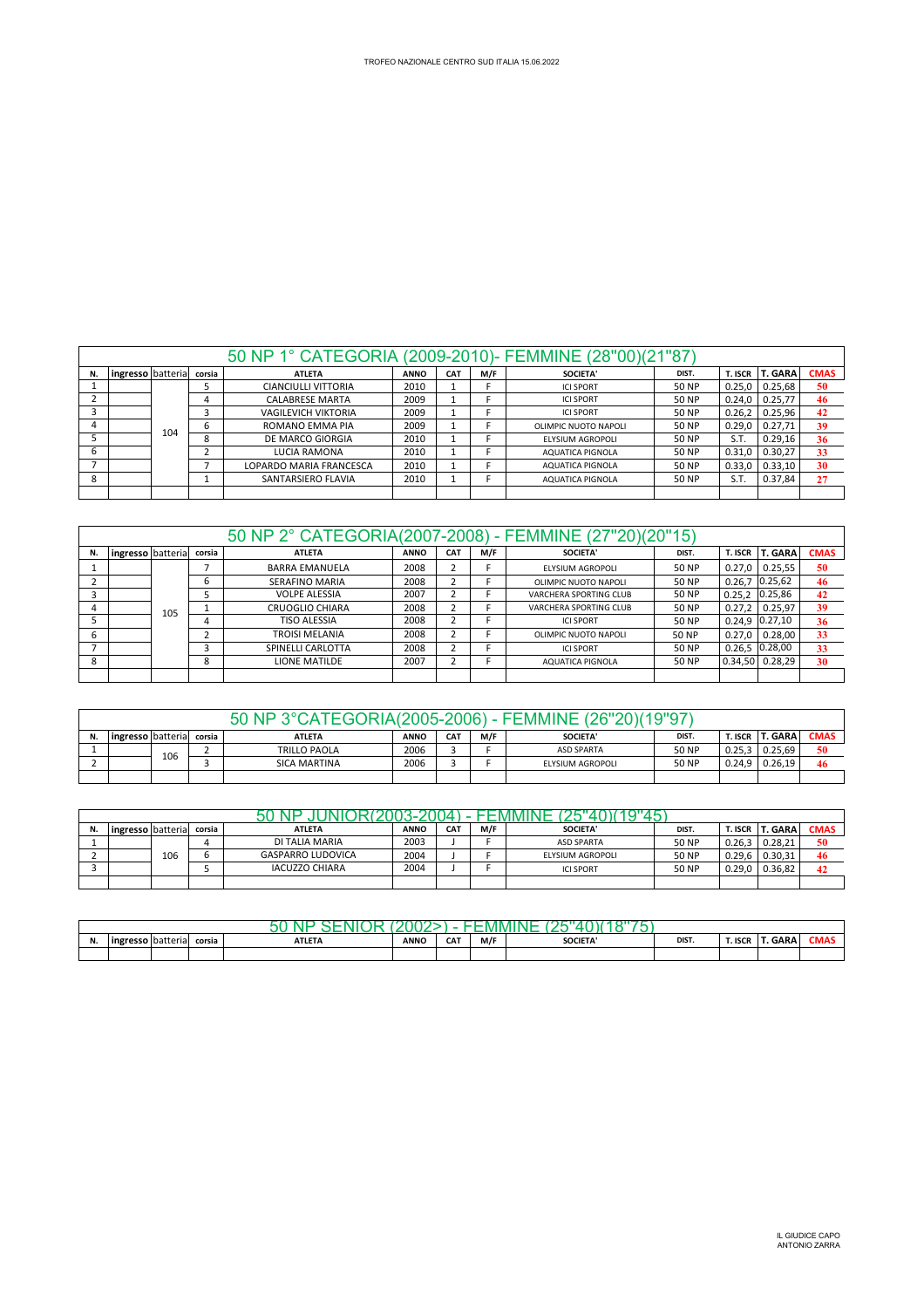TROFEO NAZIONALE CENTRO SUD ITALIA 15.06.2022

## 50 NP 1° CATEGORIA (2009-2010)- FEMMINE (28"00)(21"87)

| N. | ingresso | batteria | corsia | ATLETA | ANNO | CAT | M/F | SOCIETA' | DIST. | T. ISCR | T. GARA | CMAS |
|---|---|---|---|---|---|---|---|---|---|---|---|---|
| 1 | | 104 | 5 | CIANCIULLI VITTORIA | 2010 | 1 | F | ICI SPORT | 50 NP | 0.25,0 | 0.25,68 | 50 |
| 2 | | | 4 | CALABRESE MARTA | 2009 | 1 | F | ICI SPORT | 50 NP | 0.24,0 | 0.25,77 | 46 |
| 3 | | | 3 | VAGILEVICH VIKTORIA | 2009 | 1 | F | ICI SPORT | 50 NP | 0.26,2 | 0.25,96 | 42 |
| 4 | | | 6 | ROMANO EMMA PIA | 2009 | 1 | F | OLIMPIC NUOTO NAPOLI | 50 NP | 0.29,0 | 0.27,71 | 39 |
| 5 | | | 8 | DE MARCO GIORGIA | 2010 | 1 | F | ELYSIUM AGROPOLI | 50 NP | S.T. | 0.29,16 | 36 |
| 6 | | | 2 | LUCIA RAMONA | 2010 | 1 | F | AQUATICA PIGNOLA | 50 NP | 0.31,0 | 0.30,27 | 33 |
| 7 | | | 7 | LOPARDO MARIA FRANCESCA | 2010 | 1 | F | AQUATICA PIGNOLA | 50 NP | 0.33,0 | 0.33,10 | 30 |
| 8 | | | 1 | SANTARSIERO FLAVIA | 2010 | 1 | F | AQUATICA PIGNOLA | 50 NP | S.T. | 0.37,84 | 27 |

## 50 NP 2° CATEGORIA(2007-2008) - FEMMINE (27"20)(20"15)

| N. | ingresso | batteria | corsia | ATLETA | ANNO | CAT | M/F | SOCIETA' | DIST. | T. ISCR | T. GARA | CMAS |
|---|---|---|---|---|---|---|---|---|---|---|---|---|
| 1 | | 105 | 7 | BARRA EMANUELA | 2008 | 2 | F | ELYSIUM AGROPOLI | 50 NP | 0.27,0 | 0.25,55 | 50 |
| 2 | | | 6 | SERAFINO MARIA | 2008 | 2 | F | OLIMPIC NUOTO NAPOLI | 50 NP | 0.26,7 | 0.25,62 | 46 |
| 3 | | | 5 | VOLPE ALESSIA | 2007 | 2 | F | VARCHERA SPORTING CLUB | 50 NP | 0.25,2 | 0.25,86 | 42 |
| 4 | | | 1 | CRUOGLIO CHIARA | 2008 | 2 | F | VARCHERA SPORTING CLUB | 50 NP | 0.27,2 | 0.25,97 | 39 |
| 5 | | | 4 | TISO ALESSIA | 2008 | 2 | F | ICI SPORT | 50 NP | 0.24,9 | 0.27,10 | 36 |
| 6 | | | 2 | TROISI MELANIA | 2008 | 2 | F | OLIMPIC NUOTO NAPOLI | 50 NP | 0.27,0 | 0.28,00 | 33 |
| 7 | | | 3 | SPINELLI CARLOTTA | 2008 | 2 | F | ICI SPORT | 50 NP | 0.26,5 | 0.28,00 | 33 |
| 8 | | | 8 | LIONE MATILDE | 2007 | 2 | F | AQUATICA PIGNOLA | 50 NP | 0.34,50 | 0.28,29 | 30 |

## 50 NP 3°CATEGORIA(2005-2006) - FEMMINE (26"20)(19"97)

| N. | ingresso | batteria | corsia | ATLETA | ANNO | CAT | M/F | SOCIETA' | DIST. | T. ISCR | T. GARA | CMAS |
|---|---|---|---|---|---|---|---|---|---|---|---|---|
| 1 | | 106 | 2 | TRILLO PAOLA | 2006 | 3 | F | ASD SPARTA | 50 NP | 0.25,3 | 0.25,69 | 50 |
| 2 | | | 3 | SICA MARTINA | 2006 | 3 | F | ELYSIUM AGROPOLI | 50 NP | 0.24,9 | 0.26,19 | 46 |

## 50 NP JUNIOR(2003-2004) - FEMMINE (25"40)(19"45)

| N. | ingresso | batteria | corsia | ATLETA | ANNO | CAT | M/F | SOCIETA' | DIST. | T. ISCR | T. GARA | CMAS |
|---|---|---|---|---|---|---|---|---|---|---|---|---|
| 1 | | 106 | 4 | DI TALIA MARIA | 2003 | J | F | ASD SPARTA | 50 NP | 0.26,3 | 0.28,21 | 50 |
| 2 | | | 6 | GASPARRO LUDOVICA | 2004 | J | F | ELYSIUM AGROPOLI | 50 NP | 0.29,6 | 0.30,31 | 46 |
| 3 | | | 5 | IACUZZO CHIARA | 2004 | J | F | ICI SPORT | 50 NP | 0.29,0 | 0.36,82 | 42 |

## 50 NP SENIOR (2002>) - FEMMINE (25"40)(18"75)

| N. | ingresso | batteria | corsia | ATLETA | ANNO | CAT | M/F | SOCIETA' | DIST. | T. ISCR | T. GARA | CMAS |
|---|---|---|---|---|---|---|---|---|---|---|---|---|
| | | | | | | | | | | | | |

IL GIUDICE CAPO
ANTONIO ZARRA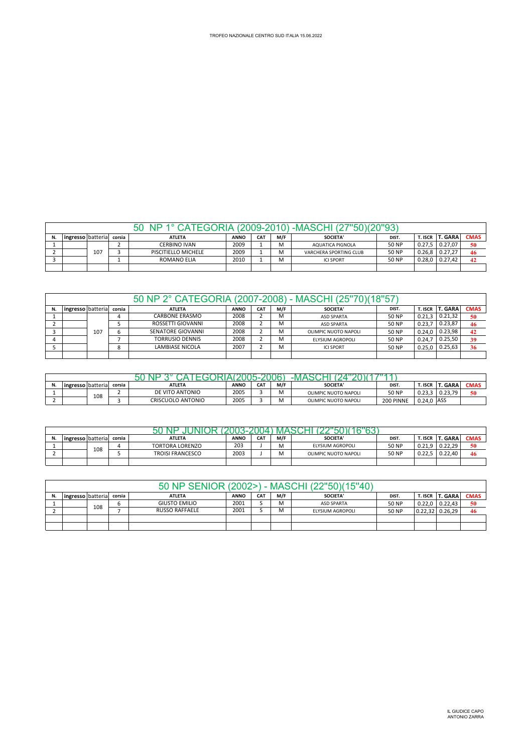TROFEO NAZIONALE CENTRO SUD ITALIA 15.06.2022

## 50 NP 1° CATEGORIA (2009-2010) -MASCHI (27"50)(20"93)

| N. | ingresso | batteria | corsia | ATLETA | ANNO | CAT | M/F | SOCIETA' | DIST. | T. ISCR | T. GARA | CMAS |
|---|---|---|---|---|---|---|---|---|---|---|---|---|
| 1 | | 107 | 2 | CERBINO IVAN | 2009 | 1 | M | AQUATICA PIGNOLA | 50 NP | 0.27,5 | 0.27,07 | 50 |
| 2 | | | 3 | PISCITIELLO MICHELE | 2009 | 1 | M | VARCHERA SPORTING CLUB | 50 NP | 0.26,8 | 0.27,27 | 46 |
| 3 | | | 1 | ROMANO ELIA | 2010 | 1 | M | ICI SPORT | 50 NP | 0.28,0 | 0.27,42 | 42 |
| | | | | | | | | | | | | |

## 50 NP 2° CATEGORIA (2007-2008) - MASCHI (25"70)(18"57)

| N. | ingresso | batteria | corsia | ATLETA | ANNO | CAT | M/F | SOCIETA' | DIST. | T. ISCR | T. GARA | CMAS |
|---|---|---|---|---|---|---|---|---|---|---|---|---|
| 1 | | 107 | 4 | CARBONE ERASMO | 2008 | 2 | M | ASD SPARTA | 50 NP | 0.21,3 | 0.21,32 | 50 |
| 2 | | | 5 | ROSSETTI GIOVANNI | 2008 | 2 | M | ASD SPARTA | 50 NP | 0.23,7 | 0.23,87 | 46 |
| 3 | | | 6 | SENATORE GIOVANNI | 2008 | 2 | M | OLIMPIC NUOTO NAPOLI | 50 NP | 0.24,0 | 0.23,98 | 42 |
| 4 | | | 7 | TORRUSIO DENNIS | 2008 | 2 | M | ELYSIUM AGROPOLI | 50 NP | 0.24,7 | 0.25,50 | 39 |
| 5 | | | 8 | LAMBIASE NICOLA | 2007 | 2 | M | ICI SPORT | 50 NP | 0.25,0 | 0.25,63 | 36 |
| | | | | | | | | | | | | |

## 50 NP 3° CATEGORIA(2005-2006) -MASCHI (24"20)(17"11)

| N. | ingresso | batteria | corsia | ATLETA | ANNO | CAT | M/F | SOCIETA' | DIST. | T. ISCR | T. GARA | CMAS |
|---|---|---|---|---|---|---|---|---|---|---|---|---|
| 1 | | 108 | 2 | DE VITO ANTONIO | 2005 | 3 | M | OLIMPIC NUOTO NAPOLI | 50 NP | 0.23,3 | 0.23,79 | 50 |
| 2 | | | 3 | CRISCUOLO ANTONIO | 2005 | 3 | M | OLIMPIC NUOTO NAPOLI | 200 PINNE | 0.24,0 | ASS | |

## 50 NP JUNIOR (2003-2004) MASCHI (22"50)(16"63)

| N. | ingresso | batteria | corsia | ATLETA | ANNO | CAT | M/F | SOCIETA' | DIST. | T. ISCR | T. GARA | CMAS |
|---|---|---|---|---|---|---|---|---|---|---|---|---|
| 1 | | 108 | 4 | TORTORA LORENZO | 203 | J | M | ELYSIUM AGROPOLI | 50 NP | 0.21,9 | 0.22,29 | 50 |
| 2 | | | 5 | TROISI FRANCESCO | 2003 | J | M | OLIMPIC NUOTO NAPOLI | 50 NP | 0.22,5 | 0.22,40 | 46 |
| | | | | | | | | | | | | |

## 50 NP SENIOR (2002>) - MASCHI (22"50)(15"40)

| N. | ingresso | batteria | corsia | ATLETA | ANNO | CAT | M/F | SOCIETA' | DIST. | T. ISCR | T. GARA | CMAS |
|---|---|---|---|---|---|---|---|---|---|---|---|---|
| 1 | | 108 | 6 | GIUSTO EMILIO | 2001 | S | M | ASD SPARTA | 50 NP | 0.22,0 | 0.22,43 | 50 |
| 2 | | | 7 | RUSSO RAFFAELE | 2001 | S | M | ELYSIUM AGROPOLI | 50 NP | 0.22,32 | 0.26,29 | 46 |
| | | | | | | | | | | | | |
| | | | | | | | | | | | | |

IL GIUDICE CAPO
ANTONIO ZARRA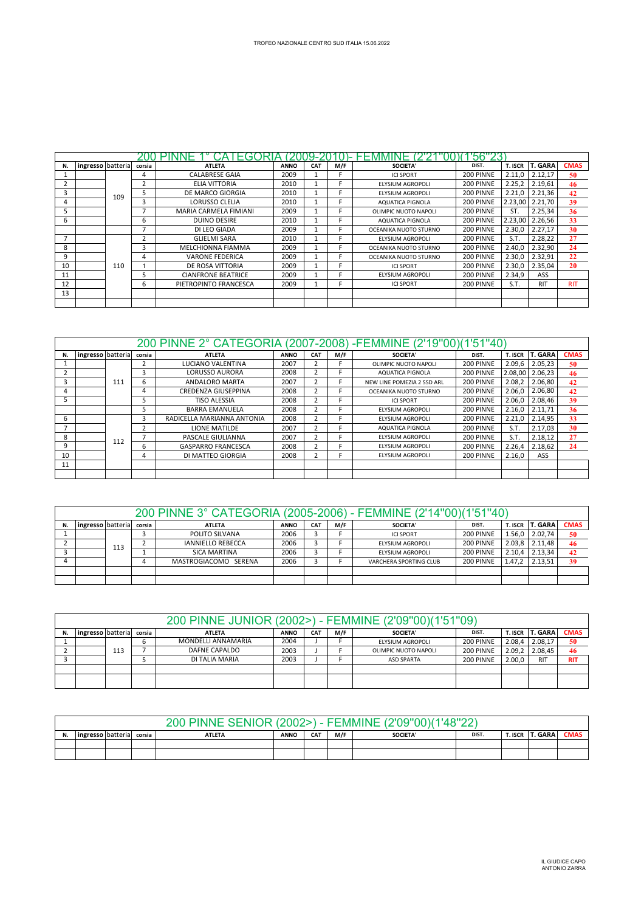TROFEO NAZIONALE CENTRO SUD ITALIA 15.06.2022

## 200 PINNE 1° CATEGORIA (2009-2010)- FEMMINE (2'21"00)(1'56"23)

| N. | ingresso | batteria | corsia | ATLETA | ANNO | CAT | M/F | SOCIETA' | DIST. | T. ISCR | T. GARA | CMAS |
|---|---|---|---|---|---|---|---|---|---|---|---|---|
| 1 | | 109 | 4 | CALABRESE GAIA | 2009 | 1 | F | ICI SPORT | 200 PINNE | 2.11,0 | 2.12,17 | 50 |
| 2 | | | 2 | ELIA VITTORIA | 2010 | 1 | F | ELYSIUM AGROPOLI | 200 PINNE | 2.25,2 | 2.19,61 | 46 |
| 3 | | | 5 | DE MARCO GIORGIA | 2010 | 1 | F | ELYSIUM AGROPOLI | 200 PINNE | 2.21,0 | 2.21,36 | 42 |
| 4 | | | 3 | LORUSSO CLELIA | 2010 | 1 | F | AQUATICA PIGNOLA | 200 PINNE | 2.23,00 | 2.21,70 | 39 |
| 5 | | | 7 | MARIA CARMELA FIMIANI | 2009 | 1 | F | OLIMPIC NUOTO NAPOLI | 200 PINNE | ST. | 2.25,34 | 36 |
| 6 | | | 6 | DUINO DESIRE | 2010 | 1 | F | AQUATICA PIGNOLA | 200 PINNE | 2.23,00 | 2.26,56 | 33 |
| | | 110 | 7 | DI LEO GIADA | 2009 | 1 | F | OCEANIKA NUOTO STURNO | 200 PINNE | 2.30,0 | 2.27,17 | 30 |
| 7 | | | 2 | GLIELMI SARA | 2010 | 1 | F | ELYSIUM AGROPOLI | 200 PINNE | S.T. | 2.28,22 | 27 |
| 8 | | | 3 | MELCHIONNA FIAMMA | 2009 | 1 | F | OCEANIKA NUOTO STURNO | 200 PINNE | 2.40,0 | 2.32,90 | 24 |
| 9 | | | 4 | VARONE FEDERICA | 2009 | 1 | F | OCEANIKA NUOTO STURNO | 200 PINNE | 2.30,0 | 2.32,91 | 22 |
| 10 | | | 1 | DE ROSA VITTORIA | 2009 | 1 | F | ICI SPORT | 200 PINNE | 2.30,0 | 2.35,04 | 20 |
| 11 | | | 5 | CIANFRONE BEATRICE | 2009 | 1 | F | ELYSIUM AGROPOLI | 200 PINNE | 2.34,9 | ASS | |
| 12 | | | 6 | PIETROPINTO FRANCESCA | 2009 | 1 | F | ICI SPORT | 200 PINNE | S.T. | RIT | RIT |
| 13 | | | | | | | | | | | | |

## 200 PINNE 2° CATEGORIA (2007-2008) -FEMMINE (2'19"00)(1'51"40)

| N. | ingresso | batteria | corsia | ATLETA | ANNO | CAT | M/F | SOCIETA' | DIST. | T. ISCR | T. GARA | CMAS |
|---|---|---|---|---|---|---|---|---|---|---|---|---|
| 1 | | 111 | 2 | LUCIANO VALENTINA | 2007 | 2 | F | OLIMPIC NUOTO NAPOLI | 200 PINNE | 2.09,6 | 2.05,23 | 50 |
| 2 | | | 3 | LORUSSO AURORA | 2008 | 2 | F | AQUATICA PIGNOLA | 200 PINNE | 2.08,00 | 2.06,23 | 46 |
| 3 | | | 6 | ANDALORO MARTA | 2007 | 2 | F | NEW LINE POMEZIA 2 SSD ARL | 200 PINNE | 2.08,2 | 2.06,80 | 42 |
| 4 | | | 4 | CREDENZA GIUSEPPINA | 2008 | 2 | F | OCEANIKA NUOTO STURNO | 200 PINNE | 2.06,0 | 2.06,80 | 42 |
| 5 | | | 5 | TISO ALESSIA | 2008 | 2 | F | ICI SPORT | 200 PINNE | 2.06,0 | 2.08,46 | 39 |
| | | 112 | 5 | BARRA EMANUELA | 2008 | 2 | F | ELYSIUM AGROPOLI | 200 PINNE | 2.16,0 | 2.11,71 | 36 |
| 6 | | | 3 | RADICELLA MARIANNA ANTONIA | 2008 | 2 | F | ELYSIUM AGROPOLI | 200 PINNE | 2.21,0 | 2.14,95 | 33 |
| 7 | | | 2 | LIONE MATILDE | 2007 | 2 | F | AQUATICA PIGNOLA | 200 PINNE | S.T. | 2.17,03 | 30 |
| 8 | | | 7 | PASCALE GIULIANNA | 2007 | 2 | F | ELYSIUM AGROPOLI | 200 PINNE | S.T. | 2.18,12 | 27 |
| 9 | | | 6 | GASPARRO FRANCESCA | 2008 | 2 | F | ELYSIUM AGROPOLI | 200 PINNE | 2.26,4 | 2.18,62 | 24 |
| 10 | | | 4 | DI MATTEO GIORGIA | 2008 | 2 | F | ELYSIUM AGROPOLI | 200 PINNE | 2.16,0 | ASS | |
| 11 | | | | | | | | | | | | |

## 200 PINNE 3° CATEGORIA (2005-2006) - FEMMINE (2'14"00)(1'51"40)

| N. | ingresso | batteria | corsia | ATLETA | ANNO | CAT | M/F | SOCIETA' | DIST. | T. ISCR | T. GARA | CMAS |
|---|---|---|---|---|---|---|---|---|---|---|---|---|
| 1 | | 113 | 3 | POLITO SILVANA | 2006 | 3 | F | ICI SPORT | 200 PINNE | 1.56,0 | 2.02,74 | 50 |
| 2 | | | 2 | IANNIELLO REBECCA | 2006 | 3 | F | ELYSIUM AGROPOLI | 200 PINNE | 2.03,8 | 2.11,48 | 46 |
| 3 | | | 1 | SICA MARTINA | 2006 | 3 | F | ELYSIUM AGROPOLI | 200 PINNE | 2.10,4 | 2.13,34 | 42 |
| 4 | | | 4 | MASTROGIACOMO SERENA | 2006 | 3 | F | VARCHERA SPORTING CLUB | 200 PINNE | 1.47,2 | 2.13,51 | 39 |

## 200 PINNE JUNIOR (2002>) - FEMMINE (2'09"00)(1'51"09)

| N. | ingresso | batteria | corsia | ATLETA | ANNO | CAT | M/F | SOCIETA' | DIST. | T. ISCR | T. GARA | CMAS |
|---|---|---|---|---|---|---|---|---|---|---|---|---|
| 1 | | 113 | 6 | MONDELLI ANNAMARIA | 2004 | J | F | ELYSIUM AGROPOLI | 200 PINNE | 2.08,4 | 2.08,17 | 50 |
| 2 | | | 7 | DAFNE CAPALDO | 2003 | J | F | OLIMPIC NUOTO NAPOLI | 200 PINNE | 2.09,2 | 2.08,45 | 46 |
| 3 | | | 5 | DI TALIA MARIA | 2003 | J | F | ASD SPARTA | 200 PINNE | 2.00,0 | RIT | RIT |

## 200 PINNE SENIOR (2002>) - FEMMINE (2'09"00)(1'48"22)

| N. | ingresso | batteria | corsia | ATLETA | ANNO | CAT | M/F | SOCIETA' | DIST. | T. ISCR | T. GARA | CMAS |
|---|---|---|---|---|---|---|---|---|---|---|---|---|
| | | | | | | | | | | | | |

IL GIUDICE CAPO
ANTONIO ZARRA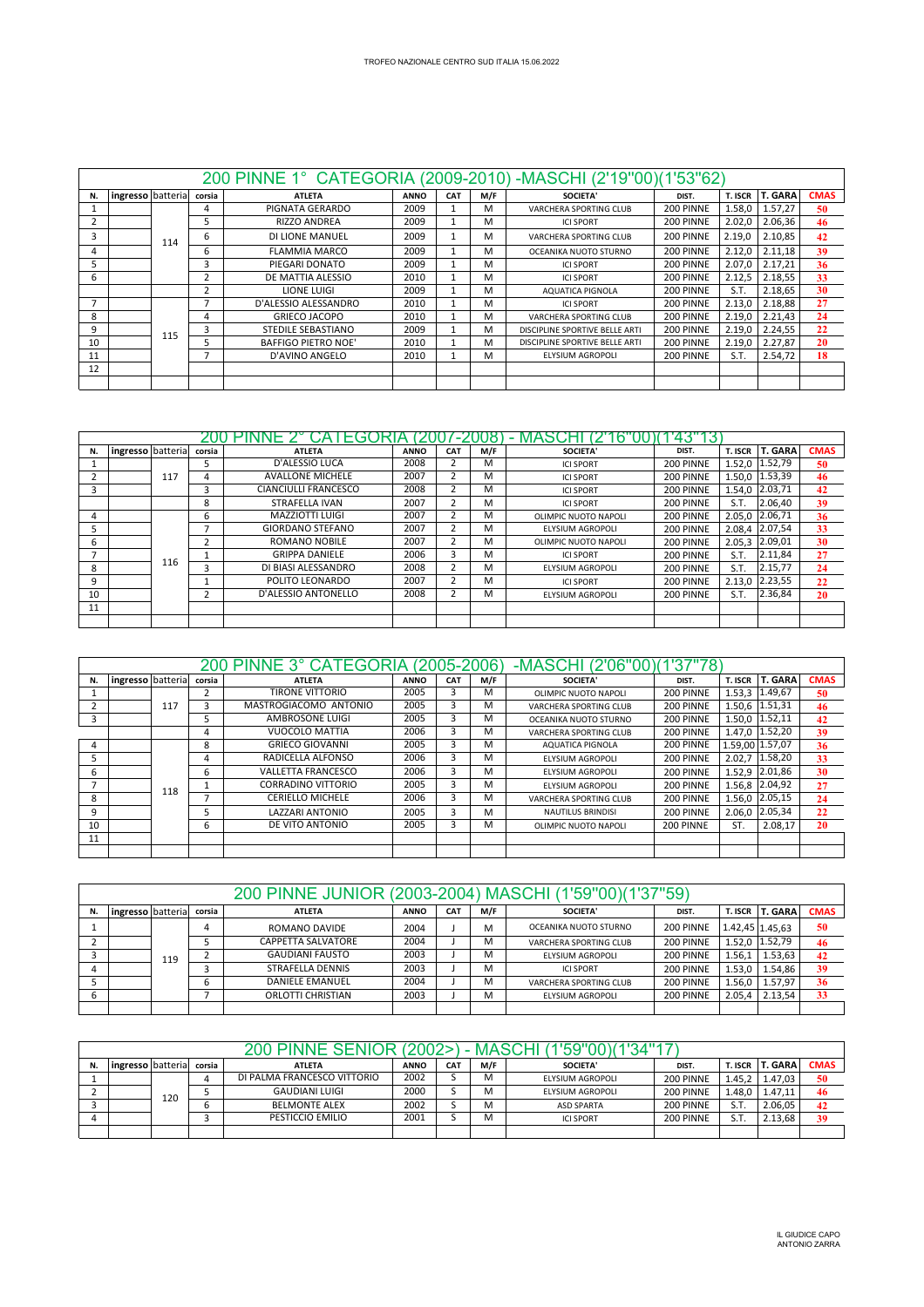TROFEO NAZIONALE CENTRO SUD ITALIA 15.06.2022

## 200 PINNE 1° CATEGORIA (2009-2010) -MASCHI (2'19"00)(1'53"62)

| N. | ingresso | batteria | corsia | ATLETA | ANNO | CAT | M/F | SOCIETA' | DIST. | T. ISCR | T. GARA | CMAS |
|---|---|---|---|---|---|---|---|---|---|---|---|---|
| 1 | | 114 | 4 | PIGNATA GERARDO | 2009 | 1 | M | VARCHERA SPORTING CLUB | 200 PINNE | 1.58,0 | 1.57,27 | 50 |
| 2 | | | 5 | RIZZO ANDREA | 2009 | 1 | M | ICI SPORT | 200 PINNE | 2.02,0 | 2.06,36 | 46 |
| 3 | | | 6 | DI LIONE MANUEL | 2009 | 1 | M | VARCHERA SPORTING CLUB | 200 PINNE | 2.19,0 | 2.10,85 | 42 |
| 4 | | | 6 | FLAMMIA MARCO | 2009 | 1 | M | OCEANIKA NUOTO STURNO | 200 PINNE | 2.12,0 | 2.11,18 | 39 |
| 5 | | | 3 | PIEGARI DONATO | 2009 | 1 | M | ICI SPORT | 200 PINNE | 2.07,0 | 2.17,21 | 36 |
| 6 | | | 2 | DE MATTIA ALESSIO | 2010 | 1 | M | ICI SPORT | 200 PINNE | 2.12,5 | 2.18,55 | 33 |
| | | | 2 | LIONE LUIGI | 2009 | 1 | M | AQUATICA PIGNOLA | 200 PINNE | S.T. | 2.18,65 | 30 |
| 7 | | 115 | 7 | D'ALESSIO ALESSANDRO | 2010 | 1 | M | ICI SPORT | 200 PINNE | 2.13,0 | 2.18,88 | 27 |
| 8 | | | 4 | GRIECO JACOPO | 2010 | 1 | M | VARCHERA SPORTING CLUB | 200 PINNE | 2.19,0 | 2.21,43 | 24 |
| 9 | | | 3 | STEDILE SEBASTIANO | 2009 | 1 | M | DISCIPLINE SPORTIVE BELLE ARTI | 200 PINNE | 2.19,0 | 2.24,55 | 22 |
| 10 | | | 5 | BAFFIGO PIETRO NOE' | 2010 | 1 | M | DISCIPLINE SPORTIVE BELLE ARTI | 200 PINNE | 2.19,0 | 2.27,87 | 20 |
| 11 | | | 7 | D'AVINO ANGELO | 2010 | 1 | M | ELYSIUM AGROPOLI | 200 PINNE | S.T. | 2.54,72 | 18 |
| 12 | | | | | | | | | | | | |

## 200 PINNE 2° CATEGORIA (2007-2008) - MASCHI (2'16"00)(1'43"13)

| N. | ingresso | batteria | corsia | ATLETA | ANNO | CAT | M/F | SOCIETA' | DIST. | T. ISCR | T. GARA | CMAS |
|---|---|---|---|---|---|---|---|---|---|---|---|---|
| 1 | | 117 | 5 | D'ALESSIO LUCA | 2008 | 2 | M | ICI SPORT | 200 PINNE | 1.52,0 | 1.52,79 | 50 |
| 2 | | | 4 | AVALLONE MICHELE | 2007 | 2 | M | ICI SPORT | 200 PINNE | 1.50,0 | 1.53,39 | 46 |
| 3 | | | 3 | CIANCIULLI FRANCESCO | 2008 | 2 | M | ICI SPORT | 200 PINNE | 1.54,0 | 2.03,71 | 42 |
| | | | 8 | STRAFELLA IVAN | 2007 | 2 | M | ICI SPORT | 200 PINNE | S.T. | 2.06,40 | 39 |
| 4 | | 116 | 6 | MAZZIOTTI LUIGI | 2007 | 2 | M | OLIMPIC NUOTO NAPOLI | 200 PINNE | 2.05,0 | 2.06,71 | 36 |
| 5 | | | 7 | GIORDANO STEFANO | 2007 | 2 | M | ELYSIUM AGROPOLI | 200 PINNE | 2.08,4 | 2.07,54 | 33 |
| 6 | | | 2 | ROMANO NOBILE | 2007 | 2 | M | OLIMPIC NUOTO NAPOLI | 200 PINNE | 2.05,3 | 2.09,01 | 30 |
| 7 | | | 1 | GRIPPA DANIELE | 2006 | 3 | M | ICI SPORT | 200 PINNE | S.T. | 2.11,84 | 27 |
| 8 | | | 3 | DI BIASI ALESSANDRO | 2008 | 2 | M | ELYSIUM AGROPOLI | 200 PINNE | S.T. | 2.15,77 | 24 |
| 9 | | | 1 | POLITO LEONARDO | 2007 | 2 | M | ICI SPORT | 200 PINNE | 2.13,0 | 2.23,55 | 22 |
| 10 | | | 2 | D'ALESSIO ANTONELLO | 2008 | 2 | M | ELYSIUM AGROPOLI | 200 PINNE | S.T. | 2.36,84 | 20 |
| 11 | | | | | | | | | | | | |

## 200 PINNE 3° CATEGORIA (2005-2006) -MASCHI (2'06"00)(1'37"78)

| N. | ingresso | batteria | corsia | ATLETA | ANNO | CAT | M/F | SOCIETA' | DIST. | T. ISCR | T. GARA | CMAS |
|---|---|---|---|---|---|---|---|---|---|---|---|---|
| 1 | | 117 | 2 | TIRONE VITTORIO | 2005 | 3 | M | OLIMPIC NUOTO NAPOLI | 200 PINNE | 1.53,3 | 1.49,67 | 50 |
| 2 | | | 3 | MASTROGIACOMO ANTONIO | 2005 | 3 | M | VARCHERA SPORTING CLUB | 200 PINNE | 1.50,6 | 1.51,31 | 46 |
| 3 | | | 5 | AMBROSONE LUIGI | 2005 | 3 | M | OCEANIKA NUOTO STURNO | 200 PINNE | 1.50,0 | 1.52,11 | 42 |
| | | | 4 | VUOCOLO MATTIA | 2006 | 3 | M | VARCHERA SPORTING CLUB | 200 PINNE | 1.47,0 | 1.52,20 | 39 |
| 4 | | 118 | 8 | GRIECO GIOVANNI | 2005 | 3 | M | AQUATICA PIGNOLA | 200 PINNE | 1.59,00 | 1.57,07 | 36 |
| 5 | | | 4 | RADICELLA ALFONSO | 2006 | 3 | M | ELYSIUM AGROPOLI | 200 PINNE | 2.02,7 | 1.58,20 | 33 |
| 6 | | | 6 | VALLETTA FRANCESCO | 2006 | 3 | M | ELYSIUM AGROPOLI | 200 PINNE | 1.52,9 | 2.01,86 | 30 |
| 7 | | | 1 | CORRADINO VITTORIO | 2005 | 3 | M | ELYSIUM AGROPOLI | 200 PINNE | 1.56,8 | 2.04,92 | 27 |
| 8 | | | 7 | CERIELLO MICHELE | 2006 | 3 | M | VARCHERA SPORTING CLUB | 200 PINNE | 1.56,0 | 2.05,15 | 24 |
| 9 | | | 5 | LAZZARI ANTONIO | 2005 | 3 | M | NAUTILUS BRINDISI | 200 PINNE | 2.06,0 | 2.05,34 | 22 |
| 10 | | | 6 | DE VITO ANTONIO | 2005 | 3 | M | OLIMPIC NUOTO NAPOLI | 200 PINNE | ST. | 2.08,17 | 20 |
| 11 | | | | | | | | | | | | |

## 200 PINNE JUNIOR (2003-2004) MASCHI (1'59"00)(1'37"59)

| N. | ingresso | batteria | corsia | ATLETA | ANNO | CAT | M/F | SOCIETA' | DIST. | T. ISCR | T. GARA | CMAS |
|---|---|---|---|---|---|---|---|---|---|---|---|---|
| 1 | | 119 | 4 | ROMANO DAVIDE | 2004 | J | M | OCEANIKA NUOTO STURNO | 200 PINNE | 1.42,45 | 1.45,63 | 50 |
| 2 | | | 5 | CAPPETTA SALVATORE | 2004 | J | M | VARCHERA SPORTING CLUB | 200 PINNE | 1.52,0 | 1.52,79 | 46 |
| 3 | | | 2 | GAUDIANI FAUSTO | 2003 | J | M | ELYSIUM AGROPOLI | 200 PINNE | 1.56,1 | 1.53,63 | 42 |
| 4 | | | 3 | STRAFELLA DENNIS | 2003 | J | M | ICI SPORT | 200 PINNE | 1.53,0 | 1.54,86 | 39 |
| 5 | | | 6 | DANIELE EMANUEL | 2004 | J | M | VARCHERA SPORTING CLUB | 200 PINNE | 1.56,0 | 1.57,97 | 36 |
| 6 | | | 7 | ORLOTTI CHRISTIAN | 2003 | J | M | ELYSIUM AGROPOLI | 200 PINNE | 2.05,4 | 2.13,54 | 33 |

## 200 PINNE SENIOR (2002>) - MASCHI (1'59"00)(1'34"17)

| N. | ingresso | batteria | corsia | ATLETA | ANNO | CAT | M/F | SOCIETA' | DIST. | T. ISCR | T. GARA | CMAS |
|---|---|---|---|---|---|---|---|---|---|---|---|---|
| 1 | | 120 | 4 | DI PALMA FRANCESCO VITTORIO | 2002 | S | M | ELYSIUM AGROPOLI | 200 PINNE | 1.45,2 | 1.47,03 | 50 |
| 2 | | | 5 | GAUDIANI LUIGI | 2000 | S | M | ELYSIUM AGROPOLI | 200 PINNE | 1.48,0 | 1.47,11 | 46 |
| 3 | | | 6 | BELMONTE ALEX | 2002 | S | M | ASD SPARTA | 200 PINNE | S.T. | 2.06,05 | 42 |
| 4 | | | 3 | PESTICCIO EMILIO | 2001 | S | M | ICI SPORT | 200 PINNE | S.T. | 2.13,68 | 39 |

IL GIUDICE CAPO
ANTONIO ZARRA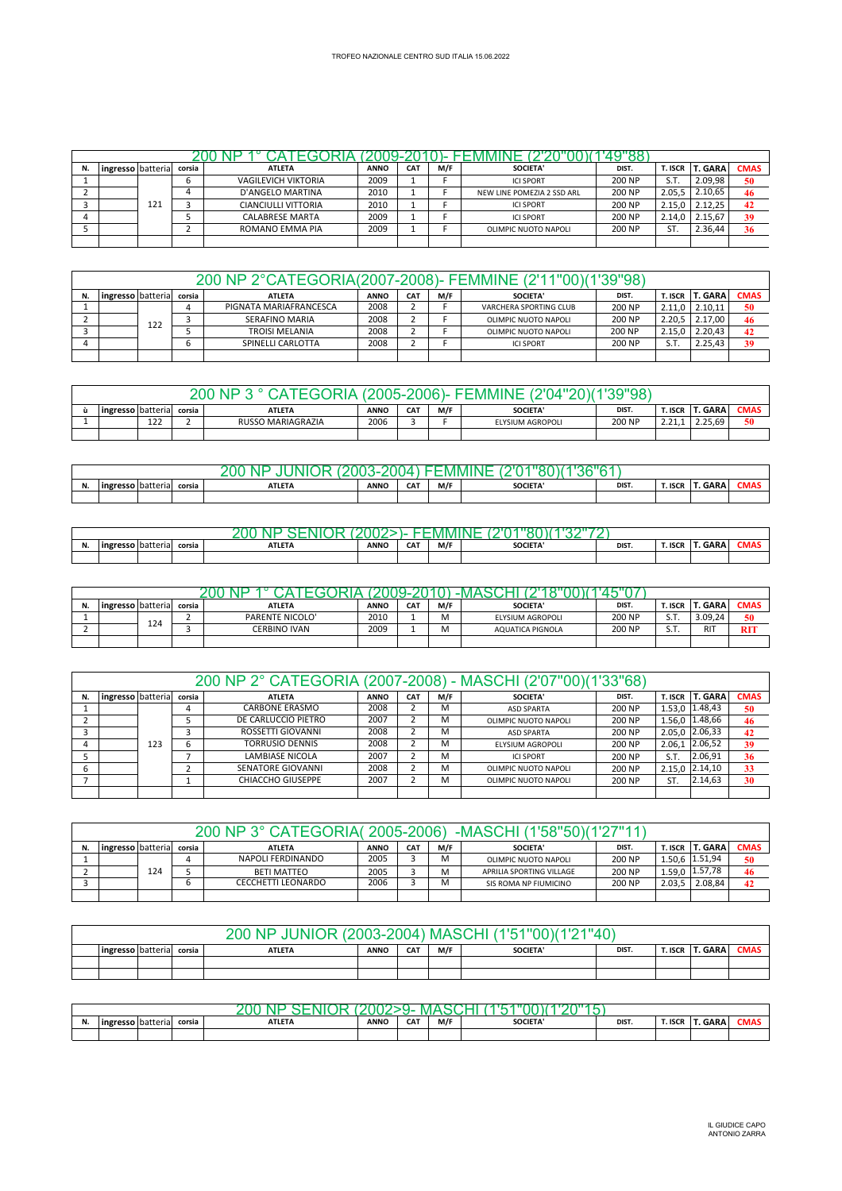TROFEO NAZIONALE CENTRO SUD ITALIA 15.06.2022

| 200 NP 1° CATEGORIA (2009-2010)- FEMMINE (2'20"00)(1'49"88) | | | | | | | | | | | | |
|---|---|---|---|---|---|---|---|---|---|---|---|---|
| N. | ingresso | batteria | corsia | ATLETA | ANNO | CAT | M/F | SOCIETA' | DIST. | T. ISCR | T. GARA | CMAS |
| 1 | | 121 | 6 | VAGILEVICH VIKTORIA | 2009 | 1 | F | ICI SPORT | 200 NP | S.T. | 2.09,98 | 50 |
| 2 | | | 4 | D'ANGELO MARTINA | 2010 | 1 | F | NEW LINE POMEZIA 2 SSD ARL | 200 NP | 2.05,5 | 2.10,65 | 46 |
| 3 | | | 3 | CIANCIULLI VITTORIA | 2010 | 1 | F | ICI SPORT | 200 NP | 2.15,0 | 2.12,25 | 42 |
| 4 | | | 5 | CALABRESE MARTA | 2009 | 1 | F | ICI SPORT | 200 NP | 2.14,0 | 2.15,67 | 39 |
| 5 | | | 2 | ROMANO EMMA PIA | 2009 | 1 | F | OLIMPIC NUOTO NAPOLI | 200 NP | ST. | 2.36,44 | 36 |

| 200 NP 2°CATEGORIA(2007-2008)- FEMMINE (2'11"00)(1'39"98) | | | | | | | | | | | | |
|---|---|---|---|---|---|---|---|---|---|---|---|---|
| N. | ingresso | batteria | corsia | ATLETA | ANNO | CAT | M/F | SOCIETA' | DIST. | T. ISCR | T. GARA | CMAS |
| 1 | | 122 | 4 | PIGNATA MARIAFRANCESCA | 2008 | 2 | F | VARCHERA SPORTING CLUB | 200 NP | 2.11,0 | 2.10,11 | 50 |
| 2 | | | 3 | SERAFINO MARIA | 2008 | 2 | F | OLIMPIC NUOTO NAPOLI | 200 NP | 2.20,5 | 2.17,00 | 46 |
| 3 | | | 5 | TROISI MELANIA | 2008 | 2 | F | OLIMPIC NUOTO NAPOLI | 200 NP | 2.15,0 | 2.20,43 | 42 |
| 4 | | | 6 | SPINELLI CARLOTTA | 2008 | 2 | F | ICI SPORT | 200 NP | S.T. | 2.25,43 | 39 |

| 200 NP 3 ° CATEGORIA (2005-2006)- FEMMINE (2'04"20)(1'39"98) | | | | | | | | | | | | |
|---|---|---|---|---|---|---|---|---|---|---|---|---|
| ù | ingresso | batteria | corsia | ATLETA | ANNO | CAT | M/F | SOCIETA' | DIST. | T. ISCR | T. GARA | CMAS |
| 1 | | 122 | 2 | RUSSO MARIAGRAZIA | 2006 | 3 | F | ELYSIUM AGROPOLI | 200 NP | 2.21,1 | 2.25,69 | 50 |

| 200 NP JUNIOR (2003-2004) FEMMINE (2'01"80)(1'36"61) | | | | | | | | | | | | |
|---|---|---|---|---|---|---|---|---|---|---|---|---|
| N. | ingresso | batteria | corsia | ATLETA | ANNO | CAT | M/F | SOCIETA' | DIST. | T. ISCR | T. GARA | CMAS |

| 200 NP SENIOR (2002>)- FEMMINE (2'01"80)(1'32"72) | | | | | | | | | | | | |
|---|---|---|---|---|---|---|---|---|---|---|---|---|
| N. | ingresso | batteria | corsia | ATLETA | ANNO | CAT | M/F | SOCIETA' | DIST. | T. ISCR | T. GARA | CMAS |

| 200 NP 1° CATEGORIA (2009-2010) -MASCHI (2'18"00)(1'45"07) | | | | | | | | | | | | |
|---|---|---|---|---|---|---|---|---|---|---|---|---|
| N. | ingresso | batteria | corsia | ATLETA | ANNO | CAT | M/F | SOCIETA' | DIST. | T. ISCR | T. GARA | CMAS |
| 1 | | 124 | 2 | PARENTE NICOLO' | 2010 | 1 | M | ELYSIUM AGROPOLI | 200 NP | S.T. | 3.09,24 | 50 |
| 2 | | | 3 | CERBINO IVAN | 2009 | 1 | M | AQUATICA PIGNOLA | 200 NP | S.T. | RIT | RIT |

| 200 NP 2° CATEGORIA (2007-2008) - MASCHI (2'07"00)(1'33"68) | | | | | | | | | | | | |
|---|---|---|---|---|---|---|---|---|---|---|---|---|
| N. | ingresso | batteria | corsia | ATLETA | ANNO | CAT | M/F | SOCIETA' | DIST. | T. ISCR | T. GARA | CMAS |
| 1 | | 123 | 4 | CARBONE ERASMO | 2008 | 2 | M | ASD SPARTA | 200 NP | 1.53,0 | 1.48,43 | 50 |
| 2 | | | 5 | DE CARLUCCIO PIETRO | 2007 | 2 | M | OLIMPIC NUOTO NAPOLI | 200 NP | 1.56,0 | 1.48,66 | 46 |
| 3 | | | 3 | ROSSETTI GIOVANNI | 2008 | 2 | M | ASD SPARTA | 200 NP | 2.05,0 | 2.06,33 | 42 |
| 4 | | | 6 | TORRUSIO DENNIS | 2008 | 2 | M | ELYSIUM AGROPOLI | 200 NP | 2.06,1 | 2.06,52 | 39 |
| 5 | | | 7 | LAMBIASE NICOLA | 2007 | 2 | M | ICI SPORT | 200 NP | S.T. | 2.06,91 | 36 |
| 6 | | | 2 | SENATORE GIOVANNI | 2008 | 2 | M | OLIMPIC NUOTO NAPOLI | 200 NP | 2.15,0 | 2.14,10 | 33 |
| 7 | | | 1 | CHIACCHO GIUSEPPE | 2007 | 2 | M | OLIMPIC NUOTO NAPOLI | 200 NP | ST. | 2.14,63 | 30 |

| 200 NP 3° CATEGORIA( 2005-2006) -MASCHI (1'58"50)(1'27"11) | | | | | | | | | | | | |
|---|---|---|---|---|---|---|---|---|---|---|---|---|
| N. | ingresso | batteria | corsia | ATLETA | ANNO | CAT | M/F | SOCIETA' | DIST. | T. ISCR | T. GARA | CMAS |
| 1 | | 124 | 4 | NAPOLI FERDINANDO | 2005 | 3 | M | OLIMPIC NUOTO NAPOLI | 200 NP | 1.50,6 | 1.51,94 | 50 |
| 2 | | | 5 | BETI MATTEO | 2005 | 3 | M | APRILIA SPORTING VILLAGE | 200 NP | 1.59,0 | 1.57,78 | 46 |
| 3 | | | 6 | CECCHETTI LEONARDO | 2006 | 3 | M | SIS ROMA NP FIUMICINO | 200 NP | 2.03,5 | 2.08,84 | 42 |

| 200 NP JUNIOR (2003-2004) MASCHI (1'51"00)(1'21"40) | | | | | | | | | | | | |
|---|---|---|---|---|---|---|---|---|---|---|---|---|
| | ingresso | batteria | corsia | ATLETA | ANNO | CAT | M/F | SOCIETA' | DIST. | T. ISCR | T. GARA | CMAS |

| 200 NP SENIOR (2002>9- MASCHI (1'51"00)(1'20"15) | | | | | | | | | | | | |
|---|---|---|---|---|---|---|---|---|---|---|---|---|
| N. | ingresso | batteria | corsia | ATLETA | ANNO | CAT | M/F | SOCIETA' | DIST. | T. ISCR | T. GARA | CMAS |

IL GIUDICE CAPO
ANTONIO ZARRA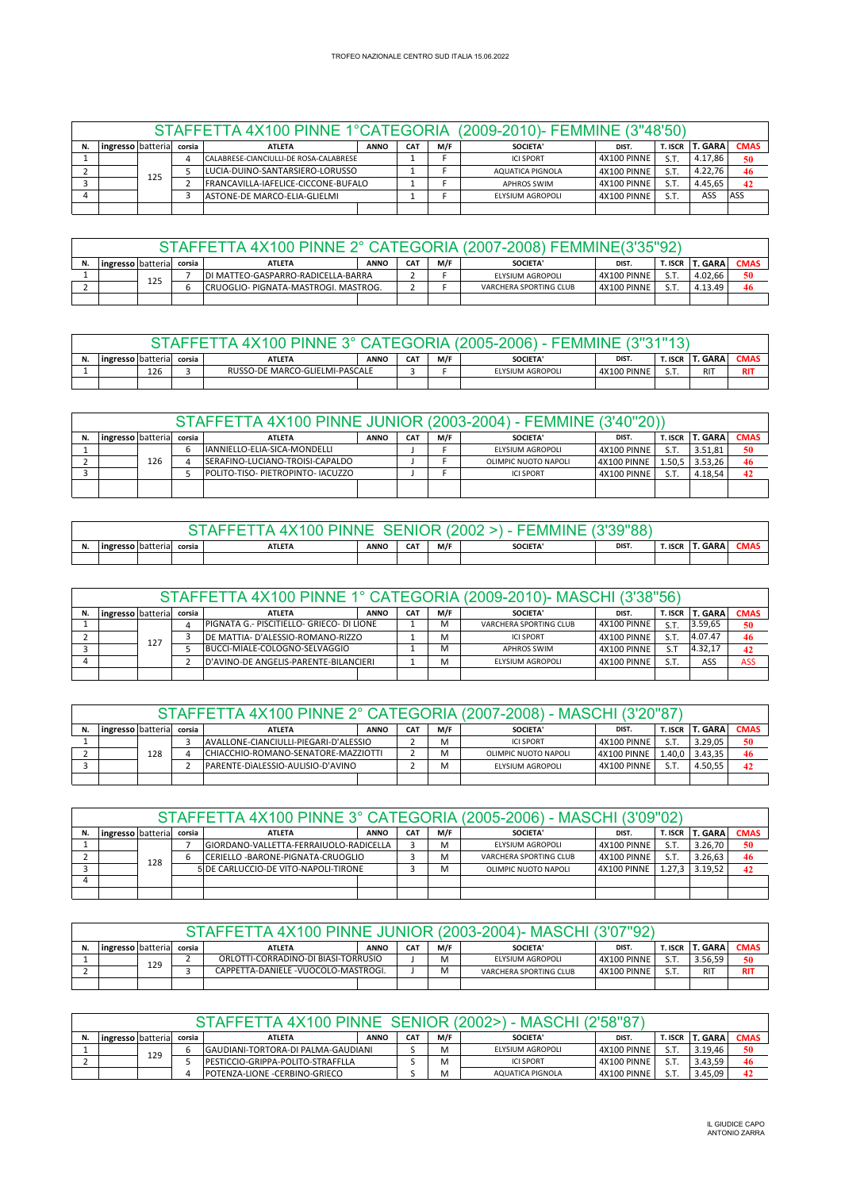TROFEO NAZIONALE CENTRO SUD ITALIA 15.06.2022

| STAFFETTA 4X100 PINNE 1°CATEGORIA (2009-2010)- FEMMINE (3"48'50) | | | | | | | | | | | | |
|---|---|---|---|---|---|---|---|---|---|---|---|---|
| N. | ingresso | batteria | corsia | ATLETA | ANNO | CAT | M/F | SOCIETA' | DIST. | T. ISCR | T. GARA | CMAS |
| 1 | | 125 | 4 | CALABRESE-CIANCIULLI-DE ROSA-CALABRESE | | 1 | F | ICI SPORT | 4X100 PINNE | S.T. | 4.17,86 | 50 |
| 2 | | | 5 | LUCIA-DUINO-SANTARSIERO-LORUSSO | | 1 | F | AQUATICA PIGNOLA | 4X100 PINNE | S.T. | 4.22,76 | 46 |
| 3 | | | 2 | FRANCAVILLA-IAFELICE-CICCONE-BUFALO | | 1 | F | APHROS SWIM | 4X100 PINNE | S.T. | 4.45,65 | 42 |
| 4 | | | 3 | ASTONE-DE MARCO-ELIA-GLIELMI | | 1 | F | ELYSIUM AGROPOLI | 4X100 PINNE | S.T. | ASS | ASS |

| STAFFETTA 4X100 PINNE 2° CATEGORIA (2007-2008) FEMMINE(3'35"92) | | | | | | | | | | | | |
|---|---|---|---|---|---|---|---|---|---|---|---|---|
| N. | ingresso | batteria | corsia | ATLETA | ANNO | CAT | M/F | SOCIETA' | DIST. | T. ISCR | T. GARA | CMAS |
| 1 | | 125 | 7 | DI MATTEO-GASPARRO-RADICELLA-BARRA | | 2 | F | ELYSIUM AGROPOLI | 4X100 PINNE | S.T. | 4.02,66 | 50 |
| 2 | | | 6 | CRUOGLIO- PIGNATA-MASTROGI. MASTROG. | | 2 | F | VARCHERA SPORTING CLUB | 4X100 PINNE | S.T. | 4.13.49 | 46 |

| STAFFETTA 4X100 PINNE 3° CATEGORIA (2005-2006) - FEMMINE (3"31"13) | | | | | | | | | | | | |
|---|---|---|---|---|---|---|---|---|---|---|---|---|
| N. | ingresso | batteria | corsia | ATLETA | ANNO | CAT | M/F | SOCIETA' | DIST. | T. ISCR | T. GARA | CMAS |
| 1 | | 126 | 3 | RUSSO-DE MARCO-GLIELMI-PASCALE | | 3 | F | ELYSIUM AGROPOLI | 4X100 PINNE | S.T. | RIT | RIT |

| STAFFETTA 4X100 PINNE JUNIOR (2003-2004) - FEMMINE (3'40"20)) | | | | | | | | | | | | |
|---|---|---|---|---|---|---|---|---|---|---|---|---|
| N. | ingresso | batteria | corsia | ATLETA | ANNO | CAT | M/F | SOCIETA' | DIST. | T. ISCR | T. GARA | CMAS |
| 1 | | 126 | 6 | IANNIELLO-ELIA-SICA-MONDELLI | | J | F | ELYSIUM AGROPOLI | 4X100 PINNE | S.T. | 3.51,81 | 50 |
| 2 | | | 4 | SERAFINO-LUCIANO-TROISI-CAPALDO | | J | F | OLIMPIC NUOTO NAPOLI | 4X100 PINNE | 1.50,5 | 3.53,26 | 46 |
| 3 | | | 5 | POLITO-TISO- PIETROPINTO- IACUZZO | | J | F | ICI SPORT | 4X100 PINNE | S.T. | 4.18,54 | 42 |

| STAFFETTA 4X100 PINNE SENIOR (2002 >) - FEMMINE (3'39"88) | | | | | | | | | | | | |
|---|---|---|---|---|---|---|---|---|---|---|---|---|
| N. | ingresso | batteria | corsia | ATLETA | ANNO | CAT | M/F | SOCIETA' | DIST. | T. ISCR | T. GARA | CMAS |

| STAFFETTA 4X100 PINNE 1° CATEGORIA (2009-2010)- MASCHI (3'38"56) | | | | | | | | | | | | |
|---|---|---|---|---|---|---|---|---|---|---|---|---|
| N. | ingresso | batteria | corsia | ATLETA | ANNO | CAT | M/F | SOCIETA' | DIST. | T. ISCR | T. GARA | CMAS |
| 1 | | 127 | 4 | PIGNATA G.- PISCITIELLO- GRIECO- DI LIONE | | 1 | M | VARCHERA SPORTING CLUB | 4X100 PINNE | S.T. | 3.59,65 | 50 |
| 2 | | | 3 | DE MATTIA- D'ALESSIO-ROMANO-RIZZO | | 1 | M | ICI SPORT | 4X100 PINNE | S.T. | 4.07.47 | 46 |
| 3 | | | 5 | BUCCI-MIALE-COLOGNO-SELVAGGIO | | 1 | M | APHROS SWIM | 4X100 PINNE | S.T | 4.32,17 | 42 |
| 4 | | | 2 | D'AVINO-DE ANGELIS-PARENTE-BILANCIERI | | 1 | M | ELYSIUM AGROPOLI | 4X100 PINNE | S.T. | ASS | ASS |

| STAFFETTA 4X100 PINNE 2° CATEGORIA (2007-2008) - MASCHI (3'20"87) | | | | | | | | | | | | |
|---|---|---|---|---|---|---|---|---|---|---|---|---|
| N. | ingresso | batteria | corsia | ATLETA | ANNO | CAT | M/F | SOCIETA' | DIST. | T. ISCR | T. GARA | CMAS |
| 1 | | 128 | 3 | AVALLONE-CIANCIULLI-PIEGARI-D'ALESSIO | | 2 | M | ICI SPORT | 4X100 PINNE | S.T. | 3.29,05 | 50 |
| 2 | | | 4 | CHIACCHIO-ROMANO-SENATORE-MAZZIOTTI | | 2 | M | OLIMPIC NUOTO NAPOLI | 4X100 PINNE | 1.40,0 | 3.43,35 | 46 |
| 3 | | | 2 | PARENTE-DIALESSIO-AULISIO-D'AVINO | | 2 | M | ELYSIUM AGROPOLI | 4X100 PINNE | S.T. | 4.50,55 | 42 |

| STAFFETTA 4X100 PINNE 3° CATEGORIA (2005-2006) - MASCHI (3'09"02) | | | | | | | | | | | | |
|---|---|---|---|---|---|---|---|---|---|---|---|---|
| N. | ingresso | batteria | corsia | ATLETA | ANNO | CAT | M/F | SOCIETA' | DIST. | T. ISCR | T. GARA | CMAS |
| 1 | | 128 | 7 | GIORDANO-VALLETTA-FERRAIUOLO-RADICELLA | | 3 | M | ELYSIUM AGROPOLI | 4X100 PINNE | S.T. | 3.26,70 | 50 |
| 2 | | | 6 | CERIELLO -ROMANO-PIGNATA-CRUOGLIO | | 3 | M | VARCHERA SPORTING CLUB | 4X100 PINNE | S.T. | 3.26,63 | 46 |
| 3 | | | 5 | DE CARLUCCIO-DE VITO-NAPOLI-TIRONE | | 3 | M | OLIMPIC NUOTO NAPOLI | 4X100 PINNE | 1.27,3 | 3.19,52 | 42 |
| 4 | | | | | | | | | | | | |

| STAFFETTA 4X100 PINNE JUNIOR (2003-2004)- MASCHI (3'07"92) | | | | | | | | | | | | |
|---|---|---|---|---|---|---|---|---|---|---|---|---|
| N. | ingresso | batteria | corsia | ATLETA | ANNO | CAT | M/F | SOCIETA' | DIST. | T. ISCR | T. GARA | CMAS |
| 1 | | 129 | 2 | ORLOTTI-CORRADINO-DI BIASI-TORRUSIO | | J | M | ELYSIUM AGROPOLI | 4X100 PINNE | S.T. | 3.56,59 | 50 |
| 2 | | | 3 | CAPPETTA-DANIELE -VUOCOLO-MASTROGI. | | J | M | VARCHERA SPORTING CLUB | 4X100 PINNE | S.T. | RIT | RIT |

| STAFFETTA 4X100 PINNE SENIOR (2002>) - MASCHI (2'58"87) | | | | | | | | | | | | |
|---|---|---|---|---|---|---|---|---|---|---|---|---|
| N. | ingresso | batteria | corsia | ATLETA | ANNO | CAT | M/F | SOCIETA' | DIST. | T. ISCR | T. GARA | CMAS |
| 1 | | 129 | 6 | GAUDIANI-TORTORA-DI PALMA-GAUDIANI | | S | M | ELYSIUM AGROPOLI | 4X100 PINNE | S.T. | 3.19,46 | 50 |
| 2 | | | 5 | PESTICCIO-GRIPPA-POLITO-STRAFFLLA | | S | M | ICI SPORT | 4X100 PINNE | S.T. | 3.43,59 | 46 |
| 3 | | | 4 | POTENZA-LIONE -CERBINO-GRIECO | | S | M | AQUATICA PIGNOLA | 4X100 PINNE | S.T. | 3.45,09 | 42 |

IL GIUDICE CAPO
ANTONIO ZARRA